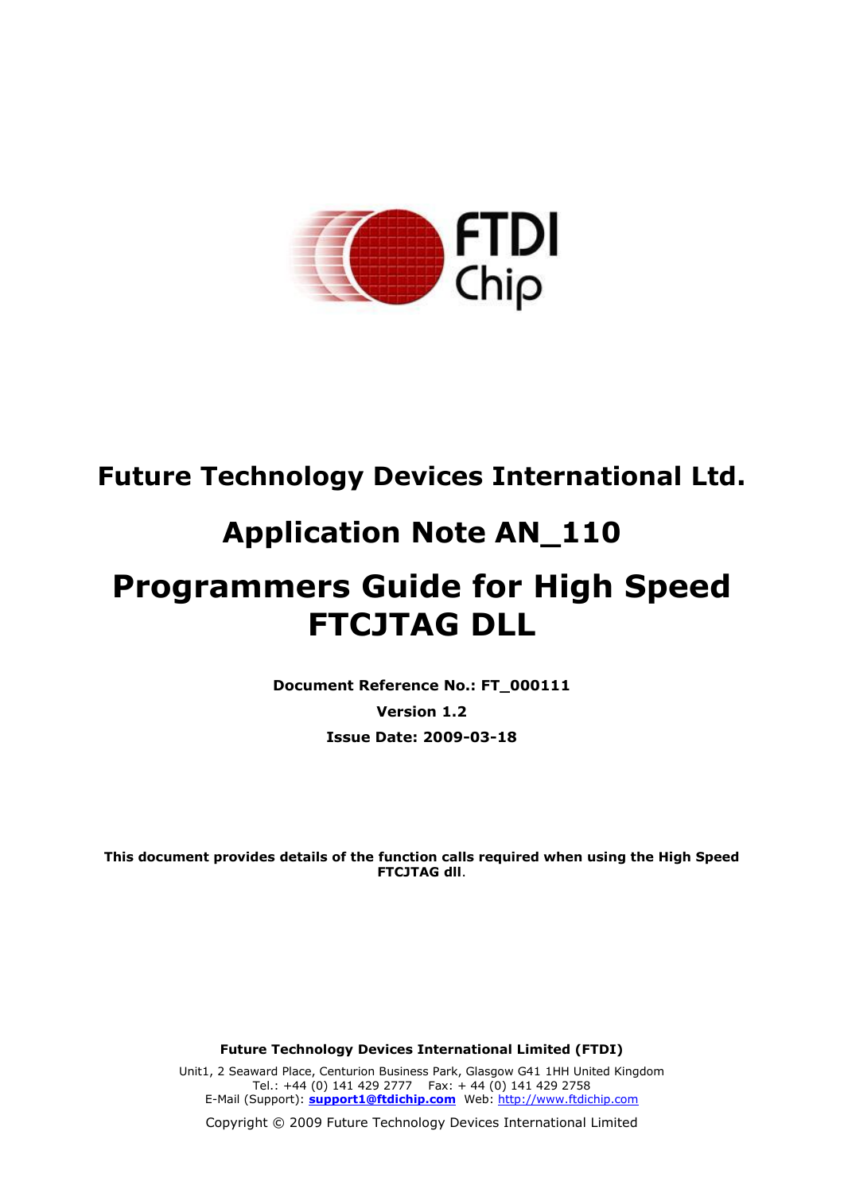# Future Technology Devices International Ltd.

# Application Note AN_110

# Programmers Guide for High Speed FTCJTAG DLL

**Document Reference No.: FT_000111**

**Version 1.2**

**Issue Date: 2009-03-18**

**This document provides details of the function calls required when using the High Speed FTCJTAG dll**.

**Future Technology Devices International Limited (FTDI)**

Unit1, 2 Seaward Place, Centurion Business Park, Glasgow G41 1HH United Kingdom
Tel.: +44 (0) 141 429 2777 Fax: + 44 (0) 141 429 2758
E-Mail (Support): **support1@ftdichip.com** Web: http://www.ftdichip.com

Copyright © 2009 Future Technology Devices International Limited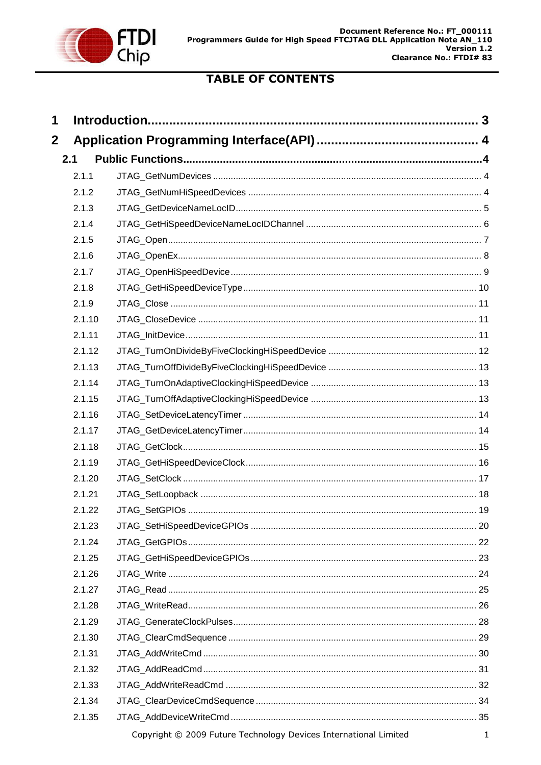# TABLE OF CONTENTS

**1 Introduction................................................................................ 3**

**2 Application Programming Interface(API) ........................................... 4**

**2.1 Public Functions...........................................................................4**

2.1.1 JTAG_GetNumDevices ........................................................................ 4

2.1.2 JTAG_GetNumHiSpeedDevices ........................................................... 4

2.1.3 JTAG_GetDeviceNameLocID ................................................................ 5

2.1.4 JTAG_GetHiSpeedDeviceNameLocIDChannel ......................................... 6

2.1.5 JTAG_Open ........................................................................................ 7

2.1.6 JTAG_OpenEx ..................................................................................... 8

2.1.7 JTAG_OpenHiSpeedDevice ................................................................... 9

2.1.8 JTAG_GetHiSpeedDeviceType ............................................................. 10

2.1.9 JTAG_Close ...................................................................................... 11

2.1.10 JTAG_CloseDevice ........................................................................... 11

2.1.11 JTAG_InitDevice .............................................................................. 11

2.1.12 JTAG_TurnOnDivideByFiveClockingHiSpeedDevice ............................... 12

2.1.13 JTAG_TurnOffDivideByFiveClockingHiSpeedDevice ............................... 13

2.1.14 JTAG_TurnOnAdaptiveClockingHiSpeedDevice ...................................... 13

2.1.15 JTAG_TurnOffAdaptiveClockingHiSpeedDevice ...................................... 13

2.1.16 JTAG_SetDeviceLatencyTimer ........................................................... 14

2.1.17 JTAG_GetDeviceLatencyTimer ........................................................... 14

2.1.18 JTAG_GetClock ................................................................................ 15

2.1.19 JTAG_GetHiSpeedDeviceClock ........................................................... 16

2.1.20 JTAG_SetClock ................................................................................ 17

2.1.21 JTAG_SetLoopback .......................................................................... 18

2.1.22 JTAG_SetGPIOs ............................................................................... 19

2.1.23 JTAG_SetHiSpeedDeviceGPIOs .......................................................... 20

2.1.24 JTAG_GetGPIOs ............................................................................... 22

2.1.25 JTAG_GetHiSpeedDeviceGPIOs .......................................................... 23

2.1.26 JTAG_Write ..................................................................................... 24

2.1.27 JTAG_Read ..................................................................................... 25

2.1.28 JTAG_WriteRead .............................................................................. 26

2.1.29 JTAG_GenerateClockPulses ............................................................... 28

2.1.30 JTAG_ClearCmdSequence ................................................................. 29

2.1.31 JTAG_AddWriteCmd ......................................................................... 30

2.1.32 JTAG_AddReadCmd ......................................................................... 31

2.1.33 JTAG_AddWriteReadCmd ................................................................. 32

2.1.34 JTAG_ClearDeviceCmdSequence ........................................................ 34

2.1.35 JTAG_AddDeviceWriteCmd ................................................................ 35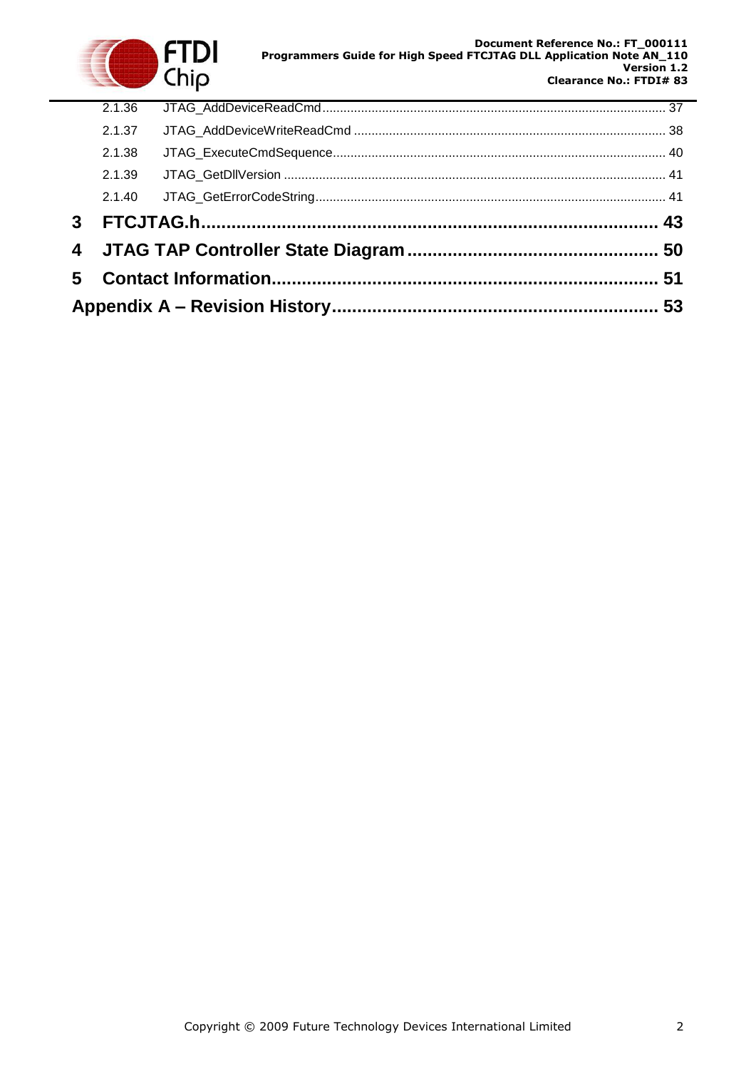2.1.36 JTAG_AddDeviceReadCmd ........................................................................................................ 37

2.1.37 JTAG_AddDeviceWriteReadCmd ................................................................................................ 38

2.1.38 JTAG_ExecuteCmdSequence ..................................................................................................... 40

2.1.39 JTAG_GetDllVersion .................................................................................................................. 41

2.1.40 JTAG_GetErrorCodeString .......................................................................................................... 41

**3 FTCJTAG.h ......................................................................................... 43**

**4 JTAG TAP Controller State Diagram ................................................. 50**

**5 Contact Information ........................................................................... 51**

**Appendix A – Revision History ................................................................ 53**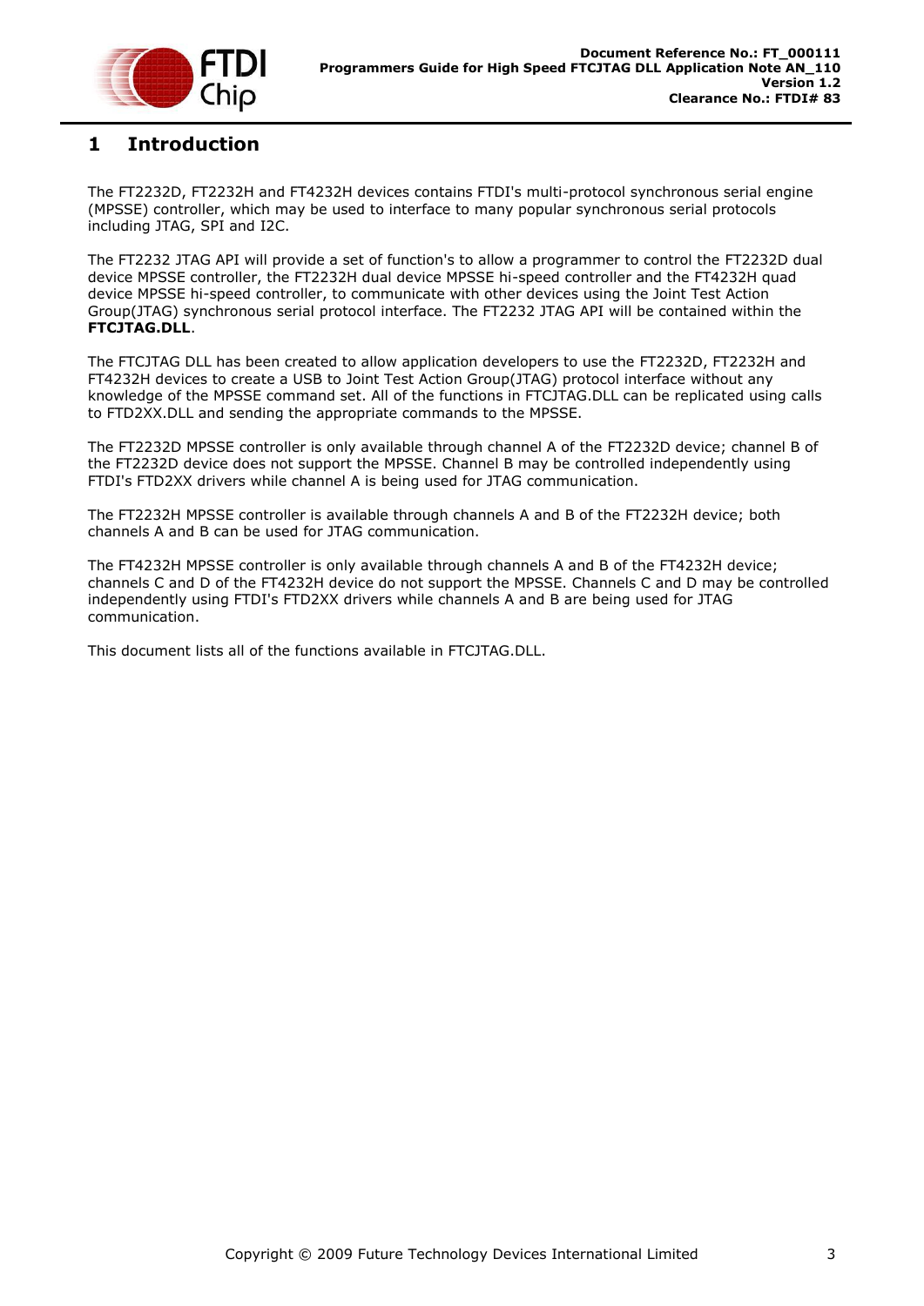# 1 Introduction

The FT2232D, FT2232H and FT4232H devices contains FTDI's multi-protocol synchronous serial engine (MPSSE) controller, which may be used to interface to many popular synchronous serial protocols including JTAG, SPI and I2C.

The FT2232 JTAG API will provide a set of function's to allow a programmer to control the FT2232D dual device MPSSE controller, the FT2232H dual device MPSSE hi-speed controller and the FT4232H quad device MPSSE hi-speed controller, to communicate with other devices using the Joint Test Action Group(JTAG) synchronous serial protocol interface. The FT2232 JTAG API will be contained within the **FTCJTAG.DLL**.

The FTCJTAG DLL has been created to allow application developers to use the FT2232D, FT2232H and FT4232H devices to create a USB to Joint Test Action Group(JTAG) protocol interface without any knowledge of the MPSSE command set. All of the functions in FTCJTAG.DLL can be replicated using calls to FTD2XX.DLL and sending the appropriate commands to the MPSSE.

The FT2232D MPSSE controller is only available through channel A of the FT2232D device; channel B of the FT2232D device does not support the MPSSE. Channel B may be controlled independently using FTDI's FTD2XX drivers while channel A is being used for JTAG communication.

The FT2232H MPSSE controller is available through channels A and B of the FT2232H device; both channels A and B can be used for JTAG communication.

The FT4232H MPSSE controller is only available through channels A and B of the FT4232H device; channels C and D of the FT4232H device do not support the MPSSE. Channels C and D may be controlled independently using FTDI's FTD2XX drivers while channels A and B are being used for JTAG communication.

This document lists all of the functions available in FTCJTAG.DLL.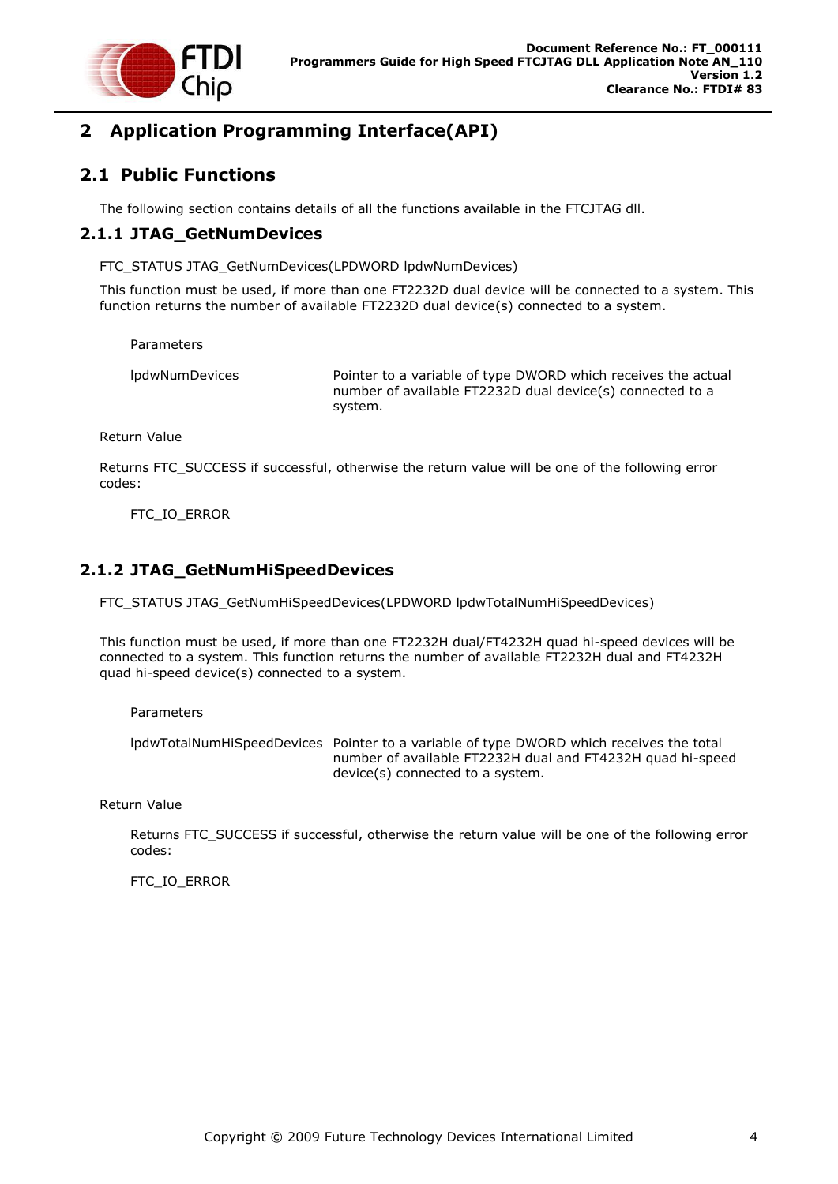# 2 Application Programming Interface(API)

## 2.1 Public Functions

The following section contains details of all the functions available in the FTCJTAG dll.

### 2.1.1 JTAG_GetNumDevices

FTC_STATUS JTAG_GetNumDevices(LPDWORD lpdwNumDevices)

This function must be used, if more than one FT2232D dual device will be connected to a system. This function returns the number of available FT2232D dual device(s) connected to a system.

Parameters

| | |
|---|---|
| lpdwNumDevices | Pointer to a variable of type DWORD which receives the actual number of available FT2232D dual device(s) connected to a system. |

Return Value

Returns FTC_SUCCESS if successful, otherwise the return value will be one of the following error codes:

FTC_IO_ERROR

### 2.1.2 JTAG_GetNumHiSpeedDevices

FTC_STATUS JTAG_GetNumHiSpeedDevices(LPDWORD lpdwTotalNumHiSpeedDevices)

This function must be used, if more than one FT2232H dual/FT4232H quad hi-speed devices will be connected to a system. This function returns the number of available FT2232H dual and FT4232H quad hi-speed device(s) connected to a system.

Parameters

| | |
|---|---|
| lpdwTotalNumHiSpeedDevices | Pointer to a variable of type DWORD which receives the total number of available FT2232H dual and FT4232H quad hi-speed device(s) connected to a system. |

Return Value

Returns FTC_SUCCESS if successful, otherwise the return value will be one of the following error codes:

FTC_IO_ERROR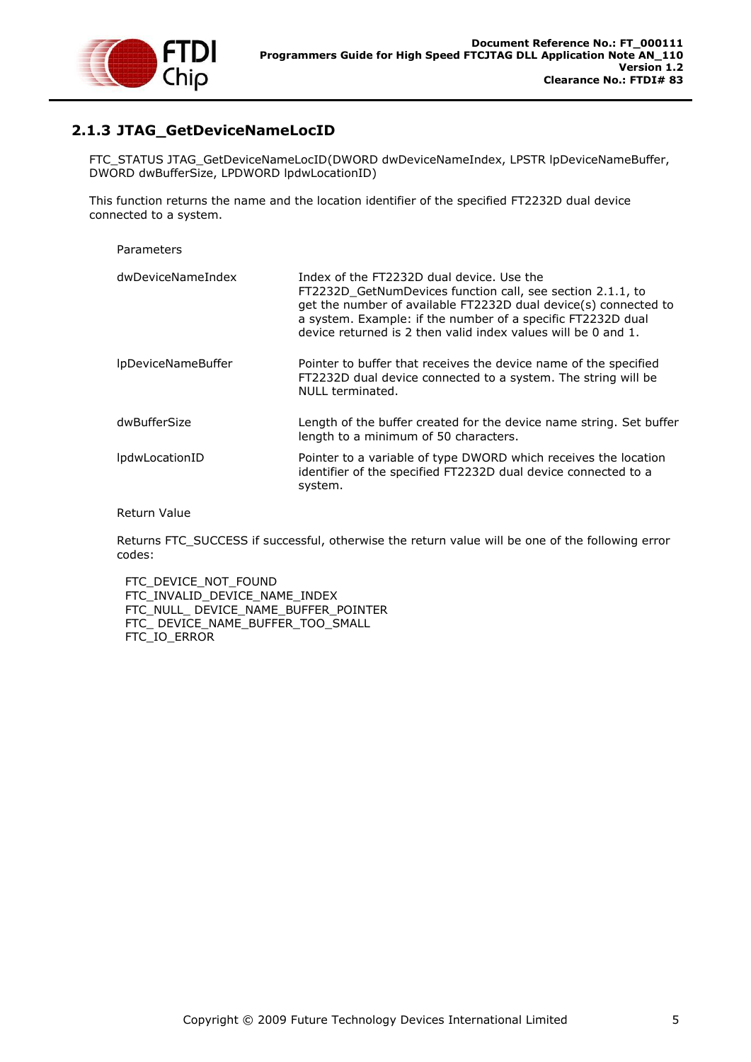### 2.1.3 JTAG_GetDeviceNameLocID

FTC_STATUS JTAG_GetDeviceNameLocID(DWORD dwDeviceNameIndex, LPSTR lpDeviceNameBuffer, DWORD dwBufferSize, LPDWORD lpdwLocationID)

This function returns the name and the location identifier of the specified FT2232D dual device connected to a system.

Parameters

| | |
|---|---|
| dwDeviceNameIndex | Index of the FT2232D dual device. Use the FT2232D_GetNumDevices function call, see section 2.1.1, to get the number of available FT2232D dual device(s) connected to a system. Example: if the number of a specific FT2232D dual device returned is 2 then valid index values will be 0 and 1. |
| lpDeviceNameBuffer | Pointer to buffer that receives the device name of the specified FT2232D dual device connected to a system. The string will be NULL terminated. |
| dwBufferSize | Length of the buffer created for the device name string. Set buffer length to a minimum of 50 characters. |
| lpdwLocationID | Pointer to a variable of type DWORD which receives the location identifier of the specified FT2232D dual device connected to a system. |

Return Value

Returns FTC_SUCCESS if successful, otherwise the return value will be one of the following error codes:

FTC_DEVICE_NOT_FOUND
FTC_INVALID_DEVICE_NAME_INDEX
FTC_NULL_ DEVICE_NAME_BUFFER_POINTER
FTC_ DEVICE_NAME_BUFFER_TOO_SMALL
FTC_IO_ERROR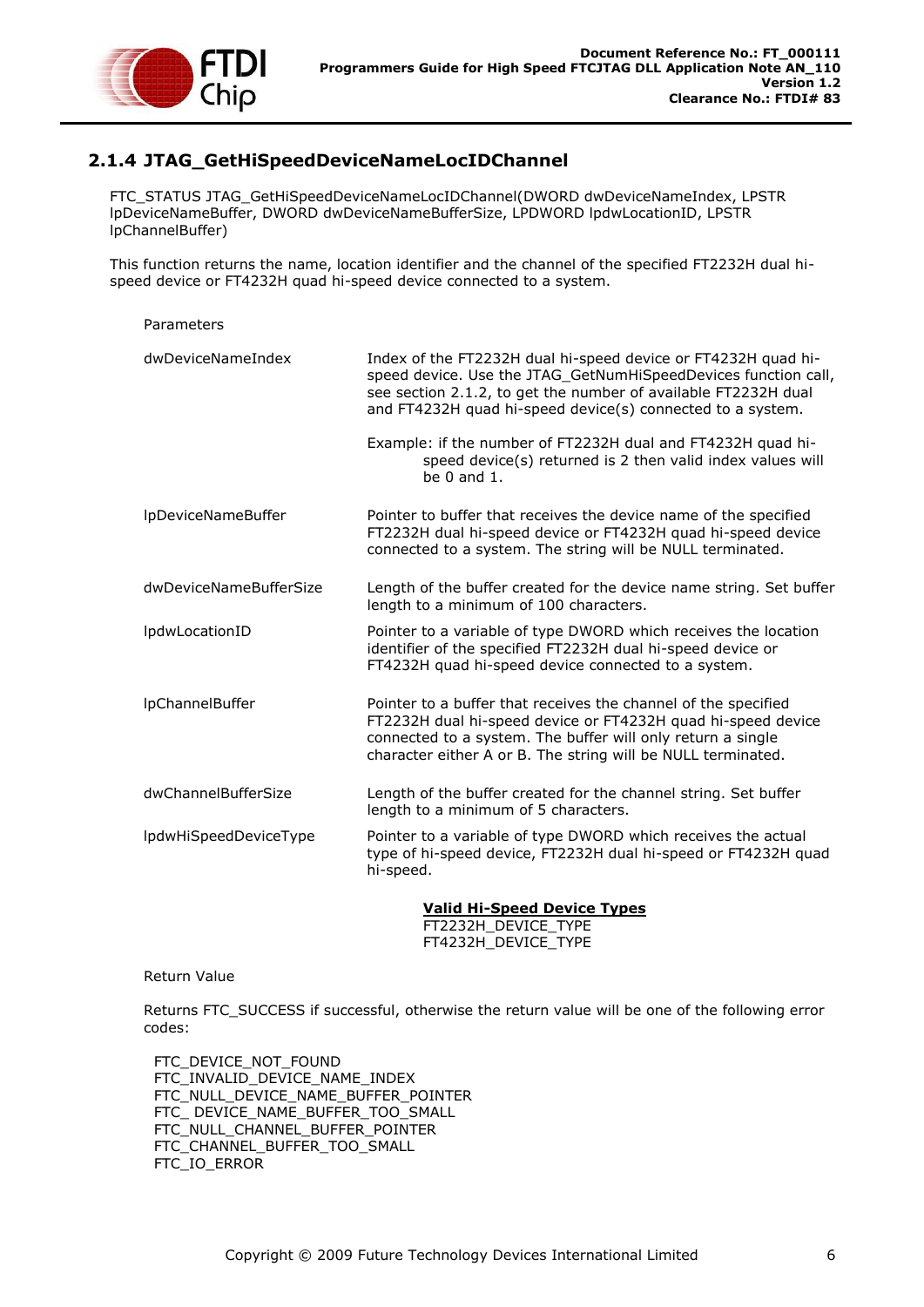### 2.1.4 JTAG_GetHiSpeedDeviceNameLocIDChannel

FTC_STATUS JTAG_GetHiSpeedDeviceNameLocIDChannel(DWORD dwDeviceNameIndex, LPSTR lpDeviceNameBuffer, DWORD dwDeviceNameBufferSize, LPDWORD lpdwLocationID, LPSTR lpChannelBuffer)

This function returns the name, location identifier and the channel of the specified FT2232H dual hi-speed device or FT4232H quad hi-speed device connected to a system.

Parameters

| | |
|---|---|
| dwDeviceNameIndex | Index of the FT2232H dual hi-speed device or FT4232H quad hi-speed device. Use the JTAG_GetNumHiSpeedDevices function call, see section 2.1.2, to get the number of available FT2232H dual and FT4232H quad hi-speed device(s) connected to a system.<br><br>Example: if the number of FT2232H dual and FT4232H quad hi-speed device(s) returned is 2 then valid index values will be 0 and 1. |
| lpDeviceNameBuffer | Pointer to buffer that receives the device name of the specified FT2232H dual hi-speed device or FT4232H quad hi-speed device connected to a system. The string will be NULL terminated. |
| dwDeviceNameBufferSize | Length of the buffer created for the device name string. Set buffer length to a minimum of 100 characters. |
| lpdwLocationID | Pointer to a variable of type DWORD which receives the location identifier of the specified FT2232H dual hi-speed device or FT4232H quad hi-speed device connected to a system. |
| lpChannelBuffer | Pointer to a buffer that receives the channel of the specified FT2232H dual hi-speed device or FT4232H quad hi-speed device connected to a system. The buffer will only return a single character either A or B. The string will be NULL terminated. |
| dwChannelBufferSize | Length of the buffer created for the channel string. Set buffer length to a minimum of 5 characters. |
| lpdwHiSpeedDeviceType | Pointer to a variable of type DWORD which receives the actual type of hi-speed device, FT2232H dual hi-speed or FT4232H quad hi-speed.<br><br>**<u>Valid Hi-Speed Device Types</u>**<br>FT2232H_DEVICE_TYPE<br>FT4232H_DEVICE_TYPE |

Return Value

Returns FTC_SUCCESS if successful, otherwise the return value will be one of the following error codes:

FTC_DEVICE_NOT_FOUND
FTC_INVALID_DEVICE_NAME_INDEX
FTC_NULL_DEVICE_NAME_BUFFER_POINTER
FTC_ DEVICE_NAME_BUFFER_TOO_SMALL
FTC_NULL_CHANNEL_BUFFER_POINTER
FTC_CHANNEL_BUFFER_TOO_SMALL
FTC_IO_ERROR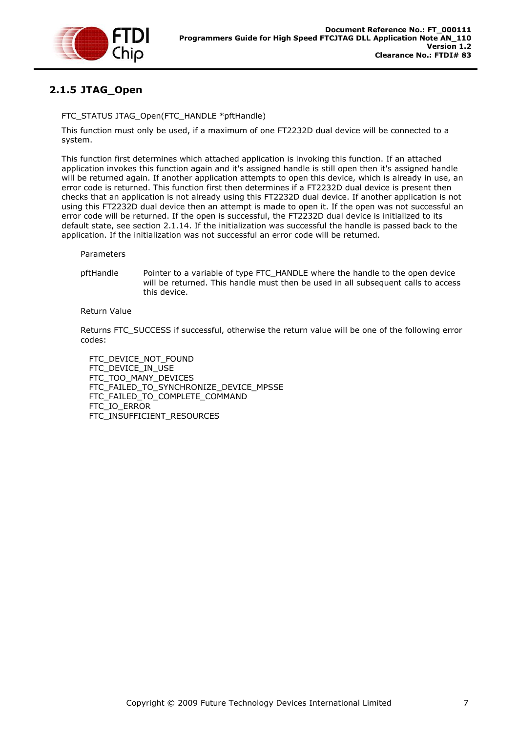### 2.1.5 JTAG_Open

FTC_STATUS JTAG_Open(FTC_HANDLE *pftHandle)

This function must only be used, if a maximum of one FT2232D dual device will be connected to a system.

This function first determines which attached application is invoking this function. If an attached application invokes this function again and it's assigned handle is still open then it's assigned handle will be returned again. If another application attempts to open this device, which is already in use, an error code is returned. This function first then determines if a FT2232D dual device is present then checks that an application is not already using this FT2232D dual device. If another application is not using this FT2232D dual device then an attempt is made to open it. If the open was not successful an error code will be returned. If the open is successful, the FT2232D dual device is initialized to its default state, see section 2.1.14. If the initialization was successful the handle is passed back to the application. If the initialization was not successful an error code will be returned.

Parameters

pftHandle — Pointer to a variable of type FTC_HANDLE where the handle to the open device will be returned. This handle must then be used in all subsequent calls to access this device.

Return Value

Returns FTC_SUCCESS if successful, otherwise the return value will be one of the following error codes:

FTC_DEVICE_NOT_FOUND
FTC_DEVICE_IN_USE
FTC_TOO_MANY_DEVICES
FTC_FAILED_TO_SYNCHRONIZE_DEVICE_MPSSE
FTC_FAILED_TO_COMPLETE_COMMAND
FTC_IO_ERROR
FTC_INSUFFICIENT_RESOURCES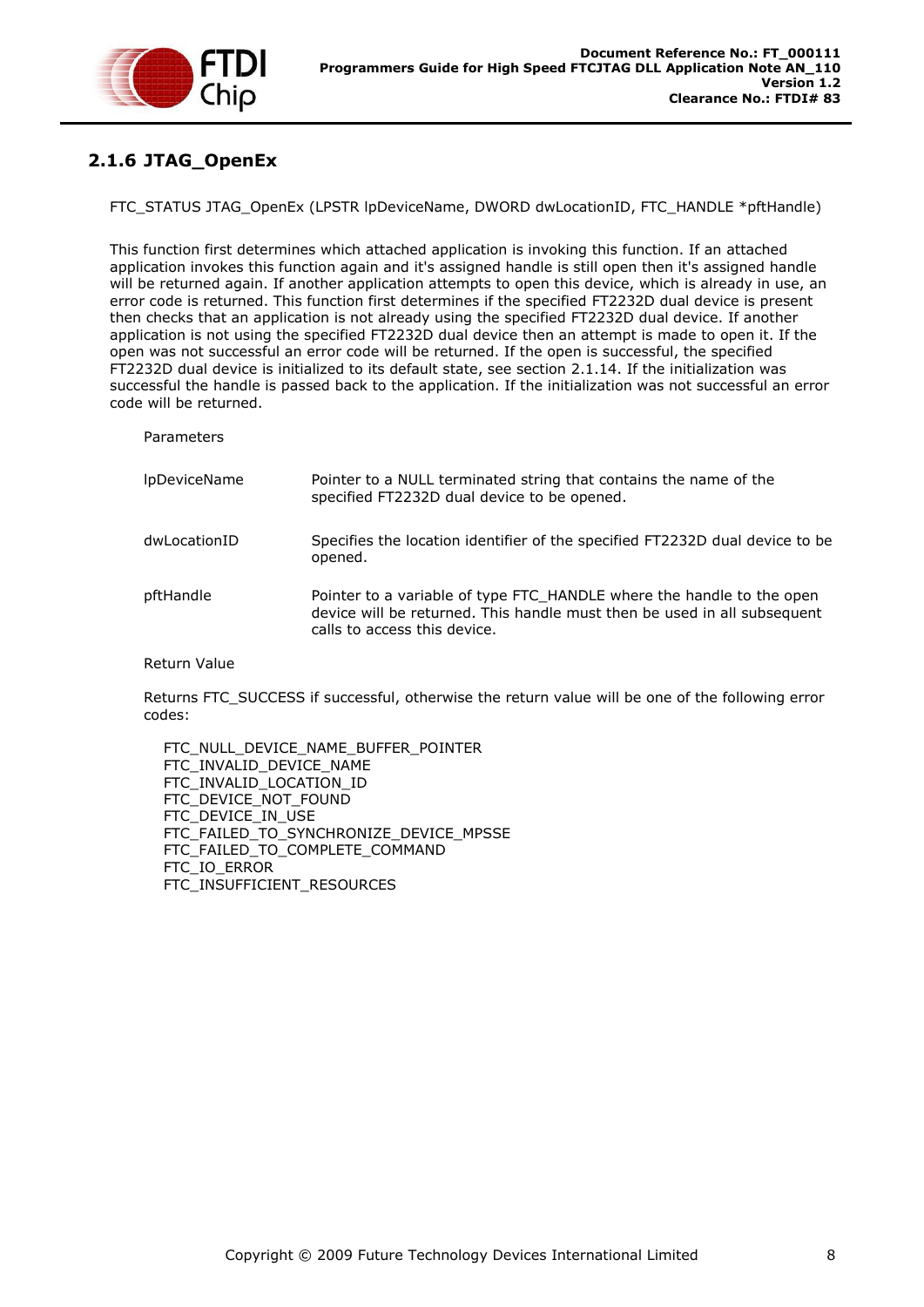### 2.1.6 JTAG_OpenEx

FTC_STATUS JTAG_OpenEx (LPSTR lpDeviceName, DWORD dwLocationID, FTC_HANDLE *pftHandle)

This function first determines which attached application is invoking this function. If an attached application invokes this function again and it's assigned handle is still open then it's assigned handle will be returned again. If another application attempts to open this device, which is already in use, an error code is returned. This function first determines if the specified FT2232D dual device is present then checks that an application is not already using the specified FT2232D dual device. If another application is not using the specified FT2232D dual device then an attempt is made to open it. If the open was not successful an error code will be returned. If the open is successful, the specified FT2232D dual device is initialized to its default state, see section 2.1.14. If the initialization was successful the handle is passed back to the application. If the initialization was not successful an error code will be returned.

Parameters

| | |
|---|---|
| lpDeviceName | Pointer to a NULL terminated string that contains the name of the specified FT2232D dual device to be opened. |
| dwLocationID | Specifies the location identifier of the specified FT2232D dual device to be opened. |
| pftHandle | Pointer to a variable of type FTC_HANDLE where the handle to the open device will be returned. This handle must then be used in all subsequent calls to access this device. |

Return Value

Returns FTC_SUCCESS if successful, otherwise the return value will be one of the following error codes:

FTC_NULL_DEVICE_NAME_BUFFER_POINTER
FTC_INVALID_DEVICE_NAME
FTC_INVALID_LOCATION_ID
FTC_DEVICE_NOT_FOUND
FTC_DEVICE_IN_USE
FTC_FAILED_TO_SYNCHRONIZE_DEVICE_MPSSE
FTC_FAILED_TO_COMPLETE_COMMAND
FTC_IO_ERROR
FTC_INSUFFICIENT_RESOURCES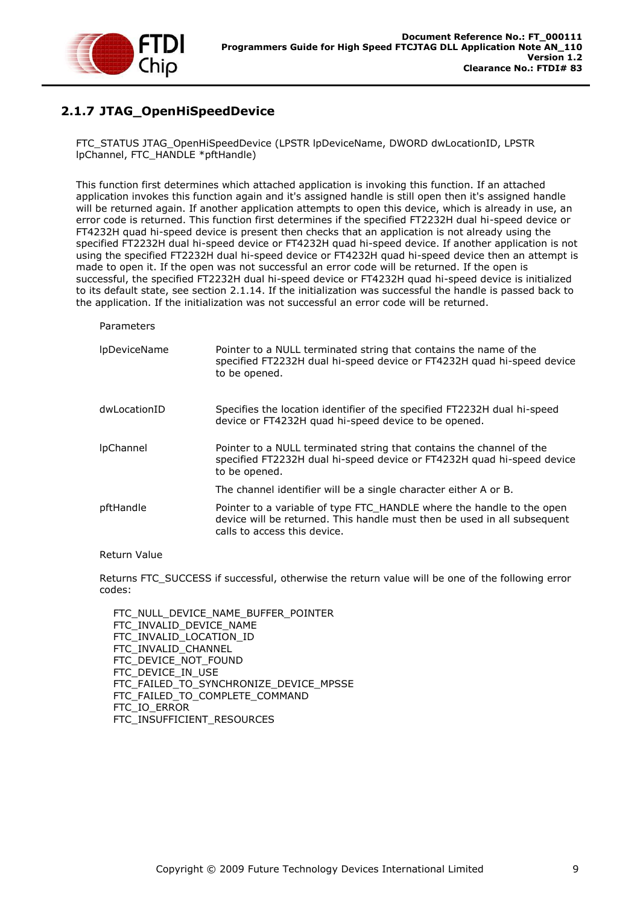### 2.1.7 JTAG_OpenHiSpeedDevice

FTC_STATUS JTAG_OpenHiSpeedDevice (LPSTR lpDeviceName, DWORD dwLocationID, LPSTR lpChannel, FTC_HANDLE *pftHandle)

This function first determines which attached application is invoking this function. If an attached application invokes this function again and it's assigned handle is still open then it's assigned handle will be returned again. If another application attempts to open this device, which is already in use, an error code is returned. This function first determines if the specified FT2232H dual hi-speed device or FT4232H quad hi-speed device is present then checks that an application is not already using the specified FT2232H dual hi-speed device or FT4232H quad hi-speed device. If another application is not using the specified FT2232H dual hi-speed device or FT4232H quad hi-speed device then an attempt is made to open it. If the open was not successful an error code will be returned. If the open is successful, the specified FT2232H dual hi-speed device or FT4232H quad hi-speed device is initialized to its default state, see section 2.1.14. If the initialization was successful the handle is passed back to the application. If the initialization was not successful an error code will be returned.

Parameters

| | |
|---|---|
| lpDeviceName | Pointer to a NULL terminated string that contains the name of the specified FT2232H dual hi-speed device or FT4232H quad hi-speed device to be opened. |
| dwLocationID | Specifies the location identifier of the specified FT2232H dual hi-speed device or FT4232H quad hi-speed device to be opened. |
| lpChannel | Pointer to a NULL terminated string that contains the channel of the specified FT2232H dual hi-speed device or FT4232H quad hi-speed device to be opened.<br><br>The channel identifier will be a single character either A or B. |
| pftHandle | Pointer to a variable of type FTC_HANDLE where the handle to the open device will be returned. This handle must then be used in all subsequent calls to access this device. |

Return Value

Returns FTC_SUCCESS if successful, otherwise the return value will be one of the following error codes:

FTC_NULL_DEVICE_NAME_BUFFER_POINTER
FTC_INVALID_DEVICE_NAME
FTC_INVALID_LOCATION_ID
FTC_INVALID_CHANNEL
FTC_DEVICE_NOT_FOUND
FTC_DEVICE_IN_USE
FTC_FAILED_TO_SYNCHRONIZE_DEVICE_MPSSE
FTC_FAILED_TO_COMPLETE_COMMAND
FTC_IO_ERROR
FTC_INSUFFICIENT_RESOURCES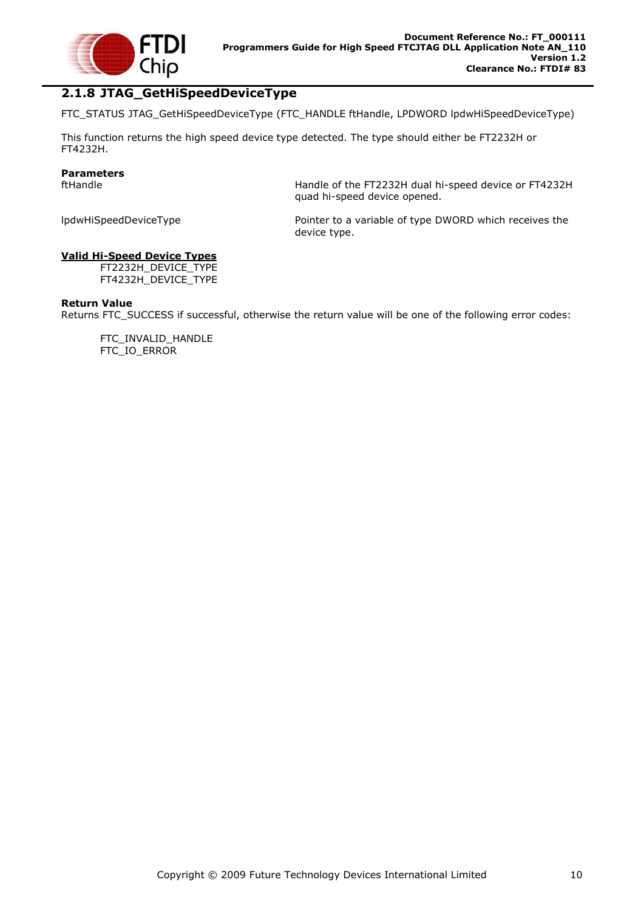### 2.1.8 JTAG_GetHiSpeedDeviceType

FTC_STATUS JTAG_GetHiSpeedDeviceType (FTC_HANDLE ftHandle, LPDWORD lpdwHiSpeedDeviceType)

This function returns the high speed device type detected. The type should either be FT2232H or FT4232H.

**Parameters**

| | |
|---|---|
| ftHandle | Handle of the FT2232H dual hi-speed device or FT4232H quad hi-speed device opened. |
| lpdwHiSpeedDeviceType | Pointer to a variable of type DWORD which receives the device type. |

**Valid Hi-Speed Device Types**

FT2232H_DEVICE_TYPE
FT4232H_DEVICE_TYPE

**Return Value**

Returns FTC_SUCCESS if successful, otherwise the return value will be one of the following error codes:

FTC_INVALID_HANDLE
FTC_IO_ERROR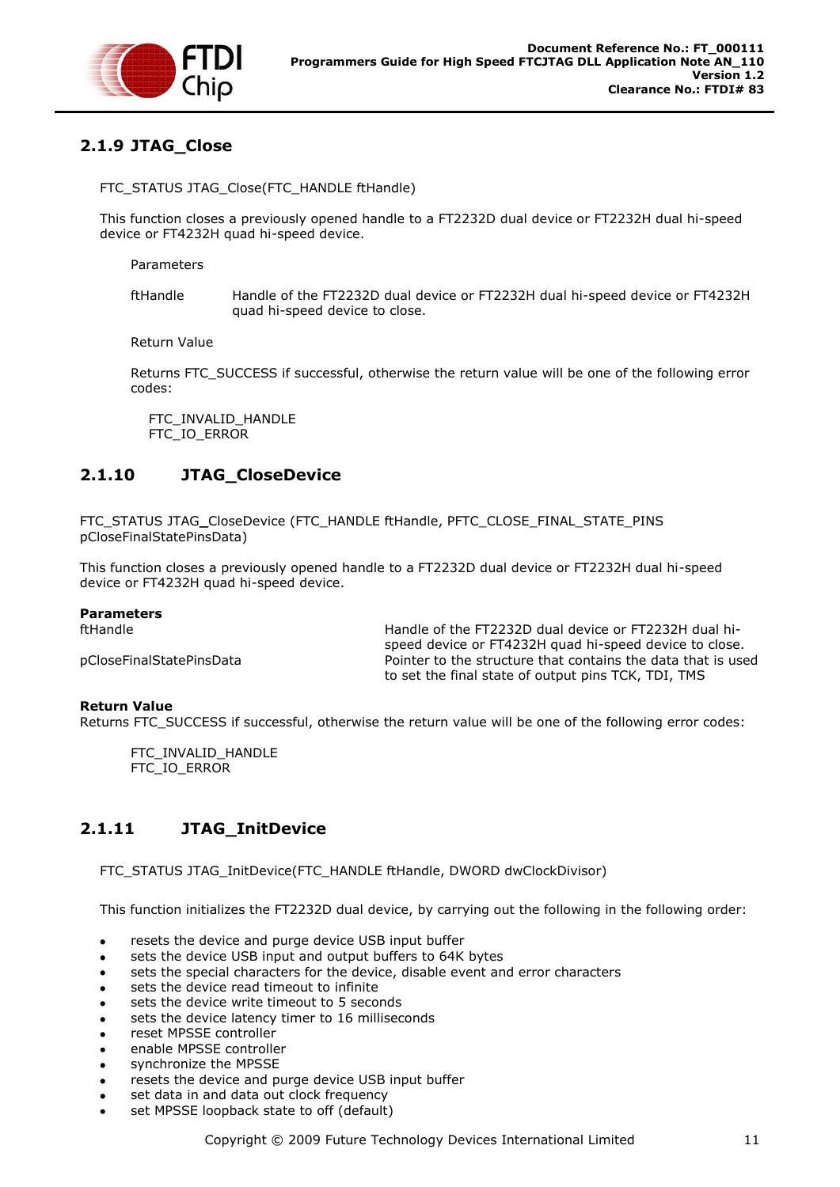### 2.1.9 JTAG_Close

FTC_STATUS JTAG_Close(FTC_HANDLE ftHandle)

This function closes a previously opened handle to a FT2232D dual device or FT2232H dual hi-speed device or FT4232H quad hi-speed device.

Parameters

ftHandle Handle of the FT2232D dual device or FT2232H dual hi-speed device or FT4232H quad hi-speed device to close.

Return Value

Returns FTC_SUCCESS if successful, otherwise the return value will be one of the following error codes:

FTC_INVALID_HANDLE
FTC_IO_ERROR

### 2.1.10 JTAG_CloseDevice

FTC_STATUS JTAG_CloseDevice (FTC_HANDLE ftHandle, PFTC_CLOSE_FINAL_STATE_PINS pCloseFinalStatePinsData)

This function closes a previously opened handle to a FT2232D dual device or FT2232H dual hi-speed device or FT4232H quad hi-speed device.

**Parameters**

ftHandle Handle of the FT2232D dual device or FT2232H dual hi-speed device or FT4232H quad hi-speed device to close.

pCloseFinalStatePinsData Pointer to the structure that contains the data that is used to set the final state of output pins TCK, TDI, TMS

**Return Value**

Returns FTC_SUCCESS if successful, otherwise the return value will be one of the following error codes:

FTC_INVALID_HANDLE
FTC_IO_ERROR

### 2.1.11 JTAG_InitDevice

FTC_STATUS JTAG_InitDevice(FTC_HANDLE ftHandle, DWORD dwClockDivisor)

This function initializes the FT2232D dual device, by carrying out the following in the following order:

- resets the device and purge device USB input buffer
- sets the device USB input and output buffers to 64K bytes
- sets the special characters for the device, disable event and error characters
- sets the device read timeout to infinite
- sets the device write timeout to 5 seconds
- sets the device latency timer to 16 milliseconds
- reset MPSSE controller
- enable MPSSE controller
- synchronize the MPSSE
- resets the device and purge device USB input buffer
- set data in and data out clock frequency
- set MPSSE loopback state to off (default)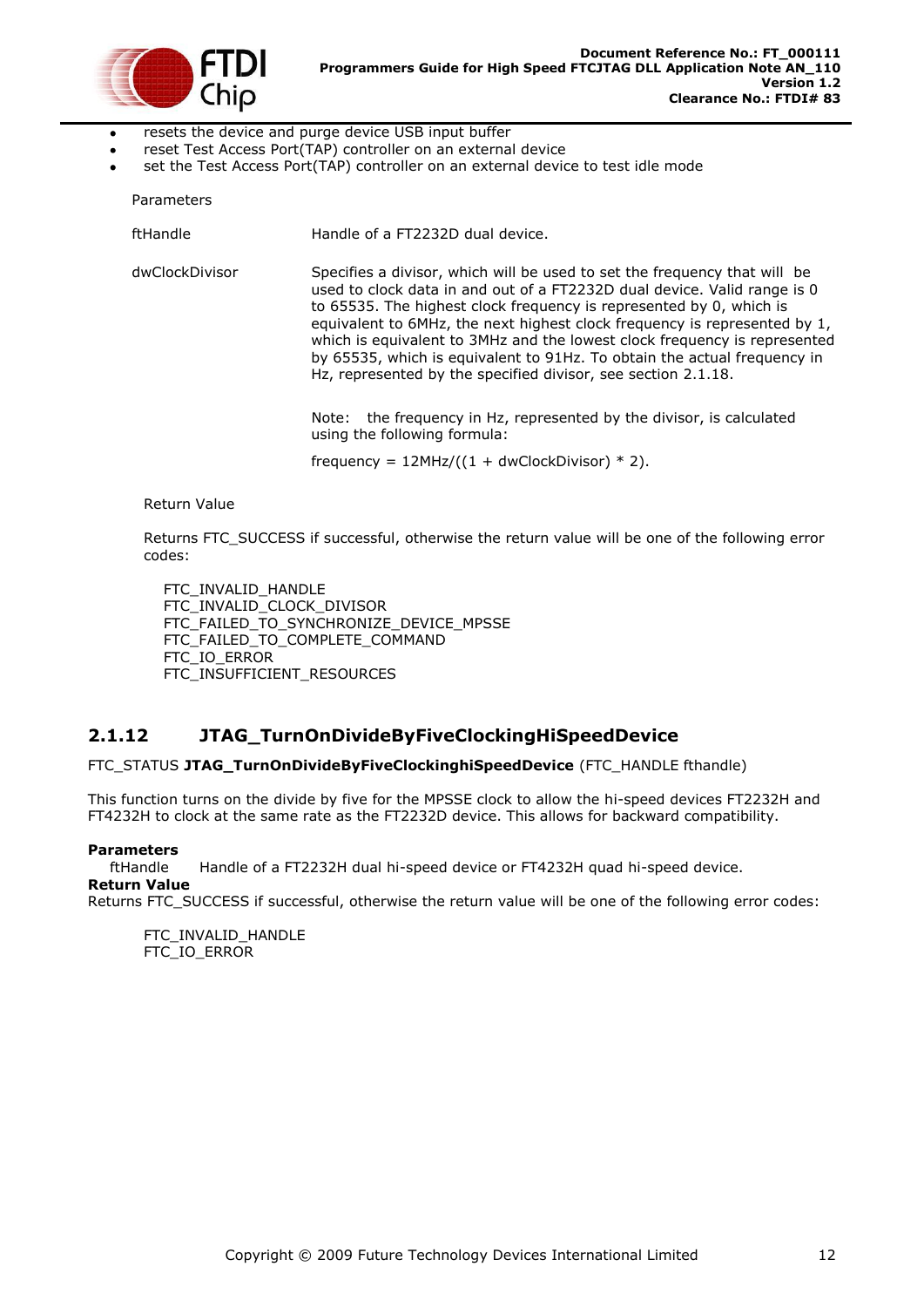- resets the device and purge device USB input buffer
- reset Test Access Port(TAP) controller on an external device
- set the Test Access Port(TAP) controller on an external device to test idle mode

Parameters

| | |
|---|---|
| ftHandle | Handle of a FT2232D dual device. |
| dwClockDivisor | Specifies a divisor, which will be used to set the frequency that will be used to clock data in and out of a FT2232D dual device. Valid range is 0 to 65535. The highest clock frequency is represented by 0, which is equivalent to 6MHz, the next highest clock frequency is represented by 1, which is equivalent to 3MHz and the lowest clock frequency is represented by 65535, which is equivalent to 91Hz. To obtain the actual frequency in Hz, represented by the specified divisor, see section 2.1.18. |

Note: the frequency in Hz, represented by the divisor, is calculated using the following formula:

frequency = 12MHz/((1 + dwClockDivisor) * 2).

Return Value

Returns FTC_SUCCESS if successful, otherwise the return value will be one of the following error codes:

FTC_INVALID_HANDLE
FTC_INVALID_CLOCK_DIVISOR
FTC_FAILED_TO_SYNCHRONIZE_DEVICE_MPSSE
FTC_FAILED_TO_COMPLETE_COMMAND
FTC_IO_ERROR
FTC_INSUFFICIENT_RESOURCES

### 2.1.12 JTAG_TurnOnDivideByFiveClockingHiSpeedDevice

FTC_STATUS **JTAG_TurnOnDivideByFiveClockinghiSpeedDevice** (FTC_HANDLE fthandle)

This function turns on the divide by five for the MPSSE clock to allow the hi-speed devices FT2232H and FT4232H to clock at the same rate as the FT2232D device. This allows for backward compatibility.

**Parameters**

ftHandle Handle of a FT2232H dual hi-speed device or FT4232H quad hi-speed device.

**Return Value**

Returns FTC_SUCCESS if successful, otherwise the return value will be one of the following error codes:

FTC_INVALID_HANDLE
FTC_IO_ERROR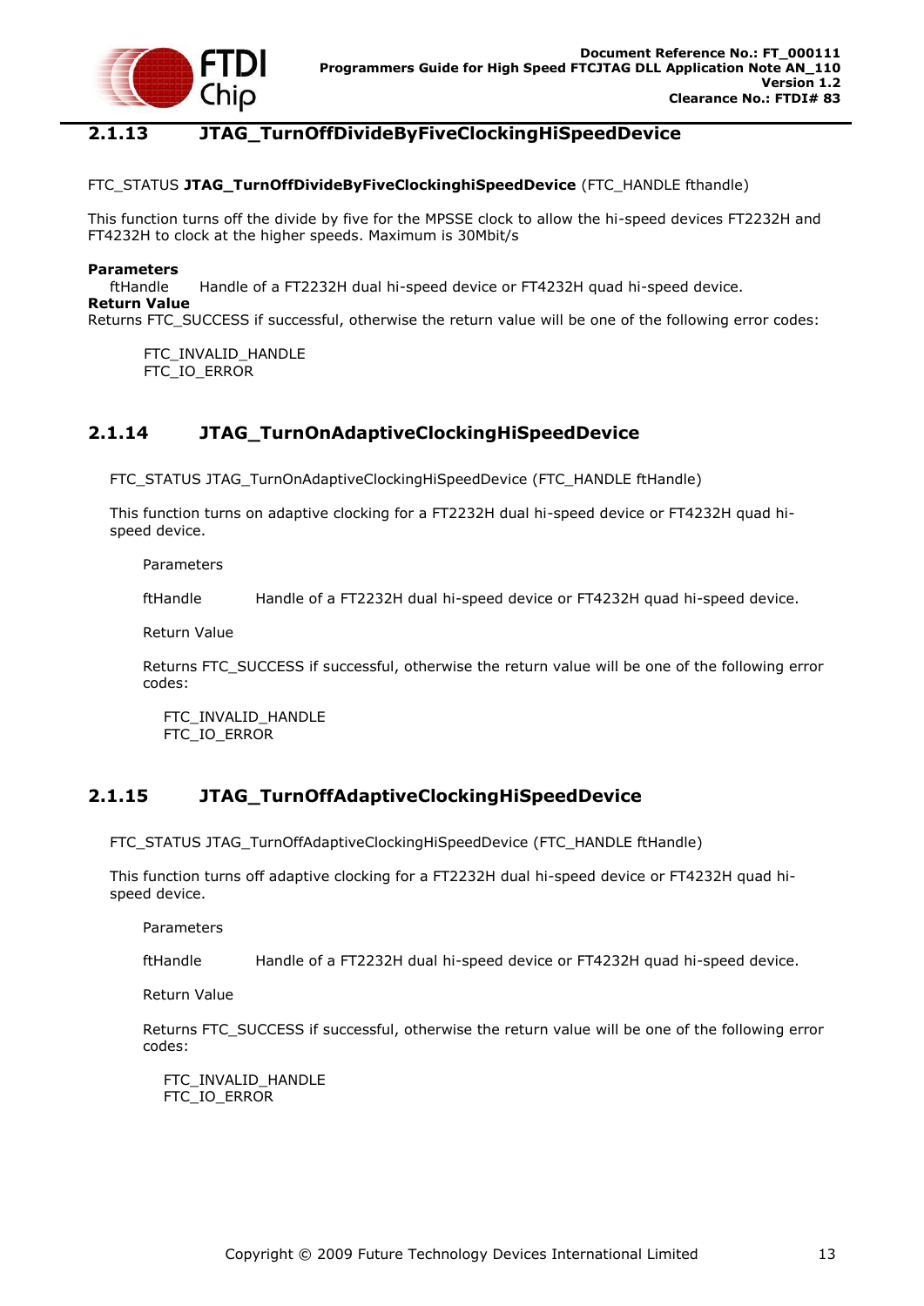### 2.1.13 JTAG_TurnOffDivideByFiveClockingHiSpeedDevice

FTC_STATUS **JTAG_TurnOffDivideByFiveClockinghiSpeedDevice** (FTC_HANDLE fthandle)

This function turns off the divide by five for the MPSSE clock to allow the hi-speed devices FT2232H and FT4232H to clock at the higher speeds. Maximum is 30Mbit/s

**Parameters**

ftHandle  Handle of a FT2232H dual hi-speed device or FT4232H quad hi-speed device.

**Return Value**

Returns FTC_SUCCESS if successful, otherwise the return value will be one of the following error codes:

FTC_INVALID_HANDLE
FTC_IO_ERROR

### 2.1.14 JTAG_TurnOnAdaptiveClockingHiSpeedDevice

FTC_STATUS JTAG_TurnOnAdaptiveClockingHiSpeedDevice (FTC_HANDLE ftHandle)

This function turns on adaptive clocking for a FT2232H dual hi-speed device or FT4232H quad hi-speed device.

Parameters

ftHandle  Handle of a FT2232H dual hi-speed device or FT4232H quad hi-speed device.

Return Value

Returns FTC_SUCCESS if successful, otherwise the return value will be one of the following error codes:

FTC_INVALID_HANDLE
FTC_IO_ERROR

### 2.1.15 JTAG_TurnOffAdaptiveClockingHiSpeedDevice

FTC_STATUS JTAG_TurnOffAdaptiveClockingHiSpeedDevice (FTC_HANDLE ftHandle)

This function turns off adaptive clocking for a FT2232H dual hi-speed device or FT4232H quad hi-speed device.

Parameters

ftHandle  Handle of a FT2232H dual hi-speed device or FT4232H quad hi-speed device.

Return Value

Returns FTC_SUCCESS if successful, otherwise the return value will be one of the following error codes:

FTC_INVALID_HANDLE
FTC_IO_ERROR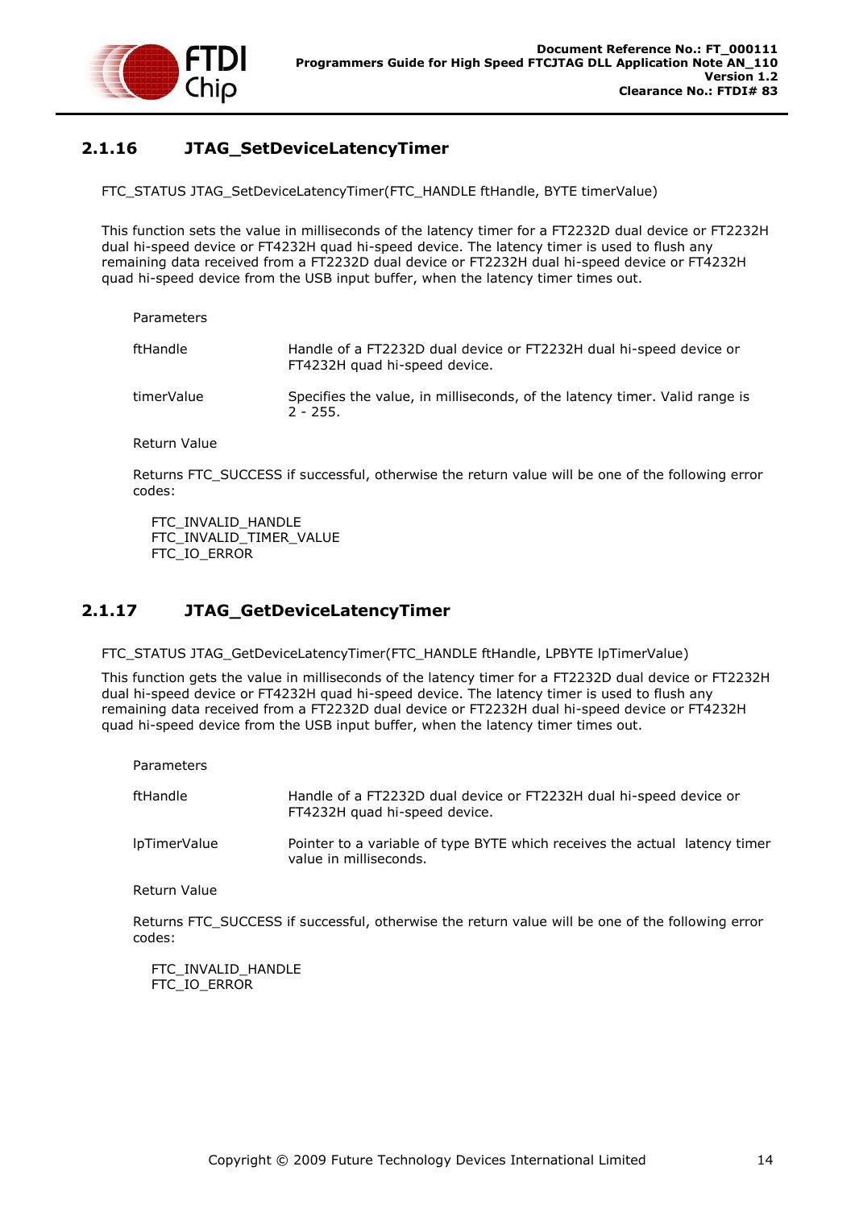### 2.1.16 JTAG_SetDeviceLatencyTimer

```
FTC_STATUS JTAG_SetDeviceLatencyTimer(FTC_HANDLE ftHandle, BYTE timerValue)
```

This function sets the value in milliseconds of the latency timer for a FT2232D dual device or FT2232H dual hi-speed device or FT4232H quad hi-speed device. The latency timer is used to flush any remaining data received from a FT2232D dual device or FT2232H dual hi-speed device or FT4232H quad hi-speed device from the USB input buffer, when the latency timer times out.

Parameters

| | |
|---|---|
| ftHandle | Handle of a FT2232D dual device or FT2232H dual hi-speed device or FT4232H quad hi-speed device. |
| timerValue | Specifies the value, in milliseconds, of the latency timer. Valid range is 2 - 255. |

Return Value

Returns FTC_SUCCESS if successful, otherwise the return value will be one of the following error codes:

FTC_INVALID_HANDLE
FTC_INVALID_TIMER_VALUE
FTC_IO_ERROR

### 2.1.17 JTAG_GetDeviceLatencyTimer

```
FTC_STATUS JTAG_GetDeviceLatencyTimer(FTC_HANDLE ftHandle, LPBYTE lpTimerValue)
```

This function gets the value in milliseconds of the latency timer for a FT2232D dual device or FT2232H dual hi-speed device or FT4232H quad hi-speed device. The latency timer is used to flush any remaining data received from a FT2232D dual device or FT2232H dual hi-speed device or FT4232H quad hi-speed device from the USB input buffer, when the latency timer times out.

Parameters

| | |
|---|---|
| ftHandle | Handle of a FT2232D dual device or FT2232H dual hi-speed device or FT4232H quad hi-speed device. |
| lpTimerValue | Pointer to a variable of type BYTE which receives the actual latency timer value in milliseconds. |

Return Value

Returns FTC_SUCCESS if successful, otherwise the return value will be one of the following error codes:

FTC_INVALID_HANDLE
FTC_IO_ERROR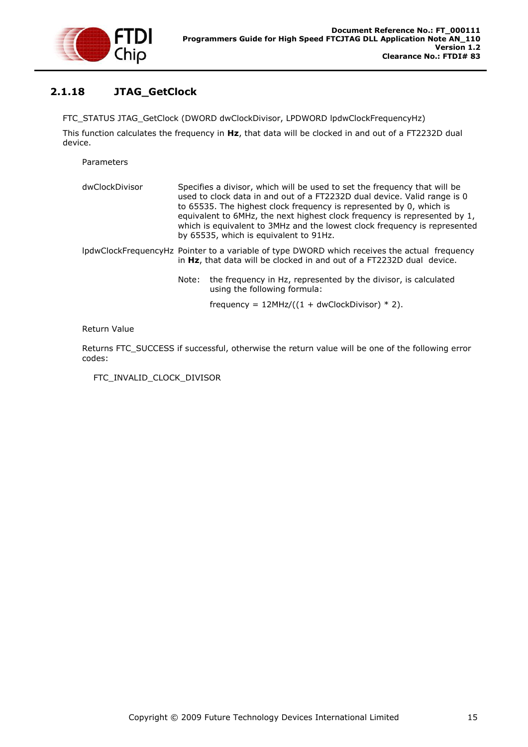### 2.1.18 JTAG_GetClock

FTC_STATUS JTAG_GetClock (DWORD dwClockDivisor, LPDWORD lpdwClockFrequencyHz)

This function calculates the frequency in **Hz**, that data will be clocked in and out of a FT2232D dual device.

Parameters

| | |
|---|---|
| dwClockDivisor | Specifies a divisor, which will be used to set the frequency that will be used to clock data in and out of a FT2232D dual device. Valid range is 0 to 65535. The highest clock frequency is represented by 0, which is equivalent to 6MHz, the next highest clock frequency is represented by 1, which is equivalent to 3MHz and the lowest clock frequency is represented by 65535, which is equivalent to 91Hz. |
| lpdwClockFrequencyHz | Pointer to a variable of type DWORD which receives the actual frequency in **Hz**, that data will be clocked in and out of a FT2232D dual device. |

Note: the frequency in Hz, represented by the divisor, is calculated using the following formula:

frequency = 12MHz/((1 + dwClockDivisor) * 2).

Return Value

Returns FTC_SUCCESS if successful, otherwise the return value will be one of the following error codes:

FTC_INVALID_CLOCK_DIVISOR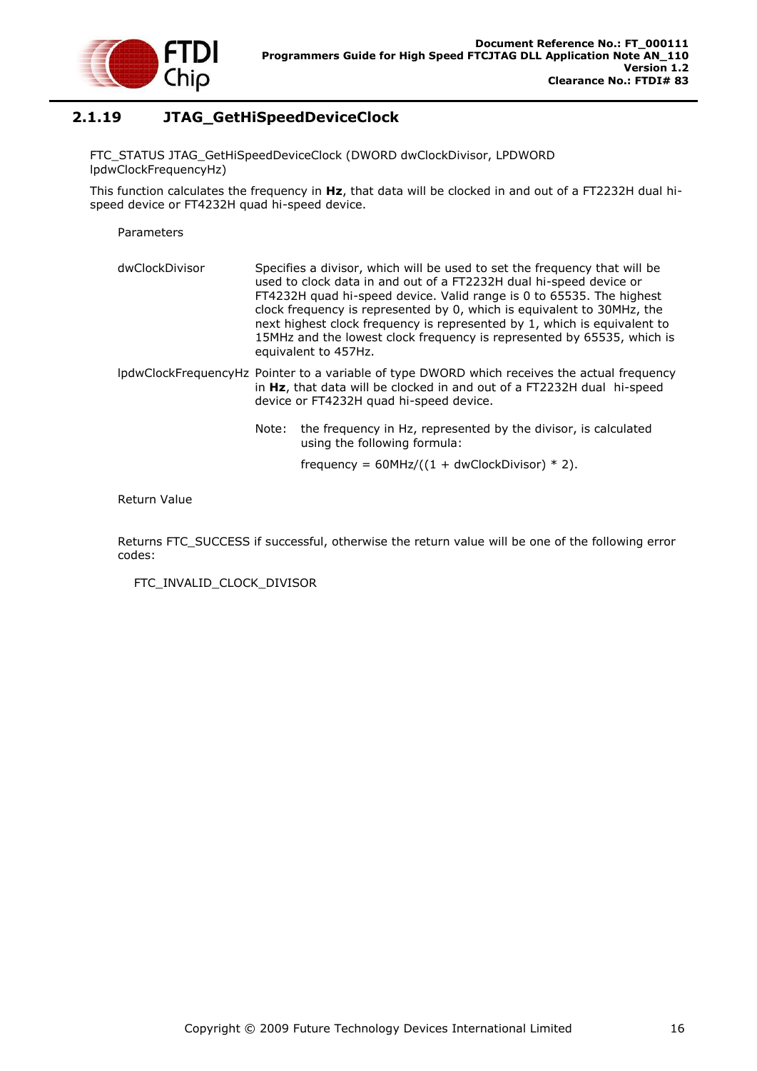### 2.1.19 JTAG_GetHiSpeedDeviceClock

FTC_STATUS JTAG_GetHiSpeedDeviceClock (DWORD dwClockDivisor, LPDWORD lpdwClockFrequencyHz)

This function calculates the frequency in **Hz**, that data will be clocked in and out of a FT2232H dual hi-speed device or FT4232H quad hi-speed device.

Parameters

| | |
|---|---|
| dwClockDivisor | Specifies a divisor, which will be used to set the frequency that will be used to clock data in and out of a FT2232H dual hi-speed device or FT4232H quad hi-speed device. Valid range is 0 to 65535. The highest clock frequency is represented by 0, which is equivalent to 30MHz, the next highest clock frequency is represented by 1, which is equivalent to 15MHz and the lowest clock frequency is represented by 65535, which is equivalent to 457Hz. |
| lpdwClockFrequencyHz | Pointer to a variable of type DWORD which receives the actual frequency in **Hz**, that data will be clocked in and out of a FT2232H dual hi-speed device or FT4232H quad hi-speed device. |

Note: the frequency in Hz, represented by the divisor, is calculated using the following formula:

frequency = 60MHz/((1 + dwClockDivisor) * 2).

Return Value

Returns FTC_SUCCESS if successful, otherwise the return value will be one of the following error codes:

FTC_INVALID_CLOCK_DIVISOR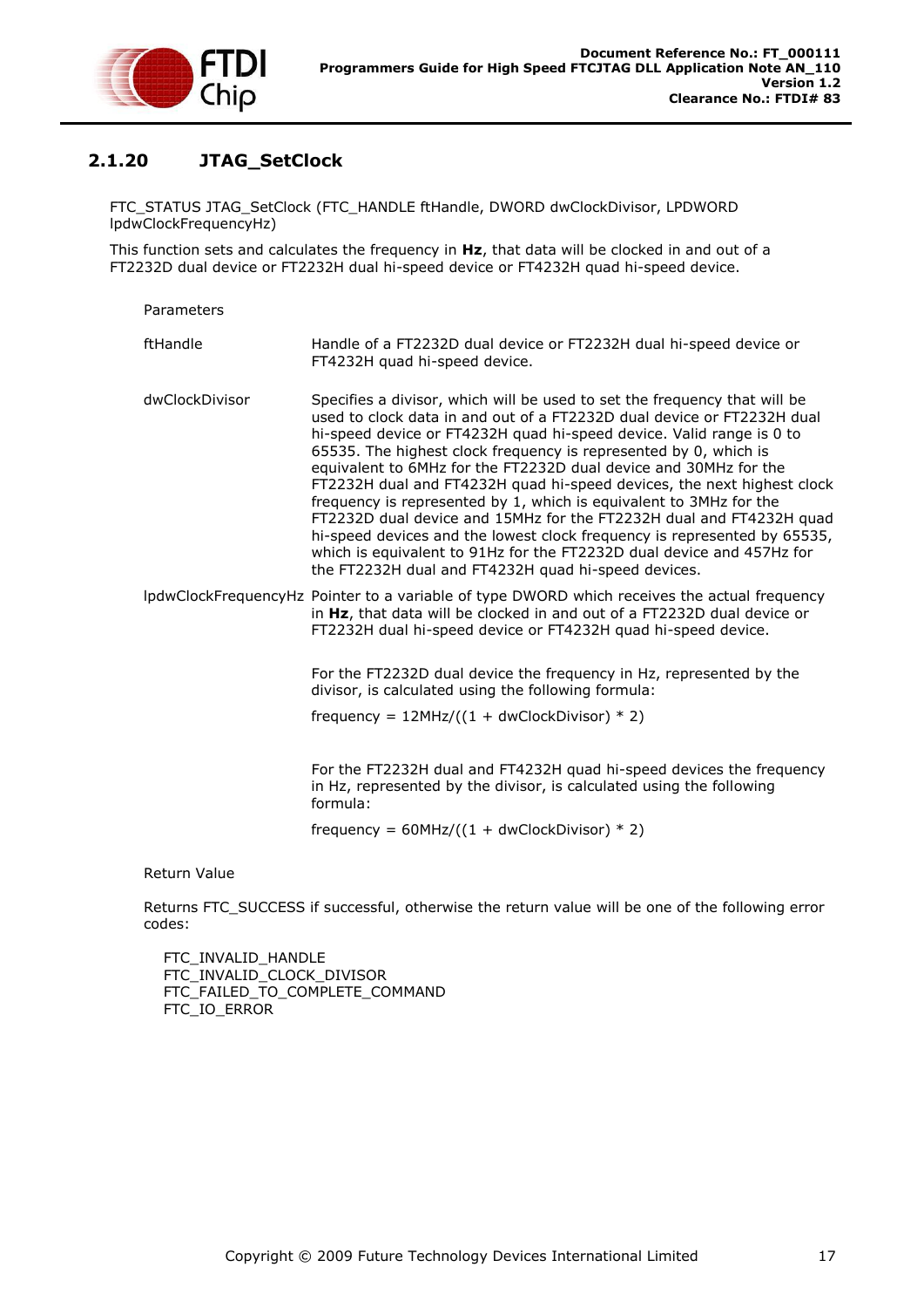### 2.1.20 JTAG_SetClock

FTC_STATUS JTAG_SetClock (FTC_HANDLE ftHandle, DWORD dwClockDivisor, LPDWORD lpdwClockFrequencyHz)

This function sets and calculates the frequency in **Hz**, that data will be clocked in and out of a FT2232D dual device or FT2232H dual hi-speed device or FT4232H quad hi-speed device.

Parameters

| | |
|---|---|
| ftHandle | Handle of a FT2232D dual device or FT2232H dual hi-speed device or FT4232H quad hi-speed device. |
| dwClockDivisor | Specifies a divisor, which will be used to set the frequency that will be used to clock data in and out of a FT2232D dual device or FT2232H dual hi-speed device or FT4232H quad hi-speed device. Valid range is 0 to 65535. The highest clock frequency is represented by 0, which is equivalent to 6MHz for the FT2232D dual device and 30MHz for the FT2232H dual and FT4232H quad hi-speed devices, the next highest clock frequency is represented by 1, which is equivalent to 3MHz for the FT2232D dual device and 15MHz for the FT2232H dual and FT4232H quad hi-speed devices and the lowest clock frequency is represented by 65535, which is equivalent to 91Hz for the FT2232D dual device and 457Hz for the FT2232H dual and FT4232H quad hi-speed devices. |
| lpdwClockFrequencyHz | Pointer to a variable of type DWORD which receives the actual frequency in **Hz**, that data will be clocked in and out of a FT2232D dual device or FT2232H dual hi-speed device or FT4232H quad hi-speed device. |

For the FT2232D dual device the frequency in Hz, represented by the divisor, is calculated using the following formula:

frequency = 12MHz/((1 + dwClockDivisor) * 2)

For the FT2232H dual and FT4232H quad hi-speed devices the frequency in Hz, represented by the divisor, is calculated using the following formula:

frequency = 60MHz/((1 + dwClockDivisor) * 2)

Return Value

Returns FTC_SUCCESS if successful, otherwise the return value will be one of the following error codes:

FTC_INVALID_HANDLE
FTC_INVALID_CLOCK_DIVISOR
FTC_FAILED_TO_COMPLETE_COMMAND
FTC_IO_ERROR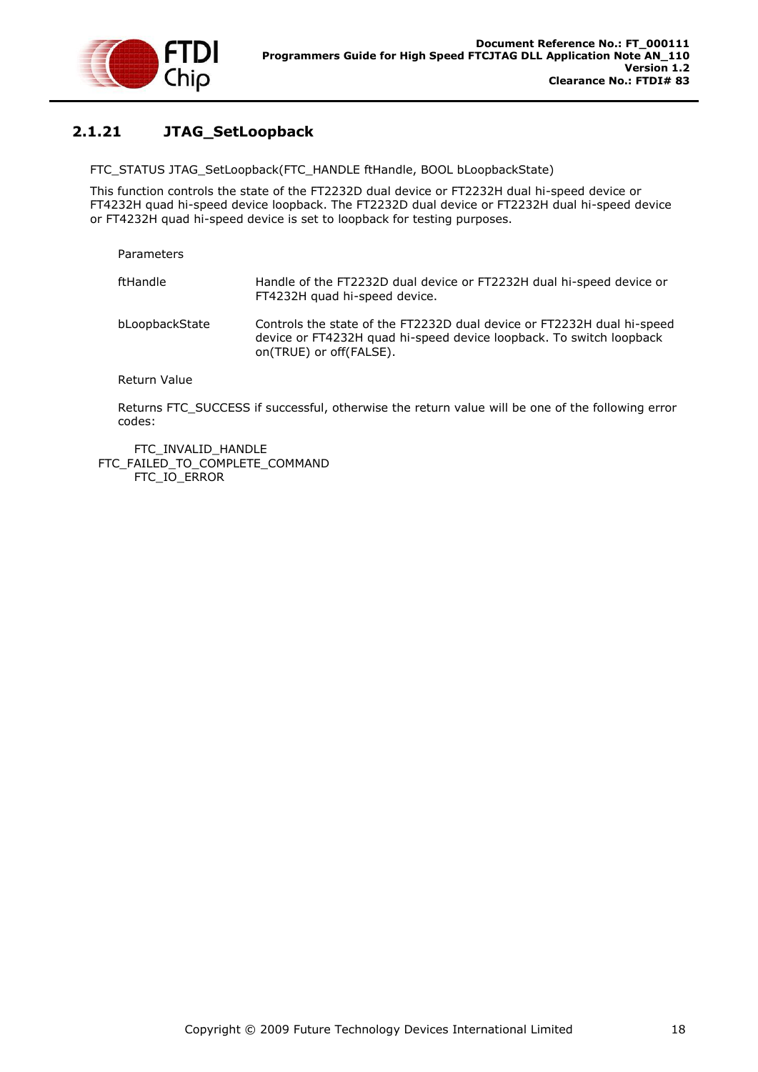### 2.1.21 JTAG_SetLoopback

FTC_STATUS JTAG_SetLoopback(FTC_HANDLE ftHandle, BOOL bLoopbackState)

This function controls the state of the FT2232D dual device or FT2232H dual hi-speed device or FT4232H quad hi-speed device loopback. The FT2232D dual device or FT2232H dual hi-speed device or FT4232H quad hi-speed device is set to loopback for testing purposes.

Parameters

| | |
|---|---|
| ftHandle | Handle of the FT2232D dual device or FT2232H dual hi-speed device or FT4232H quad hi-speed device. |
| bLoopbackState | Controls the state of the FT2232D dual device or FT2232H dual hi-speed device or FT4232H quad hi-speed device loopback. To switch loopback on(TRUE) or off(FALSE). |

Return Value

Returns FTC_SUCCESS if successful, otherwise the return value will be one of the following error codes:

FTC_INVALID_HANDLE
FTC_FAILED_TO_COMPLETE_COMMAND
FTC_IO_ERROR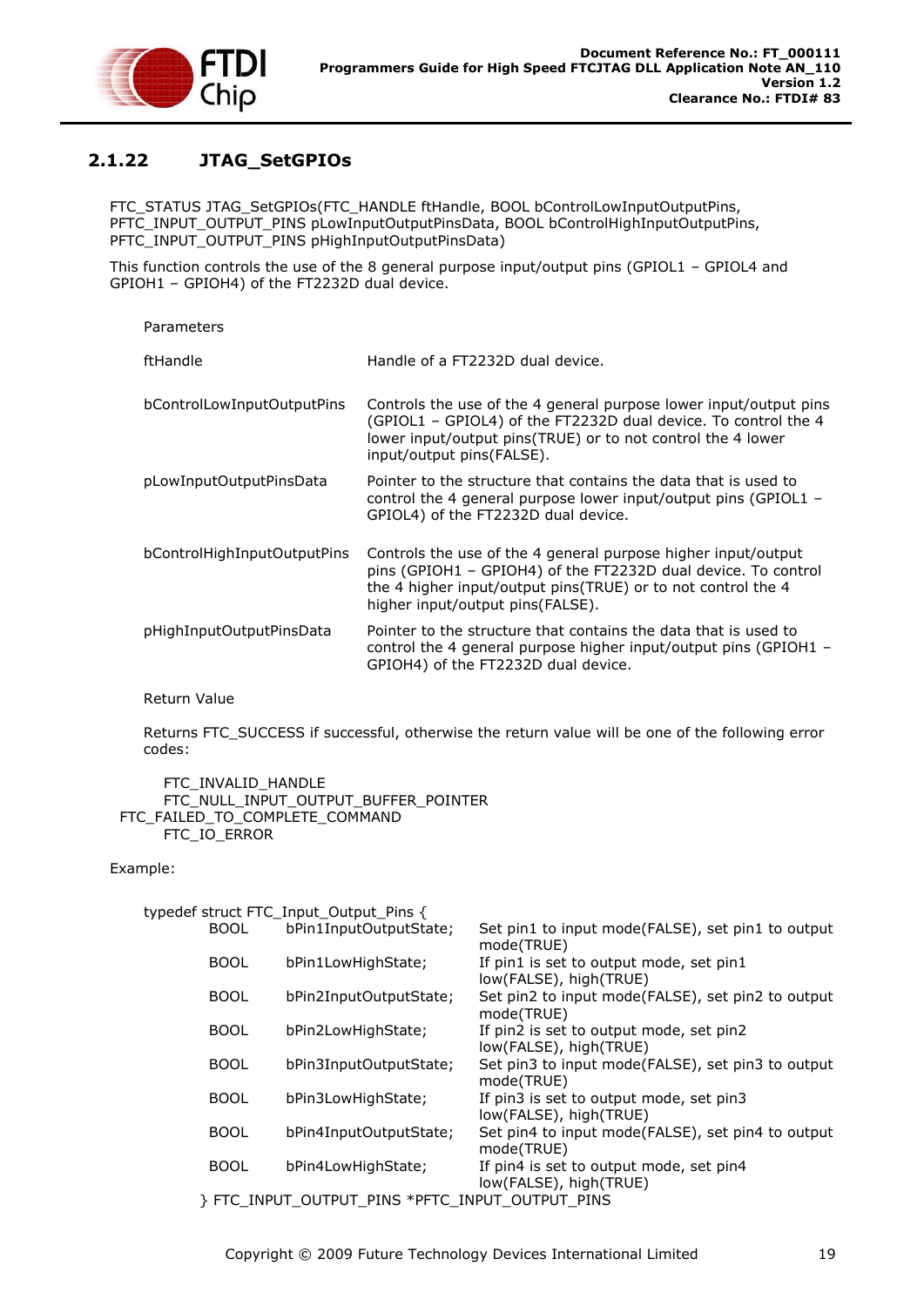### 2.1.22 JTAG_SetGPIOs

FTC_STATUS JTAG_SetGPIOs(FTC_HANDLE ftHandle, BOOL bControlLowInputOutputPins, PFTC_INPUT_OUTPUT_PINS pLowInputOutputPinsData, BOOL bControlHighInputOutputPins, PFTC_INPUT_OUTPUT_PINS pHighInputOutputPinsData)

This function controls the use of the 8 general purpose input/output pins (GPIOL1 – GPIOL4 and GPIOH1 – GPIOH4) of the FT2232D dual device.

Parameters

| | |
|---|---|
| ftHandle | Handle of a FT2232D dual device. |
| bControlLowInputOutputPins | Controls the use of the 4 general purpose lower input/output pins (GPIOL1 – GPIOL4) of the FT2232D dual device. To control the 4 lower input/output pins(TRUE) or to not control the 4 lower input/output pins(FALSE). |
| pLowInputOutputPinsData | Pointer to the structure that contains the data that is used to control the 4 general purpose lower input/output pins (GPIOL1 – GPIOL4) of the FT2232D dual device. |
| bControlHighInputOutputPins | Controls the use of the 4 general purpose higher input/output pins (GPIOH1 – GPIOH4) of the FT2232D dual device. To control the 4 higher input/output pins(TRUE) or to not control the 4 higher input/output pins(FALSE). |
| pHighInputOutputPinsData | Pointer to the structure that contains the data that is used to control the 4 general purpose higher input/output pins (GPIOH1 – GPIOH4) of the FT2232D dual device. |

Return Value

Returns FTC_SUCCESS if successful, otherwise the return value will be one of the following error codes:

FTC_INVALID_HANDLE
FTC_NULL_INPUT_OUTPUT_BUFFER_POINTER
FTC_FAILED_TO_COMPLETE_COMMAND
FTC_IO_ERROR

Example:

```
typedef struct FTC_Input_Output_Pins {
    BOOL    bPin1InputOutputState;   Set pin1 to input mode(FALSE), set pin1 to output mode(TRUE)
    BOOL    bPin1LowHighState;       If pin1 is set to output mode, set pin1 low(FALSE), high(TRUE)
    BOOL    bPin2InputOutputState;   Set pin2 to input mode(FALSE), set pin2 to output mode(TRUE)
    BOOL    bPin2LowHighState;       If pin2 is set to output mode, set pin2 low(FALSE), high(TRUE)
    BOOL    bPin3InputOutputState;   Set pin3 to input mode(FALSE), set pin3 to output mode(TRUE)
    BOOL    bPin3LowHighState;       If pin3 is set to output mode, set pin3 low(FALSE), high(TRUE)
    BOOL    bPin4InputOutputState;   Set pin4 to input mode(FALSE), set pin4 to output mode(TRUE)
    BOOL    bPin4LowHighState;       If pin4 is set to output mode, set pin4 low(FALSE), high(TRUE)
} FTC_INPUT_OUTPUT_PINS *PFTC_INPUT_OUTPUT_PINS
```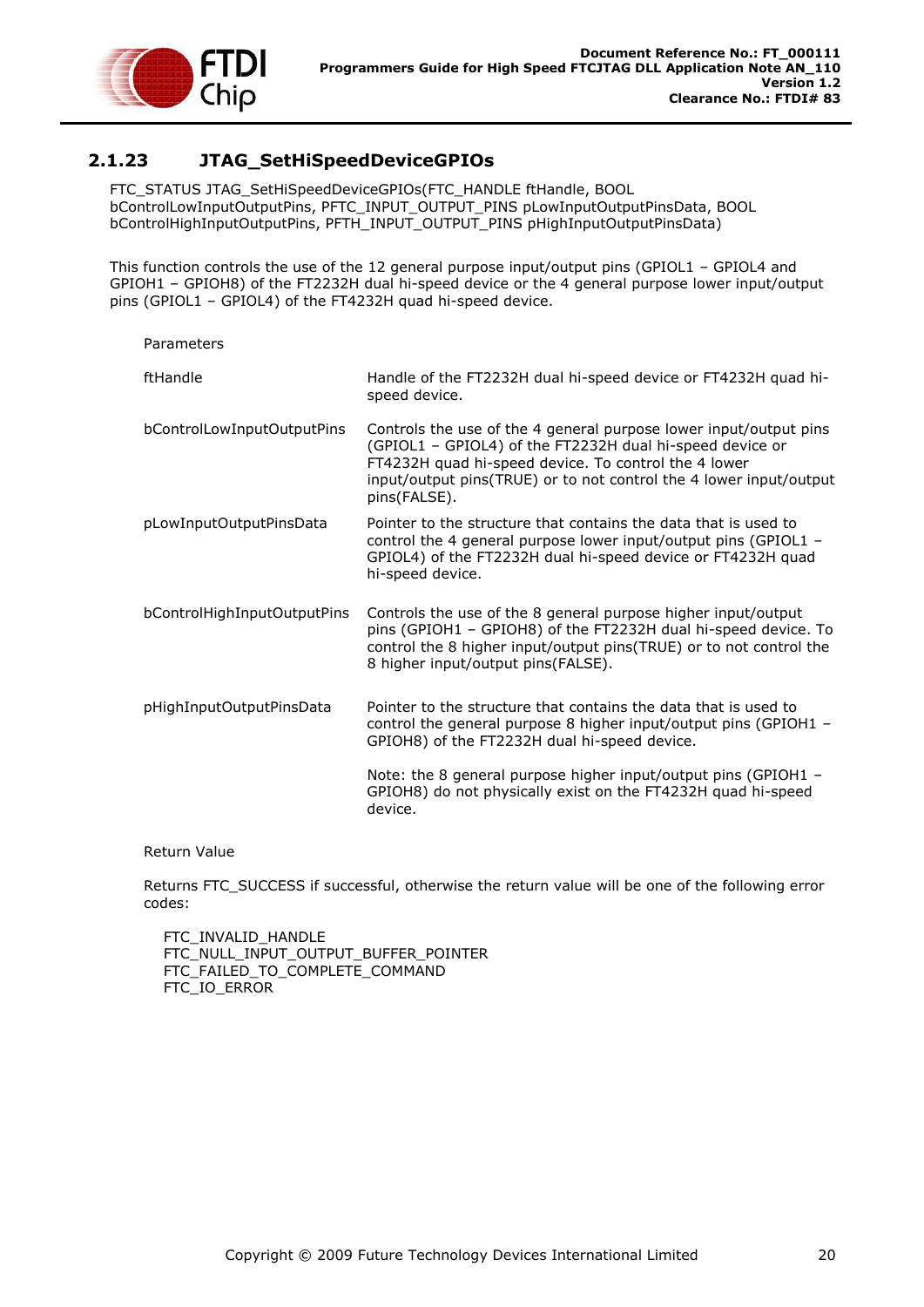### 2.1.23 JTAG_SetHiSpeedDeviceGPIOs

FTC_STATUS JTAG_SetHiSpeedDeviceGPIOs(FTC_HANDLE ftHandle, BOOL bControlLowInputOutputPins, PFTC_INPUT_OUTPUT_PINS pLowInputOutputPinsData, BOOL bControlHighInputOutputPins, PFTH_INPUT_OUTPUT_PINS pHighInputOutputPinsData)

This function controls the use of the 12 general purpose input/output pins (GPIOL1 – GPIOL4 and GPIOH1 – GPIOH8) of the FT2232H dual hi-speed device or the 4 general purpose lower input/output pins (GPIOL1 – GPIOL4) of the FT4232H quad hi-speed device.

Parameters

| | |
|---|---|
| ftHandle | Handle of the FT2232H dual hi-speed device or FT4232H quad hi-speed device. |
| bControlLowInputOutputPins | Controls the use of the 4 general purpose lower input/output pins (GPIOL1 – GPIOL4) of the FT2232H dual hi-speed device or FT4232H quad hi-speed device. To control the 4 lower input/output pins(TRUE) or to not control the 4 lower input/output pins(FALSE). |
| pLowInputOutputPinsData | Pointer to the structure that contains the data that is used to control the 4 general purpose lower input/output pins (GPIOL1 – GPIOL4) of the FT2232H dual hi-speed device or FT4232H quad hi-speed device. |
| bControlHighInputOutputPins | Controls the use of the 8 general purpose higher input/output pins (GPIOH1 – GPIOH8) of the FT2232H dual hi-speed device. To control the 8 higher input/output pins(TRUE) or to not control the 8 higher input/output pins(FALSE). |
| pHighInputOutputPinsData | Pointer to the structure that contains the data that is used to control the general purpose 8 higher input/output pins (GPIOH1 – GPIOH8) of the FT2232H dual hi-speed device.<br><br>Note: the 8 general purpose higher input/output pins (GPIOH1 – GPIOH8) do not physically exist on the FT4232H quad hi-speed device. |

Return Value

Returns FTC_SUCCESS if successful, otherwise the return value will be one of the following error codes:

FTC_INVALID_HANDLE
FTC_NULL_INPUT_OUTPUT_BUFFER_POINTER
FTC_FAILED_TO_COMPLETE_COMMAND
FTC_IO_ERROR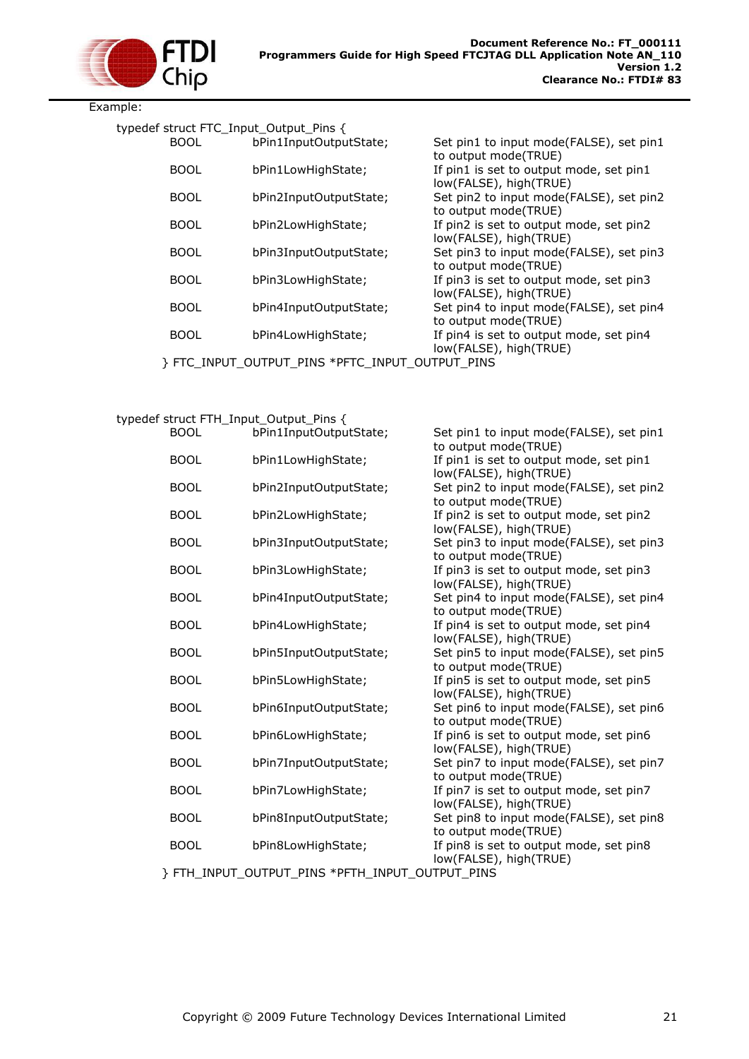Example:

```
typedef struct FTC_Input_Output_Pins {
        BOOL        bPin1InputOutputState;     Set pin1 to input mode(FALSE), set pin1
                                               to output mode(TRUE)
        BOOL        bPin1LowHighState;         If pin1 is set to output mode, set pin1
                                               low(FALSE), high(TRUE)
        BOOL        bPin2InputOutputState;     Set pin2 to input mode(FALSE), set pin2
                                               to output mode(TRUE)
        BOOL        bPin2LowHighState;         If pin2 is set to output mode, set pin2
                                               low(FALSE), high(TRUE)
        BOOL        bPin3InputOutputState;     Set pin3 to input mode(FALSE), set pin3
                                               to output mode(TRUE)
        BOOL        bPin3LowHighState;         If pin3 is set to output mode, set pin3
                                               low(FALSE), high(TRUE)
        BOOL        bPin4InputOutputState;     Set pin4 to input mode(FALSE), set pin4
                                               to output mode(TRUE)
        BOOL        bPin4LowHighState;         If pin4 is set to output mode, set pin4
                                               low(FALSE), high(TRUE)
    } FTC_INPUT_OUTPUT_PINS *PFTC_INPUT_OUTPUT_PINS
```

```
typedef struct FTH_Input_Output_Pins {
        BOOL        bPin1InputOutputState;     Set pin1 to input mode(FALSE), set pin1
                                               to output mode(TRUE)
        BOOL        bPin1LowHighState;         If pin1 is set to output mode, set pin1
                                               low(FALSE), high(TRUE)
        BOOL        bPin2InputOutputState;     Set pin2 to input mode(FALSE), set pin2
                                               to output mode(TRUE)
        BOOL        bPin2LowHighState;         If pin2 is set to output mode, set pin2
                                               low(FALSE), high(TRUE)
        BOOL        bPin3InputOutputState;     Set pin3 to input mode(FALSE), set pin3
                                               to output mode(TRUE)
        BOOL        bPin3LowHighState;         If pin3 is set to output mode, set pin3
                                               low(FALSE), high(TRUE)
        BOOL        bPin4InputOutputState;     Set pin4 to input mode(FALSE), set pin4
                                               to output mode(TRUE)
        BOOL        bPin4LowHighState;         If pin4 is set to output mode, set pin4
                                               low(FALSE), high(TRUE)
        BOOL        bPin5InputOutputState;     Set pin5 to input mode(FALSE), set pin5
                                               to output mode(TRUE)
        BOOL        bPin5LowHighState;         If pin5 is set to output mode, set pin5
                                               low(FALSE), high(TRUE)
        BOOL        bPin6InputOutputState;     Set pin6 to input mode(FALSE), set pin6
                                               to output mode(TRUE)
        BOOL        bPin6LowHighState;         If pin6 is set to output mode, set pin6
                                               low(FALSE), high(TRUE)
        BOOL        bPin7InputOutputState;     Set pin7 to input mode(FALSE), set pin7
                                               to output mode(TRUE)
        BOOL        bPin7LowHighState;         If pin7 is set to output mode, set pin7
                                               low(FALSE), high(TRUE)
        BOOL        bPin8InputOutputState;     Set pin8 to input mode(FALSE), set pin8
                                               to output mode(TRUE)
        BOOL        bPin8LowHighState;         If pin8 is set to output mode, set pin8
                                               low(FALSE), high(TRUE)
    } FTH_INPUT_OUTPUT_PINS *PFTH_INPUT_OUTPUT_PINS
```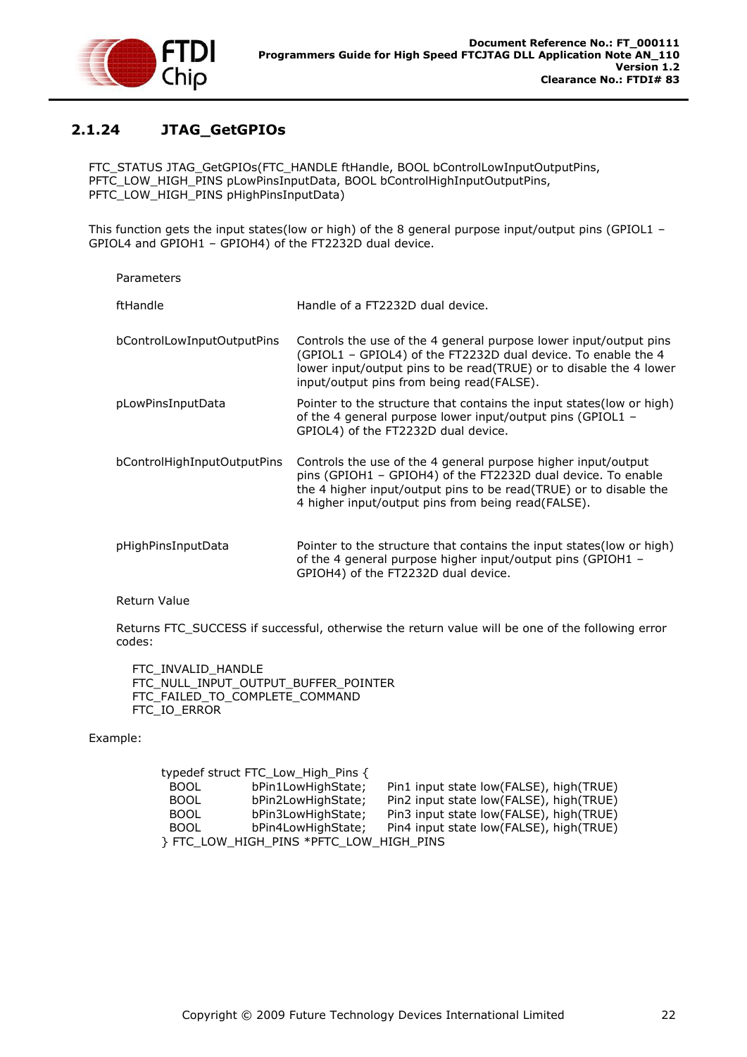### 2.1.24 JTAG_GetGPIOs

FTC_STATUS JTAG_GetGPIOs(FTC_HANDLE ftHandle, BOOL bControlLowInputOutputPins, PFTC_LOW_HIGH_PINS pLowPinsInputData, BOOL bControlHighInputOutputPins, PFTC_LOW_HIGH_PINS pHighPinsInputData)

This function gets the input states(low or high) of the 8 general purpose input/output pins (GPIOL1 – GPIOL4 and GPIOH1 – GPIOH4) of the FT2232D dual device.

Parameters

| | |
|---|---|
| ftHandle | Handle of a FT2232D dual device. |
| bControlLowInputOutputPins | Controls the use of the 4 general purpose lower input/output pins (GPIOL1 – GPIOL4) of the FT2232D dual device. To enable the 4 lower input/output pins to be read(TRUE) or to disable the 4 lower input/output pins from being read(FALSE). |
| pLowPinsInputData | Pointer to the structure that contains the input states(low or high) of the 4 general purpose lower input/output pins (GPIOL1 – GPIOL4) of the FT2232D dual device. |
| bControlHighInputOutputPins | Controls the use of the 4 general purpose higher input/output pins (GPIOH1 – GPIOH4) of the FT2232D dual device. To enable the 4 higher input/output pins to be read(TRUE) or to disable the 4 higher input/output pins from being read(FALSE). |
| pHighPinsInputData | Pointer to the structure that contains the input states(low or high) of the 4 general purpose higher input/output pins (GPIOH1 – GPIOH4) of the FT2232D dual device. |

Return Value

Returns FTC_SUCCESS if successful, otherwise the return value will be one of the following error codes:

FTC_INVALID_HANDLE
FTC_NULL_INPUT_OUTPUT_BUFFER_POINTER
FTC_FAILED_TO_COMPLETE_COMMAND
FTC_IO_ERROR

Example:

```
typedef struct FTC_Low_High_Pins {
  BOOL        bPin1LowHighState;    Pin1 input state low(FALSE), high(TRUE)
  BOOL        bPin2LowHighState;    Pin2 input state low(FALSE), high(TRUE)
  BOOL        bPin3LowHighState;    Pin3 input state low(FALSE), high(TRUE)
  BOOL        bPin4LowHighState;    Pin4 input state low(FALSE), high(TRUE)
} FTC_LOW_HIGH_PINS *PFTC_LOW_HIGH_PINS
```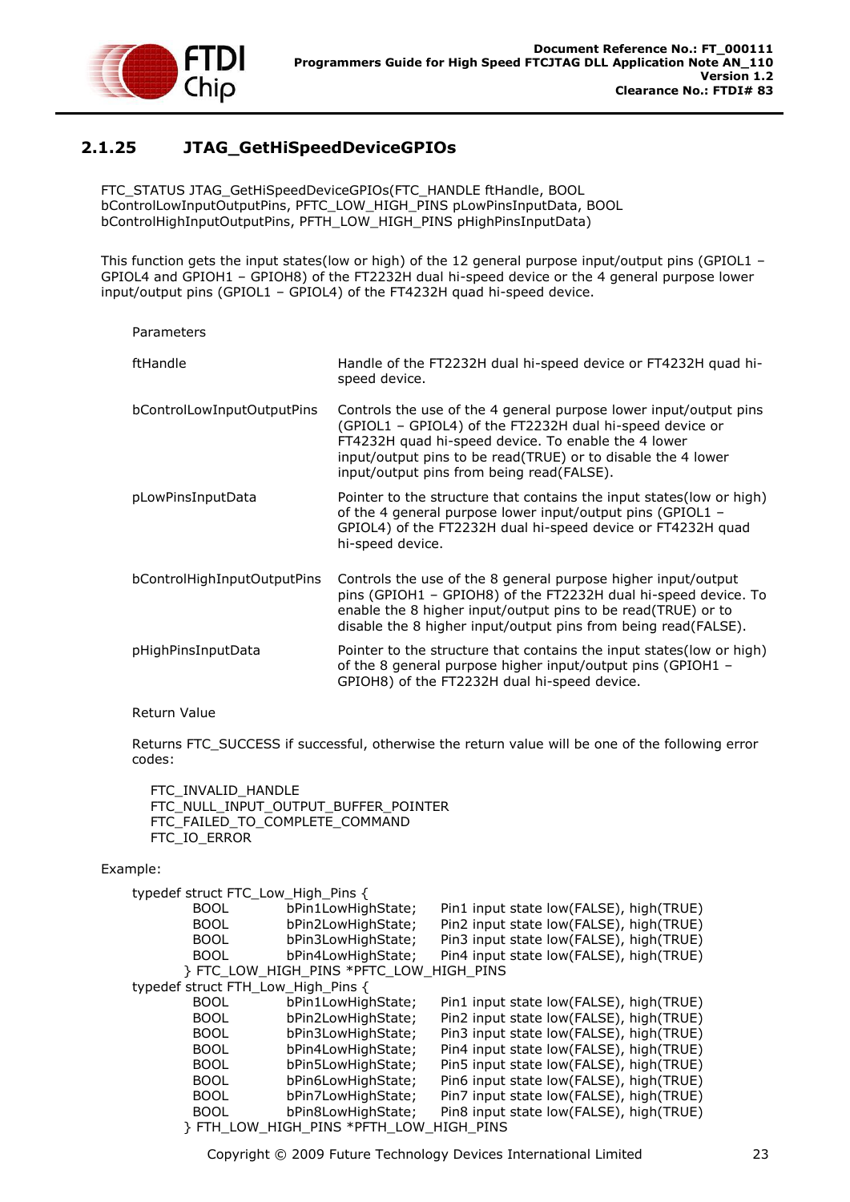### 2.1.25 JTAG_GetHiSpeedDeviceGPIOs

FTC_STATUS JTAG_GetHiSpeedDeviceGPIOs(FTC_HANDLE ftHandle, BOOL bControlLowInputOutputPins, PFTC_LOW_HIGH_PINS pLowPinsInputData, BOOL bControlHighInputOutputPins, PFTH_LOW_HIGH_PINS pHighPinsInputData)

This function gets the input states(low or high) of the 12 general purpose input/output pins (GPIOL1 – GPIOL4 and GPIOH1 – GPIOH8) of the FT2232H dual hi-speed device or the 4 general purpose lower input/output pins (GPIOL1 – GPIOL4) of the FT4232H quad hi-speed device.

Parameters

| | |
|---|---|
| ftHandle | Handle of the FT2232H dual hi-speed device or FT4232H quad hi-speed device. |
| bControlLowInputOutputPins | Controls the use of the 4 general purpose lower input/output pins (GPIOL1 – GPIOL4) of the FT2232H dual hi-speed device or FT4232H quad hi-speed device. To enable the 4 lower input/output pins to be read(TRUE) or to disable the 4 lower input/output pins from being read(FALSE). |
| pLowPinsInputData | Pointer to the structure that contains the input states(low or high) of the 4 general purpose lower input/output pins (GPIOL1 – GPIOL4) of the FT2232H dual hi-speed device or FT4232H quad hi-speed device. |
| bControlHighInputOutputPins | Controls the use of the 8 general purpose higher input/output pins (GPIOH1 – GPIOH8) of the FT2232H dual hi-speed device. To enable the 8 higher input/output pins to be read(TRUE) or to disable the 8 higher input/output pins from being read(FALSE). |
| pHighPinsInputData | Pointer to the structure that contains the input states(low or high) of the 8 general purpose higher input/output pins (GPIOH1 – GPIOH8) of the FT2232H dual hi-speed device. |

Return Value

Returns FTC_SUCCESS if successful, otherwise the return value will be one of the following error codes:

FTC_INVALID_HANDLE
FTC_NULL_INPUT_OUTPUT_BUFFER_POINTER
FTC_FAILED_TO_COMPLETE_COMMAND
FTC_IO_ERROR

Example:

```
typedef struct FTC_Low_High_Pins {
        BOOL        bPin1LowHighState;    Pin1 input state low(FALSE), high(TRUE)
        BOOL        bPin2LowHighState;    Pin2 input state low(FALSE), high(TRUE)
        BOOL        bPin3LowHighState;    Pin3 input state low(FALSE), high(TRUE)
        BOOL        bPin4LowHighState;    Pin4 input state low(FALSE), high(TRUE)
      } FTC_LOW_HIGH_PINS *PFTC_LOW_HIGH_PINS
typedef struct FTH_Low_High_Pins {
        BOOL        bPin1LowHighState;    Pin1 input state low(FALSE), high(TRUE)
        BOOL        bPin2LowHighState;    Pin2 input state low(FALSE), high(TRUE)
        BOOL        bPin3LowHighState;    Pin3 input state low(FALSE), high(TRUE)
        BOOL        bPin4LowHighState;    Pin4 input state low(FALSE), high(TRUE)
        BOOL        bPin5LowHighState;    Pin5 input state low(FALSE), high(TRUE)
        BOOL        bPin6LowHighState;    Pin6 input state low(FALSE), high(TRUE)
        BOOL        bPin7LowHighState;    Pin7 input state low(FALSE), high(TRUE)
        BOOL        bPin8LowHighState;    Pin8 input state low(FALSE), high(TRUE)
      } FTH_LOW_HIGH_PINS *PFTH_LOW_HIGH_PINS
```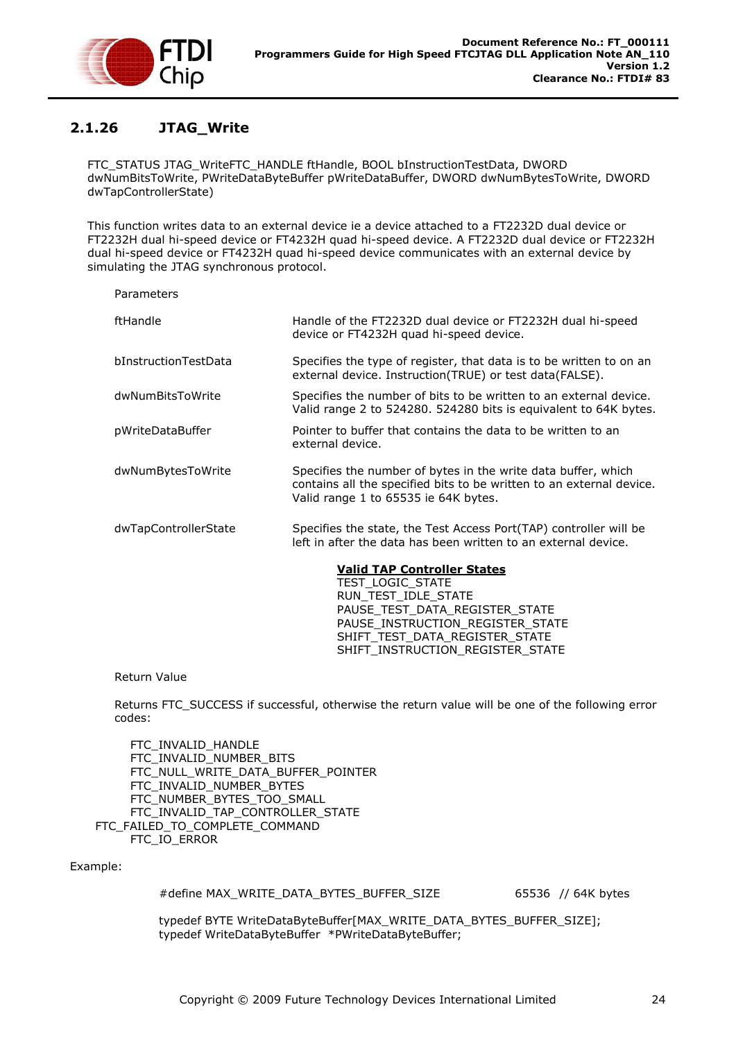### 2.1.26 JTAG_Write

FTC_STATUS JTAG_WriteFTC_HANDLE ftHandle, BOOL bInstructionTestData, DWORD dwNumBitsToWrite, PWriteDataByteBuffer pWriteDataBuffer, DWORD dwNumBytesToWrite, DWORD dwTapControllerState)

This function writes data to an external device ie a device attached to a FT2232D dual device or FT2232H dual hi-speed device or FT4232H quad hi-speed device. A FT2232D dual device or FT2232H dual hi-speed device or FT4232H quad hi-speed device communicates with an external device by simulating the JTAG synchronous protocol.

Parameters

| | |
|---|---|
| ftHandle | Handle of the FT2232D dual device or FT2232H dual hi-speed device or FT4232H quad hi-speed device. |
| bInstructionTestData | Specifies the type of register, that data is to be written to on an external device. Instruction(TRUE) or test data(FALSE). |
| dwNumBitsToWrite | Specifies the number of bits to be written to an external device. Valid range 2 to 524280. 524280 bits is equivalent to 64K bytes. |
| pWriteDataBuffer | Pointer to buffer that contains the data to be written to an external device. |
| dwNumBytesToWrite | Specifies the number of bytes in the write data buffer, which contains all the specified bits to be written to an external device. Valid range 1 to 65535 ie 64K bytes. |
| dwTapControllerState | Specifies the state, the Test Access Port(TAP) controller will be left in after the data has been written to an external device. |

**Valid TAP Controller States**
TEST_LOGIC_STATE
RUN_TEST_IDLE_STATE
PAUSE_TEST_DATA_REGISTER_STATE
PAUSE_INSTRUCTION_REGISTER_STATE
SHIFT_TEST_DATA_REGISTER_STATE
SHIFT_INSTRUCTION_REGISTER_STATE

Return Value

Returns FTC_SUCCESS if successful, otherwise the return value will be one of the following error codes:

FTC_INVALID_HANDLE
FTC_INVALID_NUMBER_BITS
FTC_NULL_WRITE_DATA_BUFFER_POINTER
FTC_INVALID_NUMBER_BYTES
FTC_NUMBER_BYTES_TOO_SMALL
FTC_INVALID_TAP_CONTROLLER_STATE
FTC_FAILED_TO_COMPLETE_COMMAND
FTC_IO_ERROR

Example:

```
#define MAX_WRITE_DATA_BYTES_BUFFER_SIZE        65536   // 64K bytes

typedef BYTE WriteDataByteBuffer[MAX_WRITE_DATA_BYTES_BUFFER_SIZE];
typedef WriteDataByteBuffer  *PWriteDataByteBuffer;
```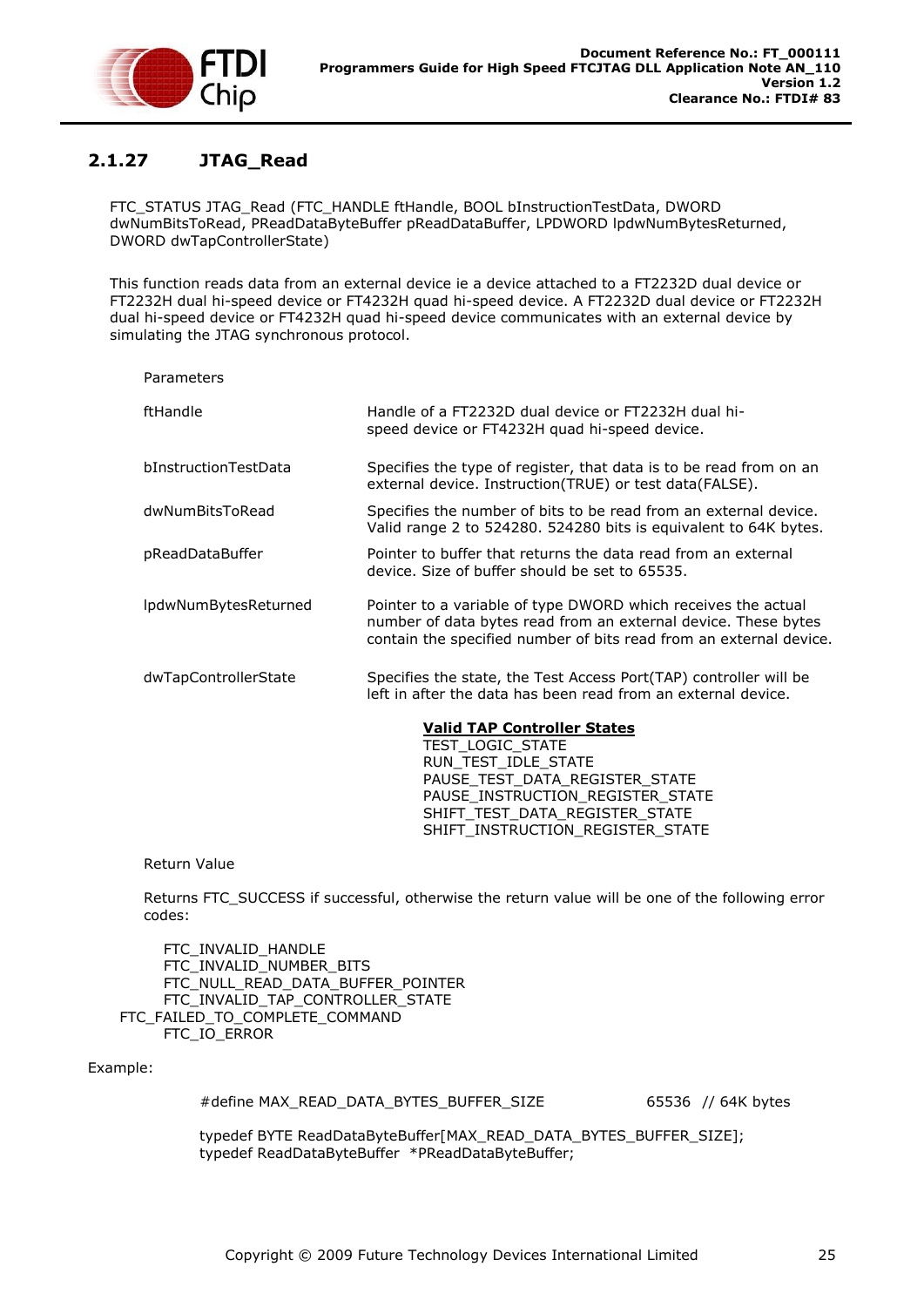### 2.1.27 JTAG_Read

FTC_STATUS JTAG_Read (FTC_HANDLE ftHandle, BOOL bInstructionTestData, DWORD dwNumBitsToRead, PReadDataByteBuffer pReadDataBuffer, LPDWORD lpdwNumBytesReturned, DWORD dwTapControllerState)

This function reads data from an external device ie a device attached to a FT2232D dual device or FT2232H dual hi-speed device or FT4232H quad hi-speed device. A FT2232D dual device or FT2232H dual hi-speed device or FT4232H quad hi-speed device communicates with an external device by simulating the JTAG synchronous protocol.

Parameters

| | |
|---|---|
| ftHandle | Handle of a FT2232D dual device or FT2232H dual hi-speed device or FT4232H quad hi-speed device. |
| bInstructionTestData | Specifies the type of register, that data is to be read from on an external device. Instruction(TRUE) or test data(FALSE). |
| dwNumBitsToRead | Specifies the number of bits to be read from an external device. Valid range 2 to 524280. 524280 bits is equivalent to 64K bytes. |
| pReadDataBuffer | Pointer to buffer that returns the data read from an external device. Size of buffer should be set to 65535. |
| lpdwNumBytesReturned | Pointer to a variable of type DWORD which receives the actual number of data bytes read from an external device. These bytes contain the specified number of bits read from an external device. |
| dwTapControllerState | Specifies the state, the Test Access Port(TAP) controller will be left in after the data has been read from an external device. |

**Valid TAP Controller States**
TEST_LOGIC_STATE
RUN_TEST_IDLE_STATE
PAUSE_TEST_DATA_REGISTER_STATE
PAUSE_INSTRUCTION_REGISTER_STATE
SHIFT_TEST_DATA_REGISTER_STATE
SHIFT_INSTRUCTION_REGISTER_STATE

Return Value

Returns FTC_SUCCESS if successful, otherwise the return value will be one of the following error codes:

FTC_INVALID_HANDLE
FTC_INVALID_NUMBER_BITS
FTC_NULL_READ_DATA_BUFFER_POINTER
FTC_INVALID_TAP_CONTROLLER_STATE
FTC_FAILED_TO_COMPLETE_COMMAND
FTC_IO_ERROR

Example:

```
#define MAX_READ_DATA_BYTES_BUFFER_SIZE        65536  // 64K bytes

typedef BYTE ReadDataByteBuffer[MAX_READ_DATA_BYTES_BUFFER_SIZE];
typedef ReadDataByteBuffer  *PReadDataByteBuffer;
```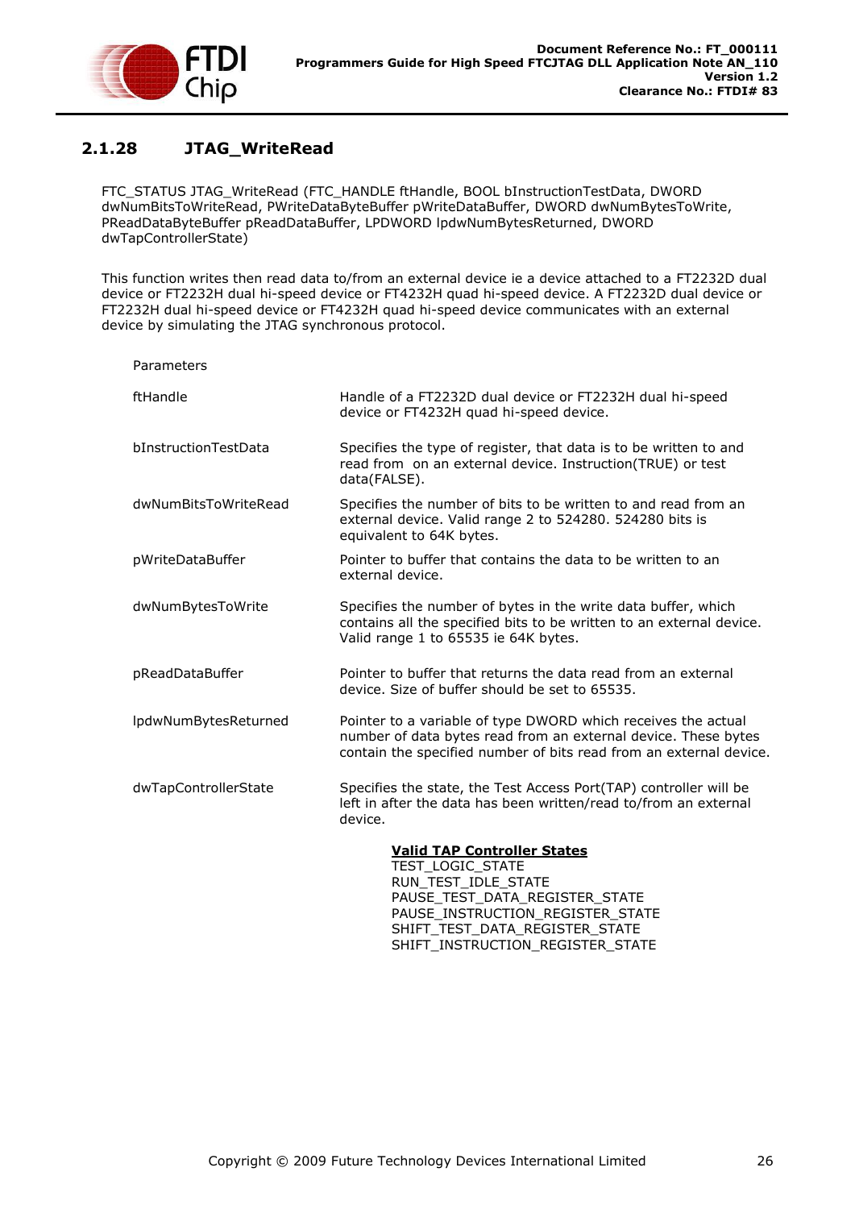### 2.1.28 JTAG_WriteRead

FTC_STATUS JTAG_WriteRead (FTC_HANDLE ftHandle, BOOL bInstructionTestData, DWORD dwNumBitsToWriteRead, PWriteDataByteBuffer pWriteDataBuffer, DWORD dwNumBytesToWrite, PReadDataByteBuffer pReadDataBuffer, LPDWORD lpdwNumBytesReturned, DWORD dwTapControllerState)

This function writes then read data to/from an external device ie a device attached to a FT2232D dual device or FT2232H dual hi-speed device or FT4232H quad hi-speed device. A FT2232D dual device or FT2232H dual hi-speed device or FT4232H quad hi-speed device communicates with an external device by simulating the JTAG synchronous protocol.

Parameters

| | |
|---|---|
| ftHandle | Handle of a FT2232D dual device or FT2232H dual hi-speed device or FT4232H quad hi-speed device. |
| bInstructionTestData | Specifies the type of register, that data is to be written to and read from on an external device. Instruction(TRUE) or test data(FALSE). |
| dwNumBitsToWriteRead | Specifies the number of bits to be written to and read from an external device. Valid range 2 to 524280. 524280 bits is equivalent to 64K bytes. |
| pWriteDataBuffer | Pointer to buffer that contains the data to be written to an external device. |
| dwNumBytesToWrite | Specifies the number of bytes in the write data buffer, which contains all the specified bits to be written to an external device. Valid range 1 to 65535 ie 64K bytes. |
| pReadDataBuffer | Pointer to buffer that returns the data read from an external device. Size of buffer should be set to 65535. |
| lpdwNumBytesReturned | Pointer to a variable of type DWORD which receives the actual number of data bytes read from an external device. These bytes contain the specified number of bits read from an external device. |
| dwTapControllerState | Specifies the state, the Test Access Port(TAP) controller will be left in after the data has been written/read to/from an external device. |

**Valid TAP Controller States**

TEST_LOGIC_STATE
RUN_TEST_IDLE_STATE
PAUSE_TEST_DATA_REGISTER_STATE
PAUSE_INSTRUCTION_REGISTER_STATE
SHIFT_TEST_DATA_REGISTER_STATE
SHIFT_INSTRUCTION_REGISTER_STATE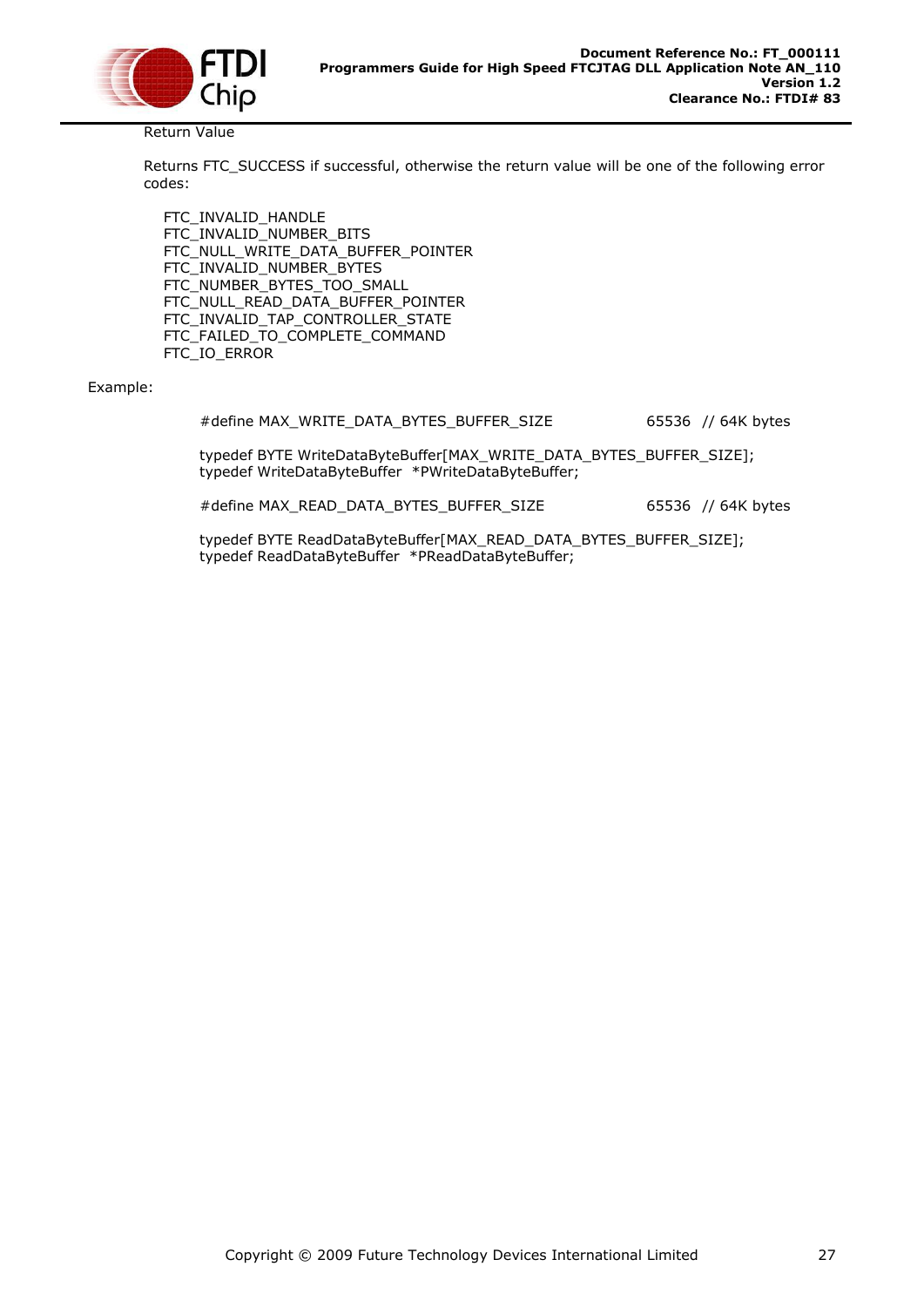Return Value

Returns FTC_SUCCESS if successful, otherwise the return value will be one of the following error codes:

FTC_INVALID_HANDLE
FTC_INVALID_NUMBER_BITS
FTC_NULL_WRITE_DATA_BUFFER_POINTER
FTC_INVALID_NUMBER_BYTES
FTC_NUMBER_BYTES_TOO_SMALL
FTC_NULL_READ_DATA_BUFFER_POINTER
FTC_INVALID_TAP_CONTROLLER_STATE
FTC_FAILED_TO_COMPLETE_COMMAND
FTC_IO_ERROR

Example:

```
#define MAX_WRITE_DATA_BYTES_BUFFER_SIZE          65536  // 64K bytes

typedef BYTE WriteDataByteBuffer[MAX_WRITE_DATA_BYTES_BUFFER_SIZE];
typedef WriteDataByteBuffer  *PWriteDataByteBuffer;

#define MAX_READ_DATA_BYTES_BUFFER_SIZE           65536  // 64K bytes

typedef BYTE ReadDataByteBuffer[MAX_READ_DATA_BYTES_BUFFER_SIZE];
typedef ReadDataByteBuffer  *PReadDataByteBuffer;
```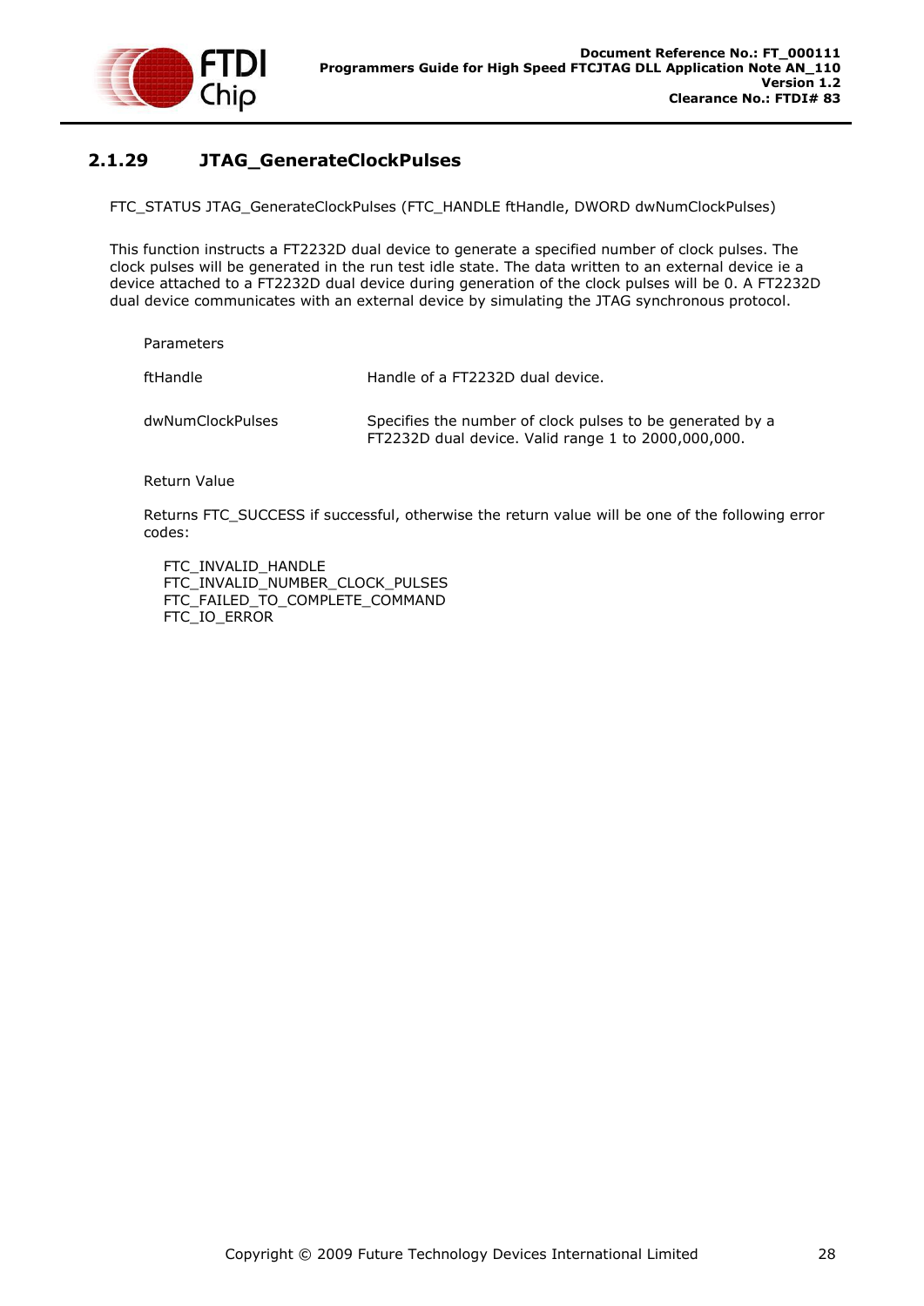### 2.1.29 JTAG_GenerateClockPulses

FTC_STATUS JTAG_GenerateClockPulses (FTC_HANDLE ftHandle, DWORD dwNumClockPulses)

This function instructs a FT2232D dual device to generate a specified number of clock pulses. The clock pulses will be generated in the run test idle state. The data written to an external device ie a device attached to a FT2232D dual device during generation of the clock pulses will be 0. A FT2232D dual device communicates with an external device by simulating the JTAG synchronous protocol.

Parameters

| | |
|---|---|
| ftHandle | Handle of a FT2232D dual device. |
| dwNumClockPulses | Specifies the number of clock pulses to be generated by a FT2232D dual device. Valid range 1 to 2000,000,000. |

Return Value

Returns FTC_SUCCESS if successful, otherwise the return value will be one of the following error codes:

FTC_INVALID_HANDLE
FTC_INVALID_NUMBER_CLOCK_PULSES
FTC_FAILED_TO_COMPLETE_COMMAND
FTC_IO_ERROR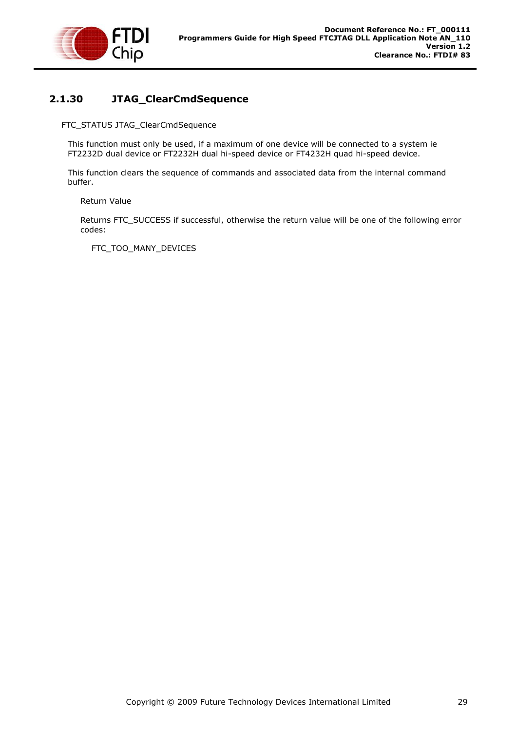### 2.1.30 JTAG_ClearCmdSequence

FTC_STATUS JTAG_ClearCmdSequence

This function must only be used, if a maximum of one device will be connected to a system ie FT2232D dual device or FT2232H dual hi-speed device or FT4232H quad hi-speed device.

This function clears the sequence of commands and associated data from the internal command buffer.

Return Value

Returns FTC_SUCCESS if successful, otherwise the return value will be one of the following error codes:

FTC_TOO_MANY_DEVICES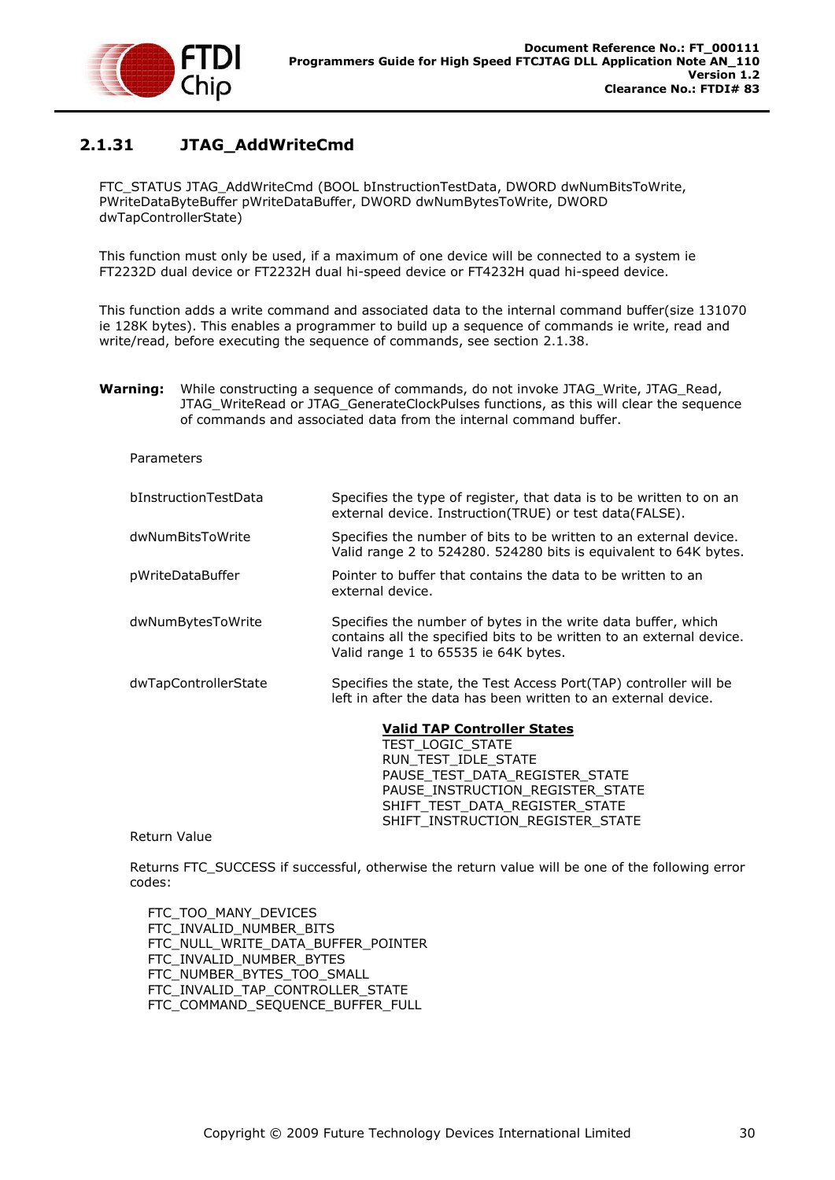### 2.1.31 JTAG_AddWriteCmd

FTC_STATUS JTAG_AddWriteCmd (BOOL bInstructionTestData, DWORD dwNumBitsToWrite, PWriteDataByteBuffer pWriteDataBuffer, DWORD dwNumBytesToWrite, DWORD dwTapControllerState)

This function must only be used, if a maximum of one device will be connected to a system ie FT2232D dual device or FT2232H dual hi-speed device or FT4232H quad hi-speed device.

This function adds a write command and associated data to the internal command buffer(size 131070 ie 128K bytes). This enables a programmer to build up a sequence of commands ie write, read and write/read, before executing the sequence of commands, see section 2.1.38.

**Warning:** While constructing a sequence of commands, do not invoke JTAG_Write, JTAG_Read, JTAG_WriteRead or JTAG_GenerateClockPulses functions, as this will clear the sequence of commands and associated data from the internal command buffer.

Parameters

| | |
|---|---|
| bInstructionTestData | Specifies the type of register, that data is to be written to on an external device. Instruction(TRUE) or test data(FALSE). |
| dwNumBitsToWrite | Specifies the number of bits to be written to an external device. Valid range 2 to 524280. 524280 bits is equivalent to 64K bytes. |
| pWriteDataBuffer | Pointer to buffer that contains the data to be written to an external device. |
| dwNumBytesToWrite | Specifies the number of bytes in the write data buffer, which contains all the specified bits to be written to an external device. Valid range 1 to 65535 ie 64K bytes. |
| dwTapControllerState | Specifies the state, the Test Access Port(TAP) controller will be left in after the data has been written to an external device. |

**Valid TAP Controller States**
TEST_LOGIC_STATE
RUN_TEST_IDLE_STATE
PAUSE_TEST_DATA_REGISTER_STATE
PAUSE_INSTRUCTION_REGISTER_STATE
SHIFT_TEST_DATA_REGISTER_STATE
SHIFT_INSTRUCTION_REGISTER_STATE

Return Value

Returns FTC_SUCCESS if successful, otherwise the return value will be one of the following error codes:

FTC_TOO_MANY_DEVICES
FTC_INVALID_NUMBER_BITS
FTC_NULL_WRITE_DATA_BUFFER_POINTER
FTC_INVALID_NUMBER_BYTES
FTC_NUMBER_BYTES_TOO_SMALL
FTC_INVALID_TAP_CONTROLLER_STATE
FTC_COMMAND_SEQUENCE_BUFFER_FULL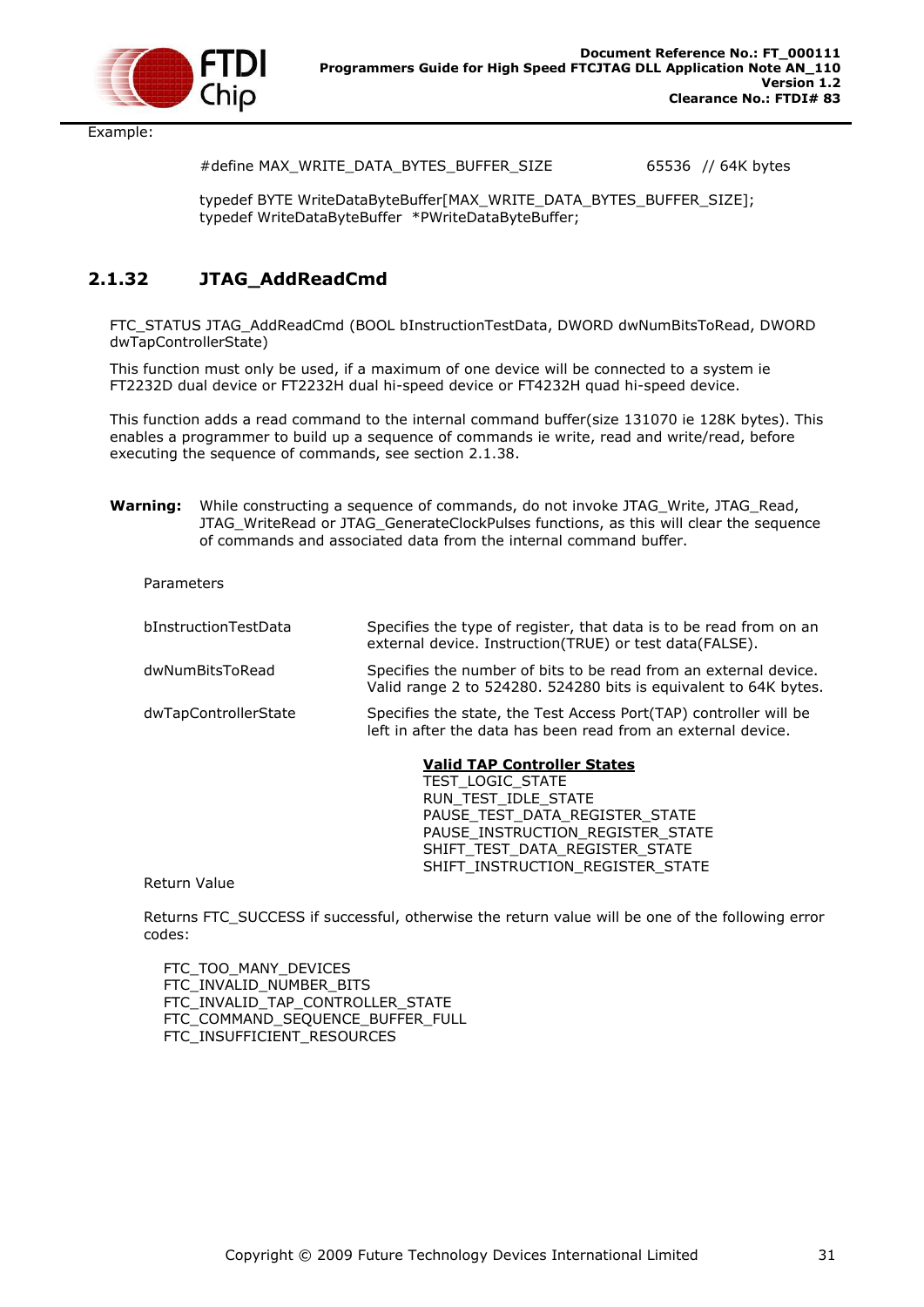Example:

```
#define MAX_WRITE_DATA_BYTES_BUFFER_SIZE          65536  // 64K bytes

typedef BYTE WriteDataByteBuffer[MAX_WRITE_DATA_BYTES_BUFFER_SIZE];
typedef WriteDataByteBuffer  *PWriteDataByteBuffer;
```

### 2.1.32 JTAG_AddReadCmd

FTC_STATUS JTAG_AddReadCmd (BOOL bInstructionTestData, DWORD dwNumBitsToRead, DWORD dwTapControllerState)

This function must only be used, if a maximum of one device will be connected to a system ie FT2232D dual device or FT2232H dual hi-speed device or FT4232H quad hi-speed device.

This function adds a read command to the internal command buffer(size 131070 ie 128K bytes). This enables a programmer to build up a sequence of commands ie write, read and write/read, before executing the sequence of commands, see section 2.1.38.

**Warning:** While constructing a sequence of commands, do not invoke JTAG_Write, JTAG_Read, JTAG_WriteRead or JTAG_GenerateClockPulses functions, as this will clear the sequence of commands and associated data from the internal command buffer.

Parameters

| | |
|---|---|
| bInstructionTestData | Specifies the type of register, that data is to be read from on an external device. Instruction(TRUE) or test data(FALSE). |
| dwNumBitsToRead | Specifies the number of bits to be read from an external device. Valid range 2 to 524280. 524280 bits is equivalent to 64K bytes. |
| dwTapControllerState | Specifies the state, the Test Access Port(TAP) controller will be left in after the data has been read from an external device. |

**Valid TAP Controller States**
TEST_LOGIC_STATE
RUN_TEST_IDLE_STATE
PAUSE_TEST_DATA_REGISTER_STATE
PAUSE_INSTRUCTION_REGISTER_STATE
SHIFT_TEST_DATA_REGISTER_STATE
SHIFT_INSTRUCTION_REGISTER_STATE

Return Value

Returns FTC_SUCCESS if successful, otherwise the return value will be one of the following error codes:

FTC_TOO_MANY_DEVICES
FTC_INVALID_NUMBER_BITS
FTC_INVALID_TAP_CONTROLLER_STATE
FTC_COMMAND_SEQUENCE_BUFFER_FULL
FTC_INSUFFICIENT_RESOURCES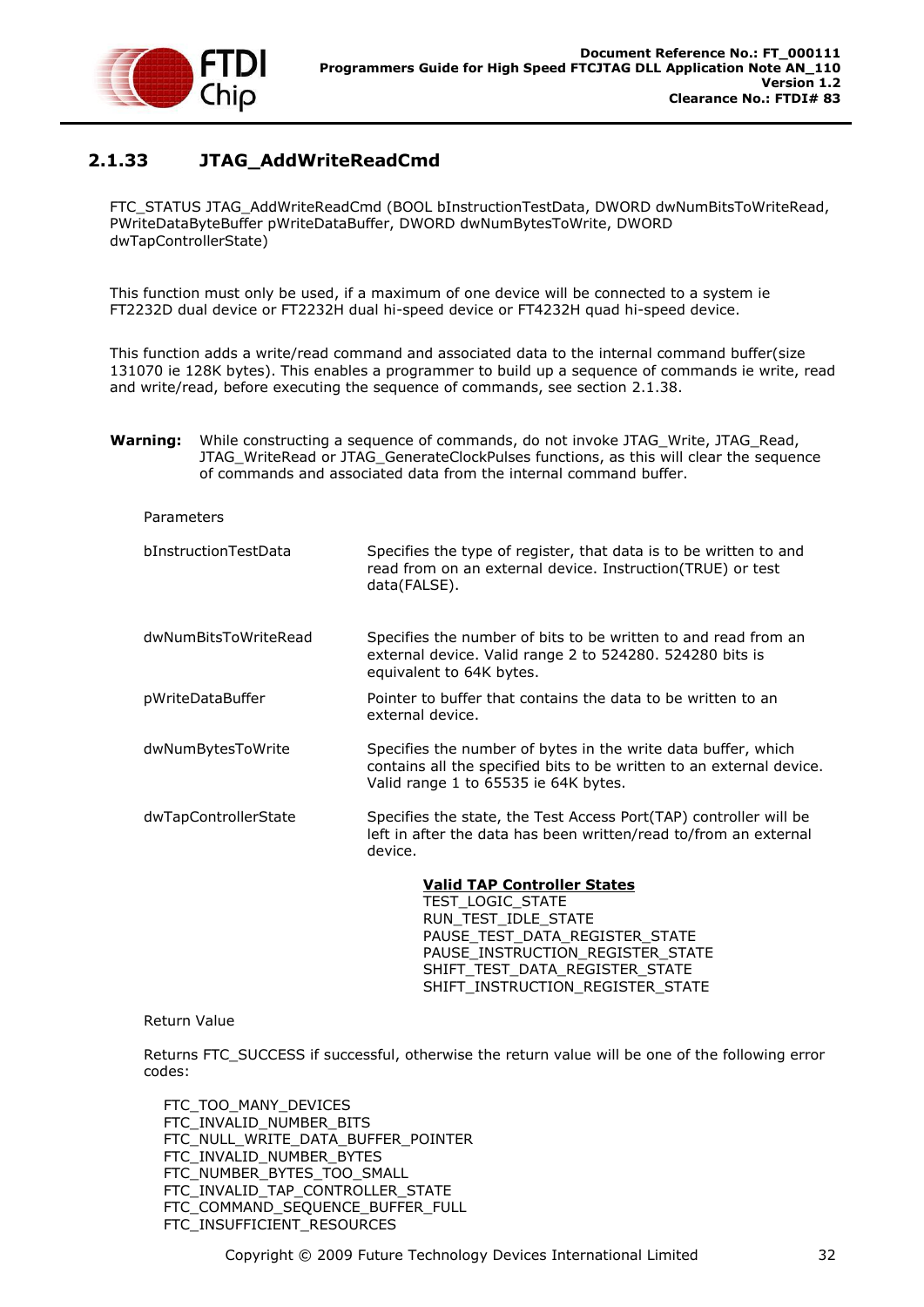### 2.1.33 JTAG_AddWriteReadCmd

FTC_STATUS JTAG_AddWriteReadCmd (BOOL bInstructionTestData, DWORD dwNumBitsToWriteRead, PWriteDataByteBuffer pWriteDataBuffer, DWORD dwNumBytesToWrite, DWORD dwTapControllerState)

This function must only be used, if a maximum of one device will be connected to a system ie FT2232D dual device or FT2232H dual hi-speed device or FT4232H quad hi-speed device.

This function adds a write/read command and associated data to the internal command buffer(size 131070 ie 128K bytes). This enables a programmer to build up a sequence of commands ie write, read and write/read, before executing the sequence of commands, see section 2.1.38.

**Warning:** While constructing a sequence of commands, do not invoke JTAG_Write, JTAG_Read, JTAG_WriteRead or JTAG_GenerateClockPulses functions, as this will clear the sequence of commands and associated data from the internal command buffer.

Parameters

| | |
|---|---|
| bInstructionTestData | Specifies the type of register, that data is to be written to and read from on an external device. Instruction(TRUE) or test data(FALSE). |
| dwNumBitsToWriteRead | Specifies the number of bits to be written to and read from an external device. Valid range 2 to 524280. 524280 bits is equivalent to 64K bytes. |
| pWriteDataBuffer | Pointer to buffer that contains the data to be written to an external device. |
| dwNumBytesToWrite | Specifies the number of bytes in the write data buffer, which contains all the specified bits to be written to an external device. Valid range 1 to 65535 ie 64K bytes. |
| dwTapControllerState | Specifies the state, the Test Access Port(TAP) controller will be left in after the data has been written/read to/from an external device. |

**Valid TAP Controller States**

TEST_LOGIC_STATE
RUN_TEST_IDLE_STATE
PAUSE_TEST_DATA_REGISTER_STATE
PAUSE_INSTRUCTION_REGISTER_STATE
SHIFT_TEST_DATA_REGISTER_STATE
SHIFT_INSTRUCTION_REGISTER_STATE

Return Value

Returns FTC_SUCCESS if successful, otherwise the return value will be one of the following error codes:

FTC_TOO_MANY_DEVICES
FTC_INVALID_NUMBER_BITS
FTC_NULL_WRITE_DATA_BUFFER_POINTER
FTC_INVALID_NUMBER_BYTES
FTC_NUMBER_BYTES_TOO_SMALL
FTC_INVALID_TAP_CONTROLLER_STATE
FTC_COMMAND_SEQUENCE_BUFFER_FULL
FTC_INSUFFICIENT_RESOURCES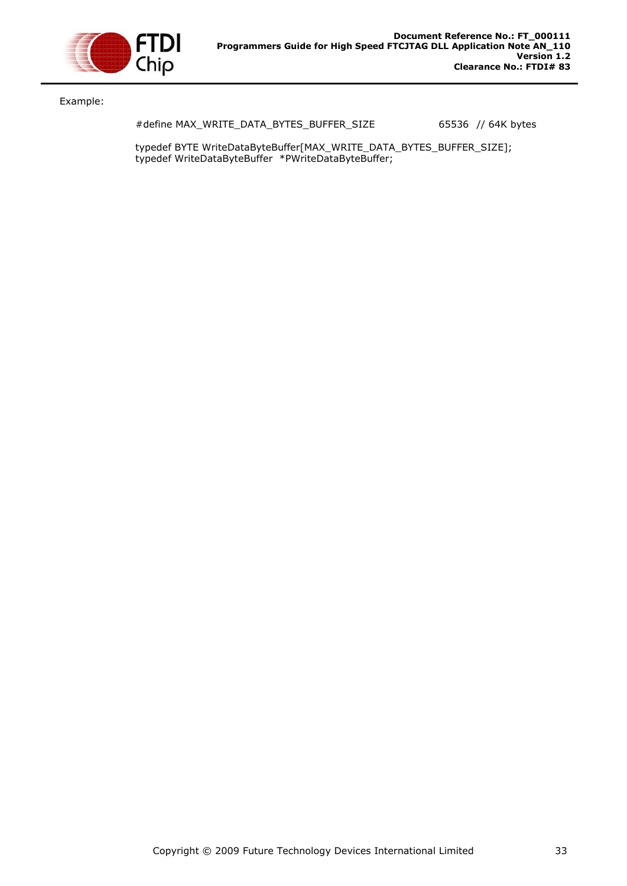Example:

```
#define MAX_WRITE_DATA_BYTES_BUFFER_SIZE          65536  // 64K bytes

typedef BYTE WriteDataByteBuffer[MAX_WRITE_DATA_BYTES_BUFFER_SIZE];
typedef WriteDataByteBuffer  *PWriteDataByteBuffer;
```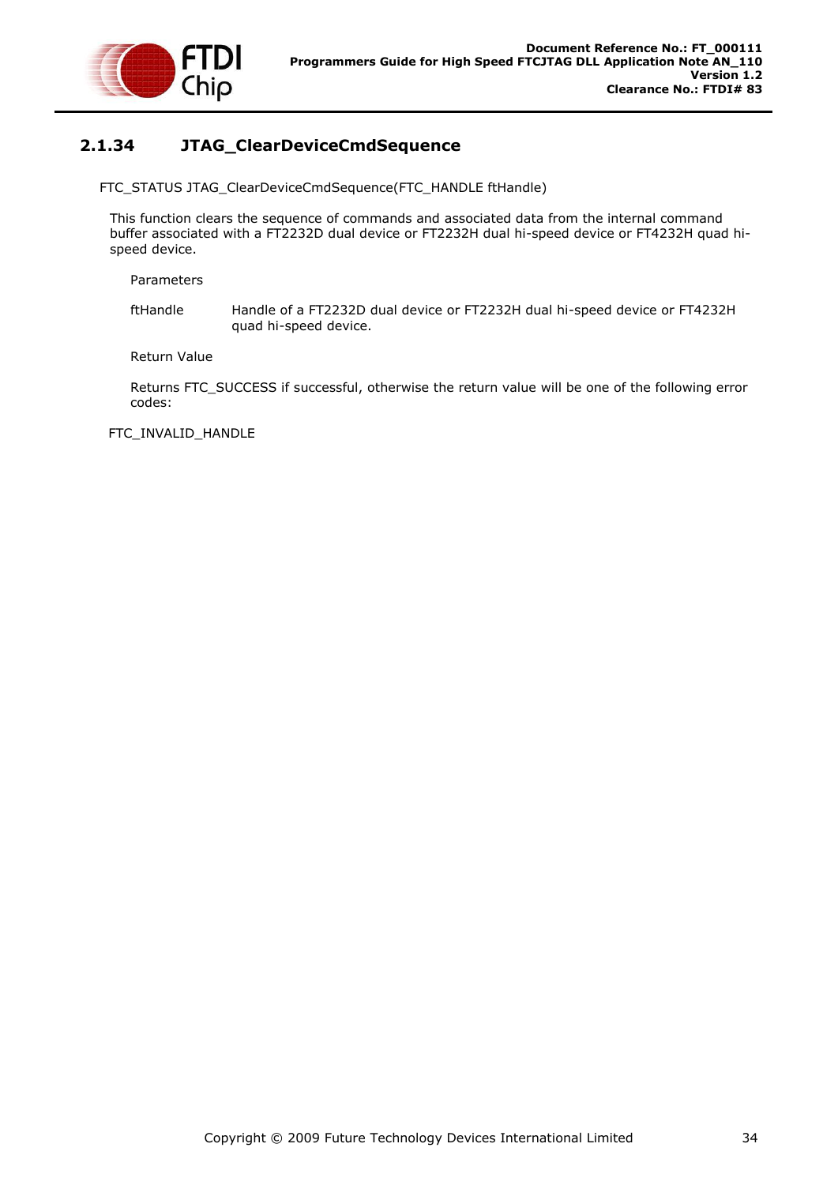### 2.1.34 JTAG_ClearDeviceCmdSequence

FTC_STATUS JTAG_ClearDeviceCmdSequence(FTC_HANDLE ftHandle)

This function clears the sequence of commands and associated data from the internal command buffer associated with a FT2232D dual device or FT2232H dual hi-speed device or FT4232H quad hi-speed device.

Parameters

| | |
|---|---|
| ftHandle | Handle of a FT2232D dual device or FT2232H dual hi-speed device or FT4232H quad hi-speed device. |

Return Value

Returns FTC_SUCCESS if successful, otherwise the return value will be one of the following error codes:

FTC_INVALID_HANDLE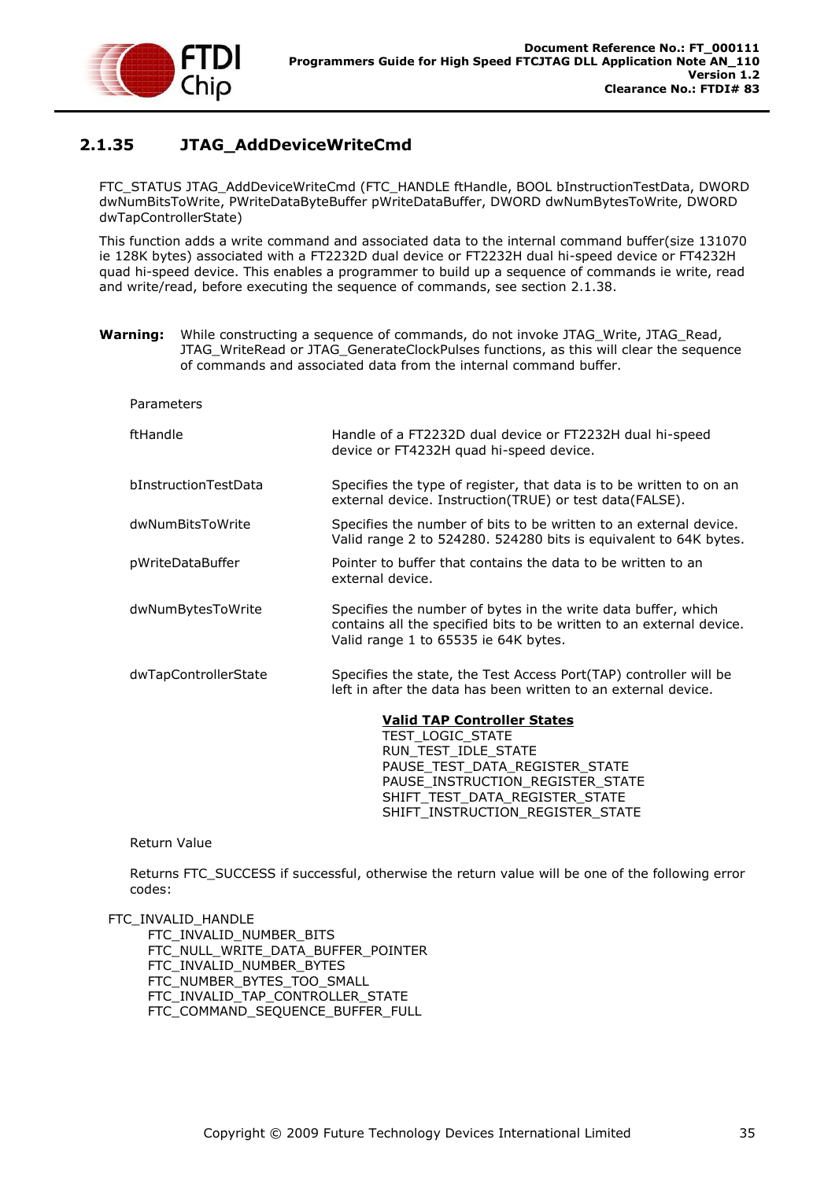### 2.1.35 JTAG_AddDeviceWriteCmd

FTC_STATUS JTAG_AddDeviceWriteCmd (FTC_HANDLE ftHandle, BOOL bInstructionTestData, DWORD dwNumBitsToWrite, PWriteDataByteBuffer pWriteDataBuffer, DWORD dwNumBytesToWrite, DWORD dwTapControllerState)

This function adds a write command and associated data to the internal command buffer(size 131070 ie 128K bytes) associated with a FT2232D dual device or FT2232H dual hi-speed device or FT4232H quad hi-speed device. This enables a programmer to build up a sequence of commands ie write, read and write/read, before executing the sequence of commands, see section 2.1.38.

**Warning:** While constructing a sequence of commands, do not invoke JTAG_Write, JTAG_Read, JTAG_WriteRead or JTAG_GenerateClockPulses functions, as this will clear the sequence of commands and associated data from the internal command buffer.

Parameters

| | |
|---|---|
| ftHandle | Handle of a FT2232D dual device or FT2232H dual hi-speed device or FT4232H quad hi-speed device. |
| bInstructionTestData | Specifies the type of register, that data is to be written to on an external device. Instruction(TRUE) or test data(FALSE). |
| dwNumBitsToWrite | Specifies the number of bits to be written to an external device. Valid range 2 to 524280. 524280 bits is equivalent to 64K bytes. |
| pWriteDataBuffer | Pointer to buffer that contains the data to be written to an external device. |
| dwNumBytesToWrite | Specifies the number of bytes in the write data buffer, which contains all the specified bits to be written to an external device. Valid range 1 to 65535 ie 64K bytes. |
| dwTapControllerState | Specifies the state, the Test Access Port(TAP) controller will be left in after the data has been written to an external device. |

**Valid TAP Controller States**
TEST_LOGIC_STATE
RUN_TEST_IDLE_STATE
PAUSE_TEST_DATA_REGISTER_STATE
PAUSE_INSTRUCTION_REGISTER_STATE
SHIFT_TEST_DATA_REGISTER_STATE
SHIFT_INSTRUCTION_REGISTER_STATE

Return Value

Returns FTC_SUCCESS if successful, otherwise the return value will be one of the following error codes:

FTC_INVALID_HANDLE
FTC_INVALID_NUMBER_BITS
FTC_NULL_WRITE_DATA_BUFFER_POINTER
FTC_INVALID_NUMBER_BYTES
FTC_NUMBER_BYTES_TOO_SMALL
FTC_INVALID_TAP_CONTROLLER_STATE
FTC_COMMAND_SEQUENCE_BUFFER_FULL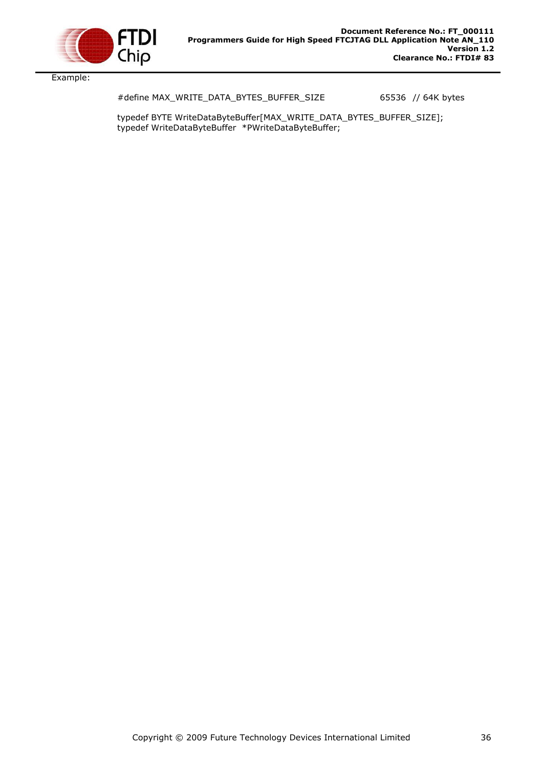Example:

```
#define MAX_WRITE_DATA_BYTES_BUFFER_SIZE        65536  // 64K bytes

typedef BYTE WriteDataByteBuffer[MAX_WRITE_DATA_BYTES_BUFFER_SIZE];
typedef WriteDataByteBuffer  *PWriteDataByteBuffer;
```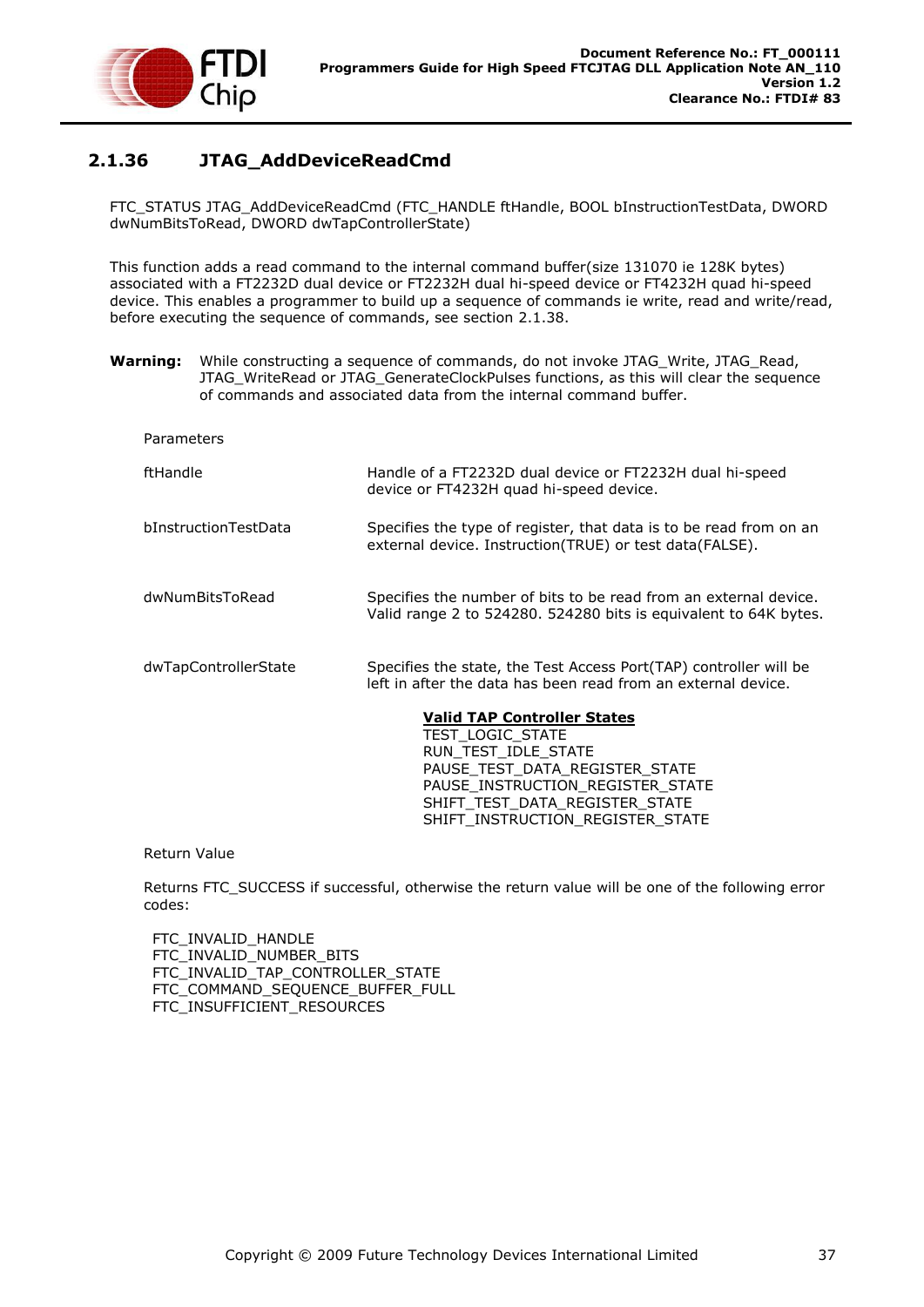### 2.1.36 JTAG_AddDeviceReadCmd

FTC_STATUS JTAG_AddDeviceReadCmd (FTC_HANDLE ftHandle, BOOL bInstructionTestData, DWORD dwNumBitsToRead, DWORD dwTapControllerState)

This function adds a read command to the internal command buffer(size 131070 ie 128K bytes) associated with a FT2232D dual device or FT2232H dual hi-speed device or FT4232H quad hi-speed device. This enables a programmer to build up a sequence of commands ie write, read and write/read, before executing the sequence of commands, see section 2.1.38.

**Warning:** While constructing a sequence of commands, do not invoke JTAG_Write, JTAG_Read, JTAG_WriteRead or JTAG_GenerateClockPulses functions, as this will clear the sequence of commands and associated data from the internal command buffer.

Parameters

| | |
|---|---|
| ftHandle | Handle of a FT2232D dual device or FT2232H dual hi-speed device or FT4232H quad hi-speed device. |
| bInstructionTestData | Specifies the type of register, that data is to be read from on an external device. Instruction(TRUE) or test data(FALSE). |
| dwNumBitsToRead | Specifies the number of bits to be read from an external device. Valid range 2 to 524280. 524280 bits is equivalent to 64K bytes. |
| dwTapControllerState | Specifies the state, the Test Access Port(TAP) controller will be left in after the data has been read from an external device. |

**Valid TAP Controller States**
TEST_LOGIC_STATE
RUN_TEST_IDLE_STATE
PAUSE_TEST_DATA_REGISTER_STATE
PAUSE_INSTRUCTION_REGISTER_STATE
SHIFT_TEST_DATA_REGISTER_STATE
SHIFT_INSTRUCTION_REGISTER_STATE

Return Value

Returns FTC_SUCCESS if successful, otherwise the return value will be one of the following error codes:

FTC_INVALID_HANDLE
FTC_INVALID_NUMBER_BITS
FTC_INVALID_TAP_CONTROLLER_STATE
FTC_COMMAND_SEQUENCE_BUFFER_FULL
FTC_INSUFFICIENT_RESOURCES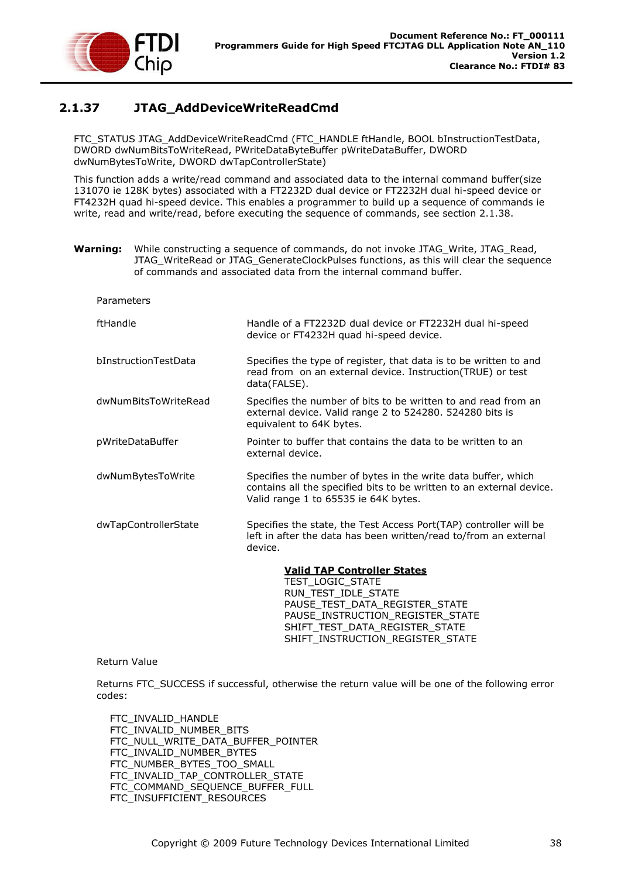### 2.1.37 JTAG_AddDeviceWriteReadCmd

FTC_STATUS JTAG_AddDeviceWriteReadCmd (FTC_HANDLE ftHandle, BOOL bInstructionTestData, DWORD dwNumBitsToWriteRead, PWriteDataByteBuffer pWriteDataBuffer, DWORD dwNumBytesToWrite, DWORD dwTapControllerState)

This function adds a write/read command and associated data to the internal command buffer(size 131070 ie 128K bytes) associated with a FT2232D dual device or FT2232H dual hi-speed device or FT4232H quad hi-speed device. This enables a programmer to build up a sequence of commands ie write, read and write/read, before executing the sequence of commands, see section 2.1.38.

**Warning:** While constructing a sequence of commands, do not invoke JTAG_Write, JTAG_Read, JTAG_WriteRead or JTAG_GenerateClockPulses functions, as this will clear the sequence of commands and associated data from the internal command buffer.

Parameters

| | |
|---|---|
| ftHandle | Handle of a FT2232D dual device or FT2232H dual hi-speed device or FT4232H quad hi-speed device. |
| bInstructionTestData | Specifies the type of register, that data is to be written to and read from on an external device. Instruction(TRUE) or test data(FALSE). |
| dwNumBitsToWriteRead | Specifies the number of bits to be written to and read from an external device. Valid range 2 to 524280. 524280 bits is equivalent to 64K bytes. |
| pWriteDataBuffer | Pointer to buffer that contains the data to be written to an external device. |
| dwNumBytesToWrite | Specifies the number of bytes in the write data buffer, which contains all the specified bits to be written to an external device. Valid range 1 to 65535 ie 64K bytes. |
| dwTapControllerState | Specifies the state, the Test Access Port(TAP) controller will be left in after the data has been written/read to/from an external device. |

**Valid TAP Controller States**
TEST_LOGIC_STATE
RUN_TEST_IDLE_STATE
PAUSE_TEST_DATA_REGISTER_STATE
PAUSE_INSTRUCTION_REGISTER_STATE
SHIFT_TEST_DATA_REGISTER_STATE
SHIFT_INSTRUCTION_REGISTER_STATE

Return Value

Returns FTC_SUCCESS if successful, otherwise the return value will be one of the following error codes:

FTC_INVALID_HANDLE
FTC_INVALID_NUMBER_BITS
FTC_NULL_WRITE_DATA_BUFFER_POINTER
FTC_INVALID_NUMBER_BYTES
FTC_NUMBER_BYTES_TOO_SMALL
FTC_INVALID_TAP_CONTROLLER_STATE
FTC_COMMAND_SEQUENCE_BUFFER_FULL
FTC_INSUFFICIENT_RESOURCES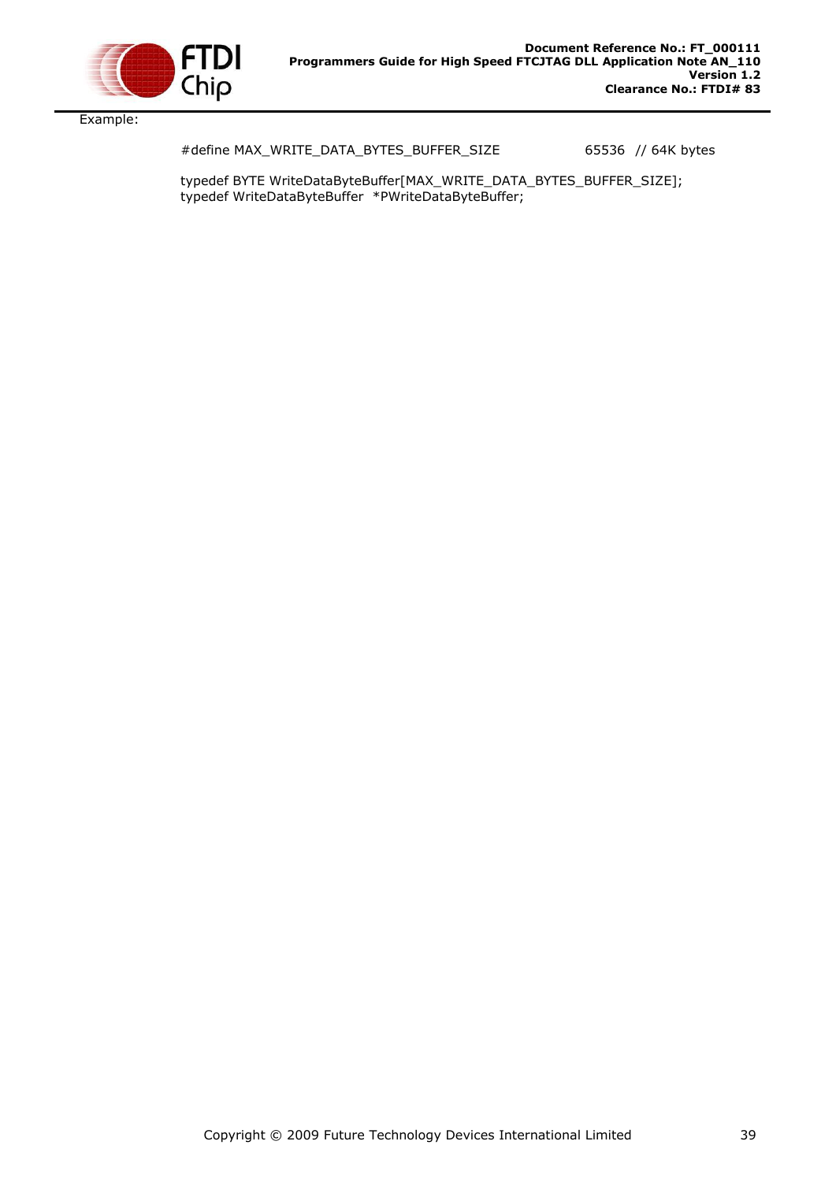Example:

```
#define MAX_WRITE_DATA_BYTES_BUFFER_SIZE          65536  // 64K bytes

typedef BYTE WriteDataByteBuffer[MAX_WRITE_DATA_BYTES_BUFFER_SIZE];
typedef WriteDataByteBuffer  *PWriteDataByteBuffer;
```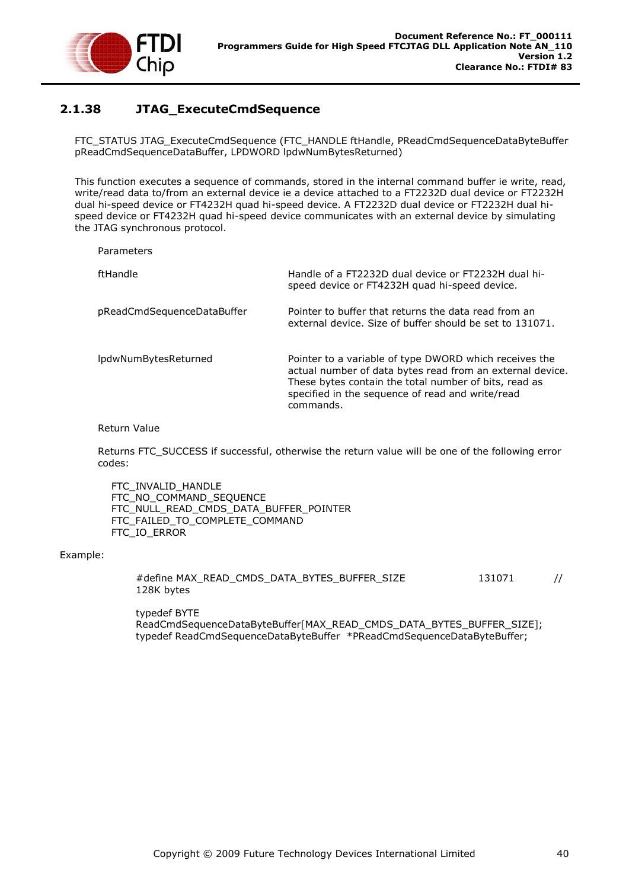### 2.1.38 JTAG_ExecuteCmdSequence

FTC_STATUS JTAG_ExecuteCmdSequence (FTC_HANDLE ftHandle, PReadCmdSequenceDataByteBuffer pReadCmdSequenceDataBuffer, LPDWORD lpdwNumBytesReturned)

This function executes a sequence of commands, stored in the internal command buffer ie write, read, write/read data to/from an external device ie a device attached to a FT2232D dual device or FT2232H dual hi-speed device or FT4232H quad hi-speed device. A FT2232D dual device or FT2232H dual hi-speed device or FT4232H quad hi-speed device communicates with an external device by simulating the JTAG synchronous protocol.

Parameters

| | |
|---|---|
| ftHandle | Handle of a FT2232D dual device or FT2232H dual hi-speed device or FT4232H quad hi-speed device. |
| pReadCmdSequenceDataBuffer | Pointer to buffer that returns the data read from an external device. Size of buffer should be set to 131071. |
| lpdwNumBytesReturned | Pointer to a variable of type DWORD which receives the actual number of data bytes read from an external device. These bytes contain the total number of bits, read as specified in the sequence of read and write/read commands. |

Return Value

Returns FTC_SUCCESS if successful, otherwise the return value will be one of the following error codes:

FTC_INVALID_HANDLE
FTC_NO_COMMAND_SEQUENCE
FTC_NULL_READ_CMDS_DATA_BUFFER_POINTER
FTC_FAILED_TO_COMPLETE_COMMAND
FTC_IO_ERROR

Example:

```
#define MAX_READ_CMDS_DATA_BYTES_BUFFER_SIZE          131071     // 128K bytes

typedef BYTE ReadCmdSequenceDataByteBuffer[MAX_READ_CMDS_DATA_BYTES_BUFFER_SIZE];
typedef ReadCmdSequenceDataByteBuffer  *PReadCmdSequenceDataByteBuffer;
```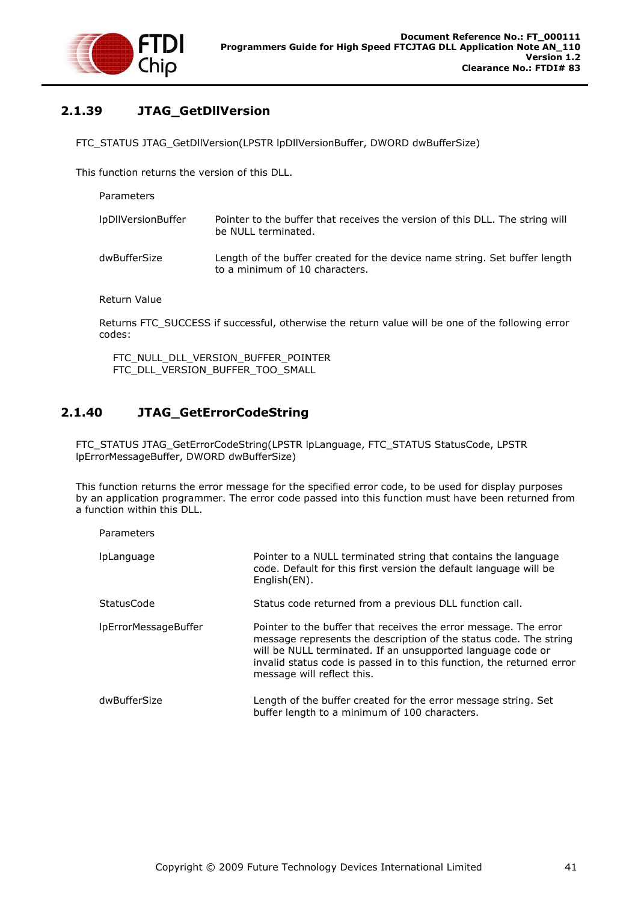### 2.1.39 JTAG_GetDllVersion

FTC_STATUS JTAG_GetDllVersion(LPSTR lpDllVersionBuffer, DWORD dwBufferSize)

This function returns the version of this DLL.

Parameters

| | |
|---|---|
| lpDllVersionBuffer | Pointer to the buffer that receives the version of this DLL. The string will be NULL terminated. |
| dwBufferSize | Length of the buffer created for the device name string. Set buffer length to a minimum of 10 characters. |

Return Value

Returns FTC_SUCCESS if successful, otherwise the return value will be one of the following error codes:

FTC_NULL_DLL_VERSION_BUFFER_POINTER
FTC_DLL_VERSION_BUFFER_TOO_SMALL

### 2.1.40 JTAG_GetErrorCodeString

FTC_STATUS JTAG_GetErrorCodeString(LPSTR lpLanguage, FTC_STATUS StatusCode, LPSTR lpErrorMessageBuffer, DWORD dwBufferSize)

This function returns the error message for the specified error code, to be used for display purposes by an application programmer. The error code passed into this function must have been returned from a function within this DLL.

Parameters

| | |
|---|---|
| lpLanguage | Pointer to a NULL terminated string that contains the language code. Default for this first version the default language will be English(EN). |
| StatusCode | Status code returned from a previous DLL function call. |
| lpErrorMessageBuffer | Pointer to the buffer that receives the error message. The error message represents the description of the status code. The string will be NULL terminated. If an unsupported language code or invalid status code is passed in to this function, the returned error message will reflect this. |
| dwBufferSize | Length of the buffer created for the error message string. Set buffer length to a minimum of 100 characters. |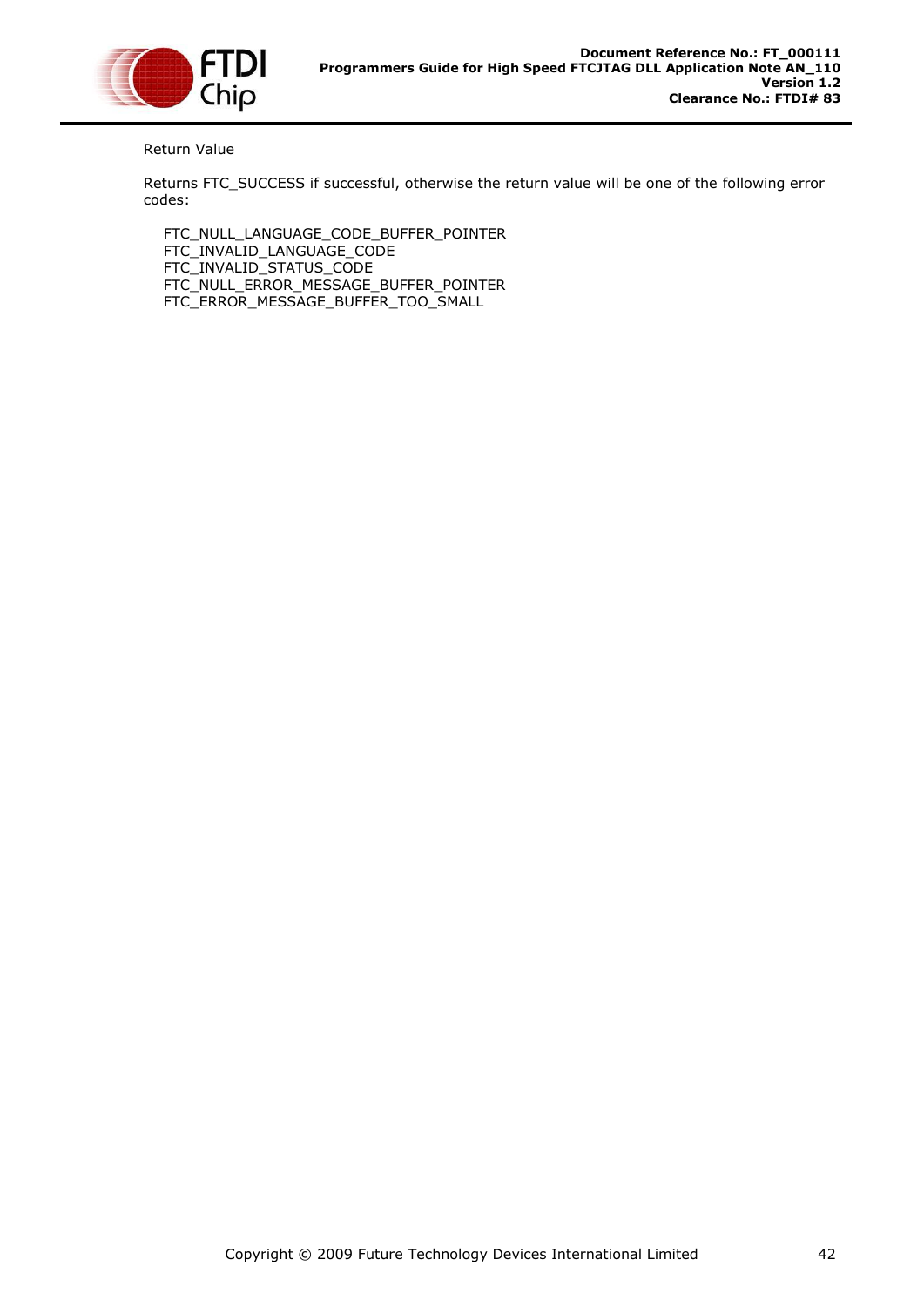Return Value

Returns FTC_SUCCESS if successful, otherwise the return value will be one of the following error codes:

FTC_NULL_LANGUAGE_CODE_BUFFER_POINTER
FTC_INVALID_LANGUAGE_CODE
FTC_INVALID_STATUS_CODE
FTC_NULL_ERROR_MESSAGE_BUFFER_POINTER
FTC_ERROR_MESSAGE_BUFFER_TOO_SMALL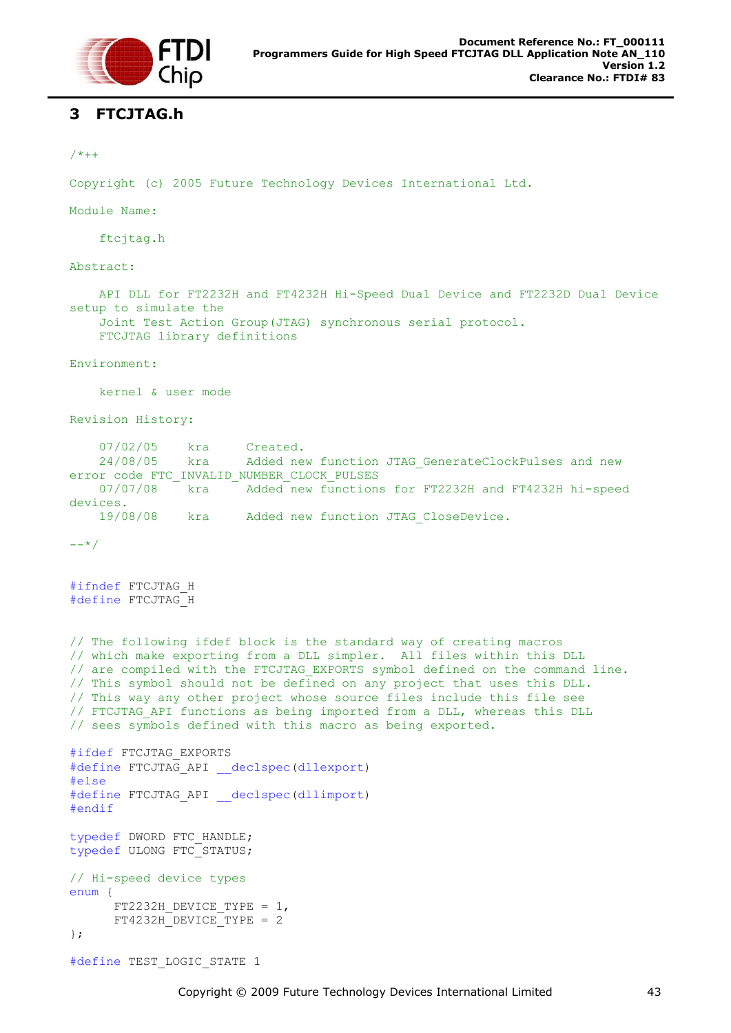# 3 FTCJTAG.h

```
/*++

Copyright (c) 2005 Future Technology Devices International Ltd.

Module Name:

    ftcjtag.h

Abstract:

    API DLL for FT2232H and FT4232H Hi-Speed Dual Device and FT2232D Dual Device
setup to simulate the
    Joint Test Action Group(JTAG) synchronous serial protocol.
    FTCJTAG library definitions

Environment:

    kernel & user mode

Revision History:

    07/02/05    kra     Created.
    24/08/05    kra     Added new function JTAG_GenerateClockPulses and new
error code FTC_INVALID_NUMBER_CLOCK_PULSES
    07/07/08    kra     Added new functions for FT2232H and FT4232H hi-speed
devices.
    19/08/08    kra     Added new function JTAG_CloseDevice.

--*/


#ifndef FTCJTAG_H
#define FTCJTAG_H


// The following ifdef block is the standard way of creating macros
// which make exporting from a DLL simpler.  All files within this DLL
// are compiled with the FTCJTAG_EXPORTS symbol defined on the command line.
// This symbol should not be defined on any project that uses this DLL.
// This way any other project whose source files include this file see
// FTCJTAG_API functions as being imported from a DLL, whereas this DLL
// sees symbols defined with this macro as being exported.

#ifdef FTCJTAG_EXPORTS
#define FTCJTAG_API __declspec(dllexport)
#else
#define FTCJTAG_API __declspec(dllimport)
#endif

typedef DWORD FTC_HANDLE;
typedef ULONG FTC_STATUS;

// Hi-speed device types
enum {
      FT2232H_DEVICE_TYPE = 1,
      FT4232H_DEVICE_TYPE = 2
};

#define TEST_LOGIC_STATE 1
```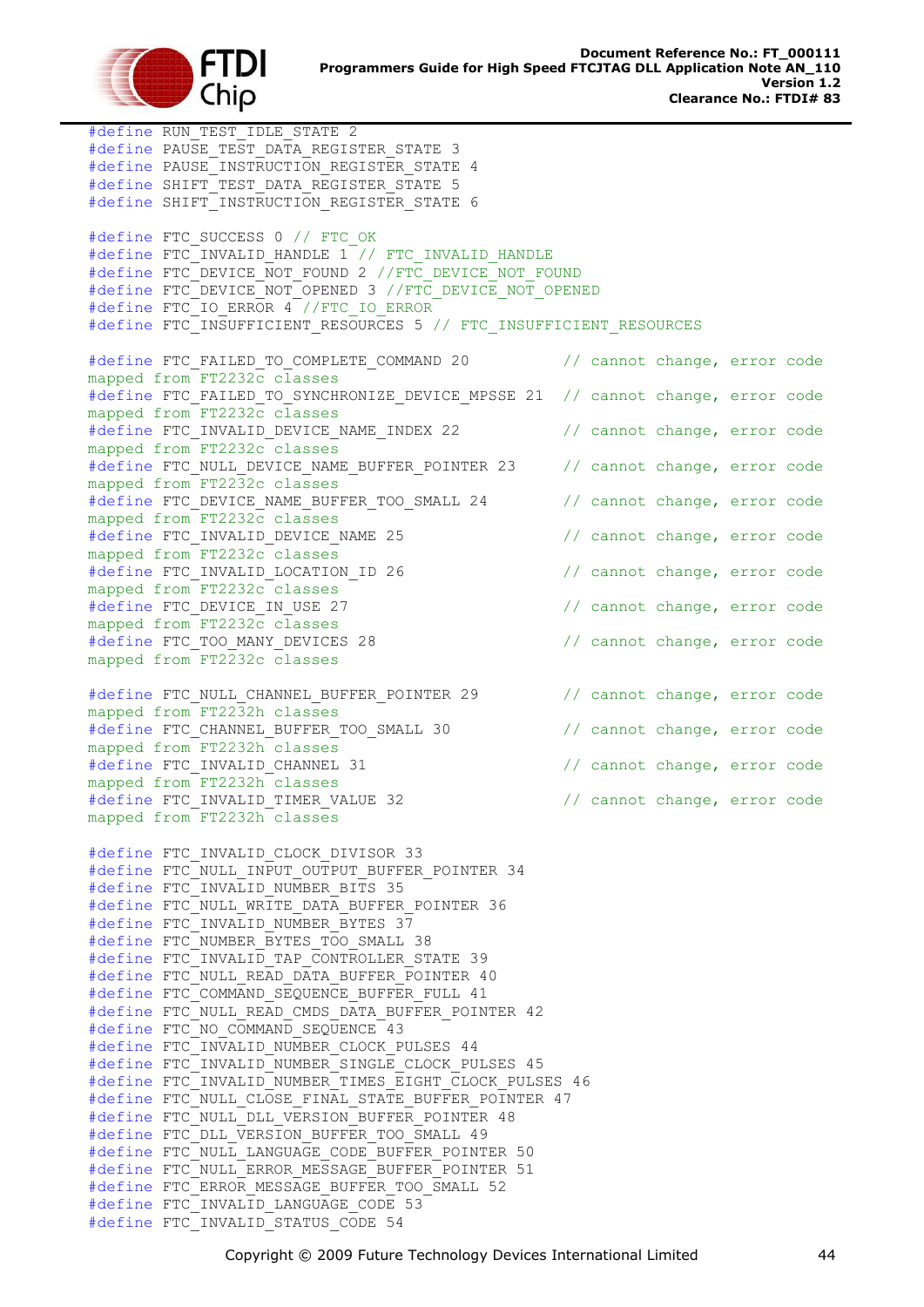```c
#define RUN_TEST_IDLE_STATE 2
#define PAUSE_TEST_DATA_REGISTER_STATE 3
#define PAUSE_INSTRUCTION_REGISTER_STATE 4
#define SHIFT_TEST_DATA_REGISTER_STATE 5
#define SHIFT_INSTRUCTION_REGISTER_STATE 6

#define FTC_SUCCESS 0 // FTC_OK
#define FTC_INVALID_HANDLE 1 // FTC_INVALID_HANDLE
#define FTC_DEVICE_NOT_FOUND 2 //FTC_DEVICE_NOT_FOUND
#define FTC_DEVICE_NOT_OPENED 3 //FTC_DEVICE_NOT_OPENED
#define FTC_IO_ERROR 4 //FTC_IO_ERROR
#define FTC_INSUFFICIENT_RESOURCES 5 // FTC_INSUFFICIENT_RESOURCES

#define FTC_FAILED_TO_COMPLETE_COMMAND 20          // cannot change, error code mapped from FT2232c classes
#define FTC_FAILED_TO_SYNCHRONIZE_DEVICE_MPSSE 21  // cannot change, error code mapped from FT2232c classes
#define FTC_INVALID_DEVICE_NAME_INDEX 22           // cannot change, error code mapped from FT2232c classes
#define FTC_NULL_DEVICE_NAME_BUFFER_POINTER 23     // cannot change, error code mapped from FT2232c classes
#define FTC_DEVICE_NAME_BUFFER_TOO_SMALL 24        // cannot change, error code mapped from FT2232c classes
#define FTC_INVALID_DEVICE_NAME 25                 // cannot change, error code mapped from FT2232c classes
#define FTC_INVALID_LOCATION_ID 26                 // cannot change, error code mapped from FT2232c classes
#define FTC_DEVICE_IN_USE 27                       // cannot change, error code mapped from FT2232c classes
#define FTC_TOO_MANY_DEVICES 28                    // cannot change, error code mapped from FT2232c classes

#define FTC_NULL_CHANNEL_BUFFER_POINTER 29         // cannot change, error code mapped from FT2232h classes
#define FTC_CHANNEL_BUFFER_TOO_SMALL 30            // cannot change, error code mapped from FT2232h classes
#define FTC_INVALID_CHANNEL 31                     // cannot change, error code mapped from FT2232h classes
#define FTC_INVALID_TIMER_VALUE 32                 // cannot change, error code mapped from FT2232h classes

#define FTC_INVALID_CLOCK_DIVISOR 33
#define FTC_NULL_INPUT_OUTPUT_BUFFER_POINTER 34
#define FTC_INVALID_NUMBER_BITS 35
#define FTC_NULL_WRITE_DATA_BUFFER_POINTER 36
#define FTC_INVALID_NUMBER_BYTES 37
#define FTC_NUMBER_BYTES_TOO_SMALL 38
#define FTC_INVALID_TAP_CONTROLLER_STATE 39
#define FTC_NULL_READ_DATA_BUFFER_POINTER 40
#define FTC_COMMAND_SEQUENCE_BUFFER_FULL 41
#define FTC_NULL_READ_CMDS_DATA_BUFFER_POINTER 42
#define FTC_NO_COMMAND_SEQUENCE 43
#define FTC_INVALID_NUMBER_CLOCK_PULSES 44
#define FTC_INVALID_NUMBER_SINGLE_CLOCK_PULSES 45
#define FTC_INVALID_NUMBER_TIMES_EIGHT_CLOCK_PULSES 46
#define FTC_NULL_CLOSE_FINAL_STATE_BUFFER_POINTER 47
#define FTC_NULL_DLL_VERSION_BUFFER_POINTER 48
#define FTC_DLL_VERSION_BUFFER_TOO_SMALL 49
#define FTC_NULL_LANGUAGE_CODE_BUFFER_POINTER 50
#define FTC_NULL_ERROR_MESSAGE_BUFFER_POINTER 51
#define FTC_ERROR_MESSAGE_BUFFER_TOO_SMALL 52
#define FTC_INVALID_LANGUAGE_CODE 53
#define FTC_INVALID_STATUS_CODE 54
```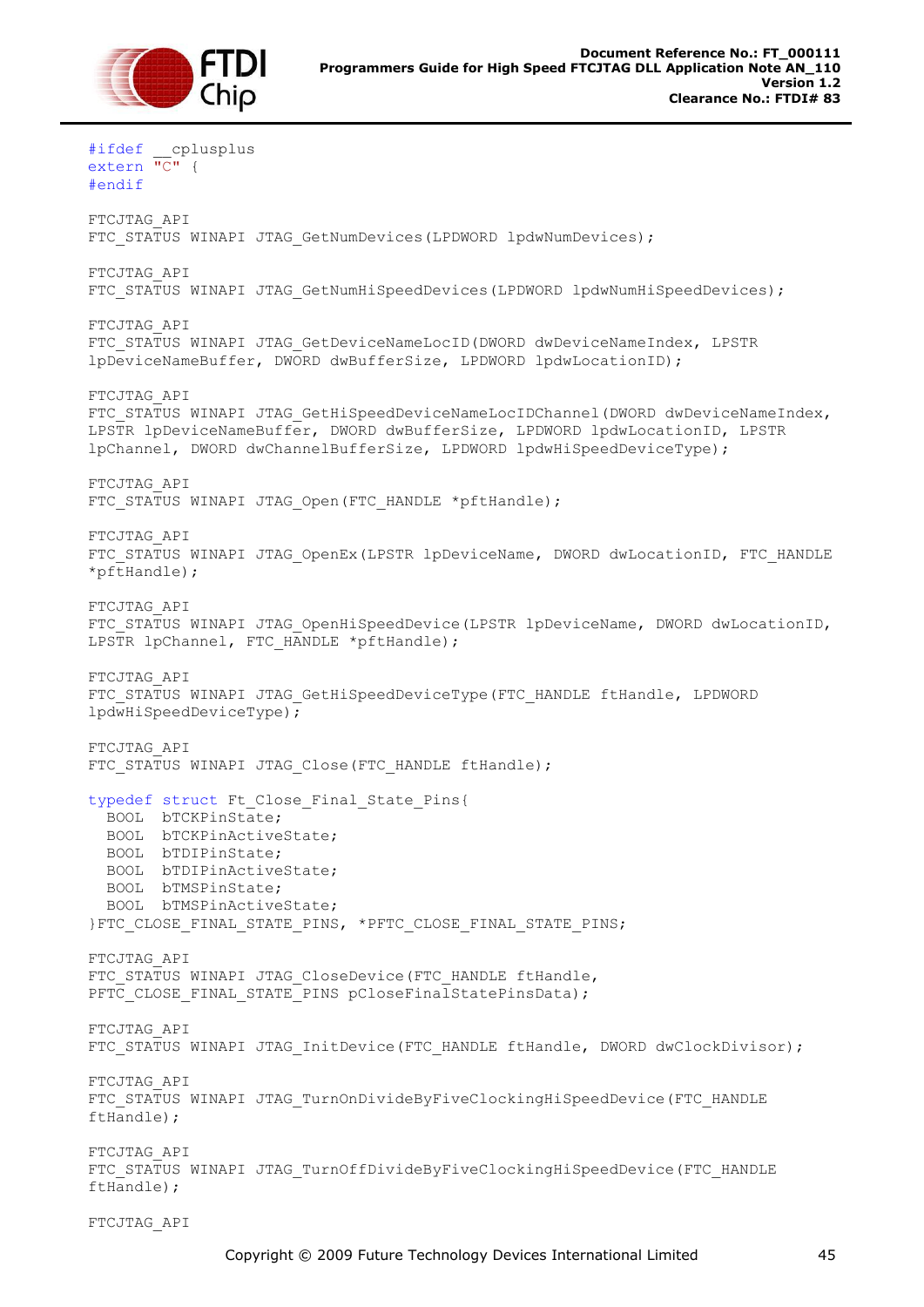```
#ifdef __cplusplus
extern "C" {
#endif

FTCJTAG_API
FTC_STATUS WINAPI JTAG_GetNumDevices(LPDWORD lpdwNumDevices);

FTCJTAG_API
FTC_STATUS WINAPI JTAG_GetNumHiSpeedDevices(LPDWORD lpdwNumHiSpeedDevices);

FTCJTAG_API
FTC_STATUS WINAPI JTAG_GetDeviceNameLocID(DWORD dwDeviceNameIndex, LPSTR
lpDeviceNameBuffer, DWORD dwBufferSize, LPDWORD lpdwLocationID);

FTCJTAG_API
FTC_STATUS WINAPI JTAG_GetHiSpeedDeviceNameLocIDChannel(DWORD dwDeviceNameIndex,
LPSTR lpDeviceNameBuffer, DWORD dwBufferSize, LPDWORD lpdwLocationID, LPSTR
lpChannel, DWORD dwChannelBufferSize, LPDWORD lpdwHiSpeedDeviceType);

FTCJTAG_API
FTC_STATUS WINAPI JTAG_Open(FTC_HANDLE *pftHandle);

FTCJTAG_API
FTC_STATUS WINAPI JTAG_OpenEx(LPSTR lpDeviceName, DWORD dwLocationID, FTC_HANDLE
*pftHandle);

FTCJTAG_API
FTC_STATUS WINAPI JTAG_OpenHiSpeedDevice(LPSTR lpDeviceName, DWORD dwLocationID,
LPSTR lpChannel, FTC_HANDLE *pftHandle);

FTCJTAG_API
FTC_STATUS WINAPI JTAG_GetHiSpeedDeviceType(FTC_HANDLE ftHandle, LPDWORD
lpdwHiSpeedDeviceType);

FTCJTAG_API
FTC_STATUS WINAPI JTAG_Close(FTC_HANDLE ftHandle);

typedef struct Ft_Close_Final_State_Pins{
  BOOL  bTCKPinState;
  BOOL  bTCKPinActiveState;
  BOOL  bTDIPinState;
  BOOL  bTDIPinActiveState;
  BOOL  bTMSPinState;
  BOOL  bTMSPinActiveState;
}FTC_CLOSE_FINAL_STATE_PINS, *PFTC_CLOSE_FINAL_STATE_PINS;

FTCJTAG_API
FTC_STATUS WINAPI JTAG_CloseDevice(FTC_HANDLE ftHandle,
PFTC_CLOSE_FINAL_STATE_PINS pCloseFinalStatePinsData);

FTCJTAG_API
FTC_STATUS WINAPI JTAG_InitDevice(FTC_HANDLE ftHandle, DWORD dwClockDivisor);

FTCJTAG_API
FTC_STATUS WINAPI JTAG_TurnOnDivideByFiveClockingHiSpeedDevice(FTC_HANDLE
ftHandle);

FTCJTAG_API
FTC_STATUS WINAPI JTAG_TurnOffDivideByFiveClockingHiSpeedDevice(FTC_HANDLE
ftHandle);

FTCJTAG_API
```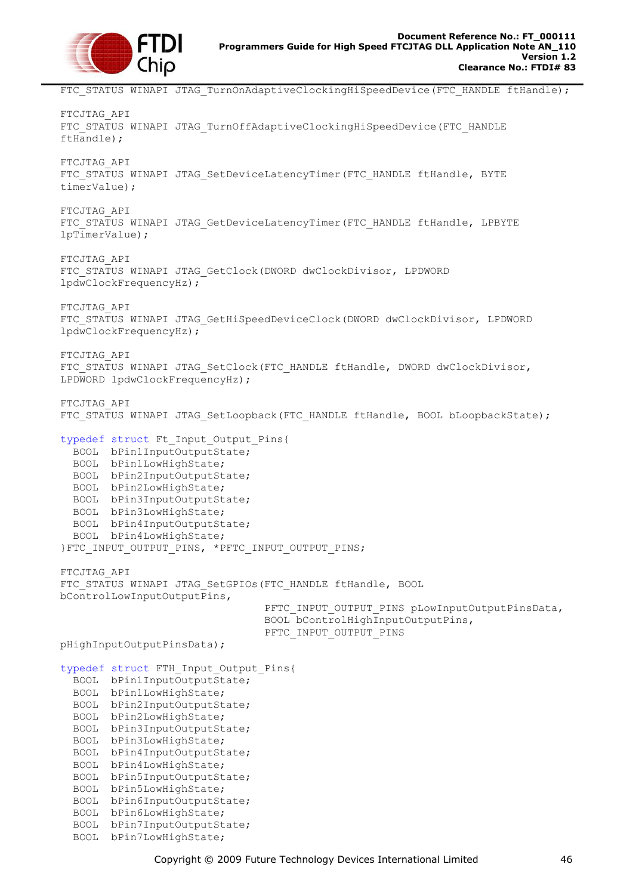```
FTC_STATUS WINAPI JTAG_TurnOnAdaptiveClockingHiSpeedDevice(FTC_HANDLE ftHandle);

FTCJTAG_API
FTC_STATUS WINAPI JTAG_TurnOffAdaptiveClockingHiSpeedDevice(FTC_HANDLE
ftHandle);

FTCJTAG_API
FTC_STATUS WINAPI JTAG_SetDeviceLatencyTimer(FTC_HANDLE ftHandle, BYTE
timerValue);

FTCJTAG_API
FTC_STATUS WINAPI JTAG_GetDeviceLatencyTimer(FTC_HANDLE ftHandle, LPBYTE
lpTimerValue);

FTCJTAG_API
FTC_STATUS WINAPI JTAG_GetClock(DWORD dwClockDivisor, LPDWORD
lpdwClockFrequencyHz);

FTCJTAG_API
FTC_STATUS WINAPI JTAG_GetHiSpeedDeviceClock(DWORD dwClockDivisor, LPDWORD
lpdwClockFrequencyHz);

FTCJTAG_API
FTC_STATUS WINAPI JTAG_SetClock(FTC_HANDLE ftHandle, DWORD dwClockDivisor,
LPDWORD lpdwClockFrequencyHz);

FTCJTAG_API
FTC_STATUS WINAPI JTAG_SetLoopback(FTC_HANDLE ftHandle, BOOL bLoopbackState);

typedef struct Ft_Input_Output_Pins{
  BOOL  bPin1InputOutputState;
  BOOL  bPin1LowHighState;
  BOOL  bPin2InputOutputState;
  BOOL  bPin2LowHighState;
  BOOL  bPin3InputOutputState;
  BOOL  bPin3LowHighState;
  BOOL  bPin4InputOutputState;
  BOOL  bPin4LowHighState;
}FTC_INPUT_OUTPUT_PINS, *PFTC_INPUT_OUTPUT_PINS;

FTCJTAG_API
FTC_STATUS WINAPI JTAG_SetGPIOs(FTC_HANDLE ftHandle, BOOL
bControlLowInputOutputPins,
                                PFTC_INPUT_OUTPUT_PINS pLowInputOutputPinsData,
                                BOOL bControlHighInputOutputPins,
                                PFTC_INPUT_OUTPUT_PINS
pHighInputOutputPinsData);

typedef struct FTH_Input_Output_Pins{
  BOOL  bPin1InputOutputState;
  BOOL  bPin1LowHighState;
  BOOL  bPin2InputOutputState;
  BOOL  bPin2LowHighState;
  BOOL  bPin3InputOutputState;
  BOOL  bPin3LowHighState;
  BOOL  bPin4InputOutputState;
  BOOL  bPin4LowHighState;
  BOOL  bPin5InputOutputState;
  BOOL  bPin5LowHighState;
  BOOL  bPin6InputOutputState;
  BOOL  bPin6LowHighState;
  BOOL  bPin7InputOutputState;
  BOOL  bPin7LowHighState;
```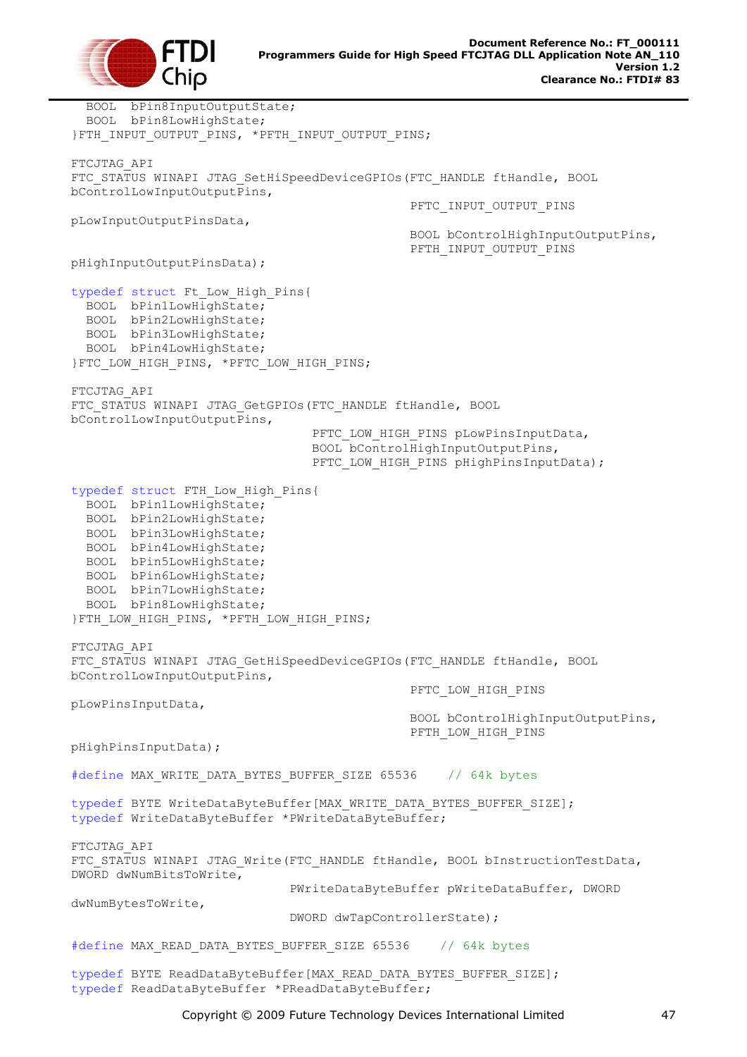```
  BOOL  bPin8InputOutputState;
  BOOL  bPin8LowHighState;
}FTH_INPUT_OUTPUT_PINS, *PFTH_INPUT_OUTPUT_PINS;

FTCJTAG_API
FTC_STATUS WINAPI JTAG_SetHiSpeedDeviceGPIOs(FTC_HANDLE ftHandle, BOOL
bControlLowInputOutputPins,
                                             PFTC_INPUT_OUTPUT_PINS
pLowInputOutputPinsData,
                                             BOOL bControlHighInputOutputPins,
                                             PFTH_INPUT_OUTPUT_PINS
pHighInputOutputPinsData);

typedef struct Ft_Low_High_Pins{
  BOOL  bPin1LowHighState;
  BOOL  bPin2LowHighState;
  BOOL  bPin3LowHighState;
  BOOL  bPin4LowHighState;
}FTC_LOW_HIGH_PINS, *PFTC_LOW_HIGH_PINS;

FTCJTAG_API
FTC_STATUS WINAPI JTAG_GetGPIOs(FTC_HANDLE ftHandle, BOOL
bControlLowInputOutputPins,
                                PFTC_LOW_HIGH_PINS pLowPinsInputData,
                                BOOL bControlHighInputOutputPins,
                                PFTC_LOW_HIGH_PINS pHighPinsInputData);

typedef struct FTH_Low_High_Pins{
  BOOL  bPin1LowHighState;
  BOOL  bPin2LowHighState;
  BOOL  bPin3LowHighState;
  BOOL  bPin4LowHighState;
  BOOL  bPin5LowHighState;
  BOOL  bPin6LowHighState;
  BOOL  bPin7LowHighState;
  BOOL  bPin8LowHighState;
}FTH_LOW_HIGH_PINS, *PFTH_LOW_HIGH_PINS;

FTCJTAG_API
FTC_STATUS WINAPI JTAG_GetHiSpeedDeviceGPIOs(FTC_HANDLE ftHandle, BOOL
bControlLowInputOutputPins,
                                             PFTC_LOW_HIGH_PINS
pLowPinsInputData,
                                             BOOL bControlHighInputOutputPins,
                                             PFTH_LOW_HIGH_PINS
pHighPinsInputData);

#define MAX_WRITE_DATA_BYTES_BUFFER_SIZE 65536    // 64k bytes

typedef BYTE WriteDataByteBuffer[MAX_WRITE_DATA_BYTES_BUFFER_SIZE];
typedef WriteDataByteBuffer *PWriteDataByteBuffer;

FTCJTAG_API
FTC_STATUS WINAPI JTAG_Write(FTC_HANDLE ftHandle, BOOL bInstructionTestData,
DWORD dwNumBitsToWrite,
                             PWriteDataByteBuffer pWriteDataBuffer, DWORD
dwNumBytesToWrite,
                             DWORD dwTapControllerState);

#define MAX_READ_DATA_BYTES_BUFFER_SIZE 65536    // 64k bytes

typedef BYTE ReadDataByteBuffer[MAX_READ_DATA_BYTES_BUFFER_SIZE];
typedef ReadDataByteBuffer *PReadDataByteBuffer;
```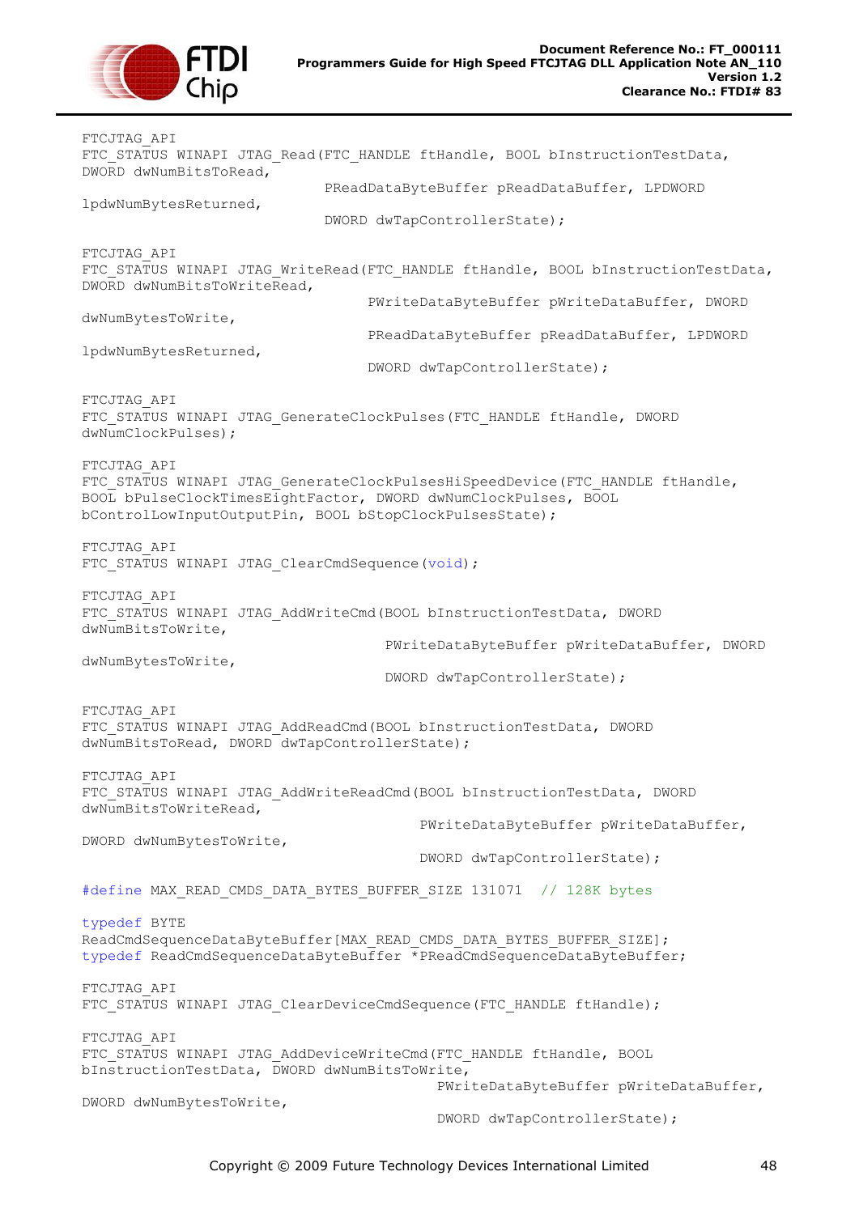```
FTCJTAG_API
FTC_STATUS WINAPI JTAG_Read(FTC_HANDLE ftHandle, BOOL bInstructionTestData,
DWORD dwNumBitsToRead,
                            PReadDataByteBuffer pReadDataBuffer, LPDWORD
lpdwNumBytesReturned,
                            DWORD dwTapControllerState);

FTCJTAG_API
FTC_STATUS WINAPI JTAG_WriteRead(FTC_HANDLE ftHandle, BOOL bInstructionTestData,
DWORD dwNumBitsToWriteRead,
                                 PWriteDataByteBuffer pWriteDataBuffer, DWORD
dwNumBytesToWrite,
                                 PReadDataByteBuffer pReadDataBuffer, LPDWORD
lpdwNumBytesReturned,
                                 DWORD dwTapControllerState);

FTCJTAG_API
FTC_STATUS WINAPI JTAG_GenerateClockPulses(FTC_HANDLE ftHandle, DWORD
dwNumClockPulses);

FTCJTAG_API
FTC_STATUS WINAPI JTAG_GenerateClockPulsesHiSpeedDevice(FTC_HANDLE ftHandle,
BOOL bPulseClockTimesEightFactor, DWORD dwNumClockPulses, BOOL
bControlLowInputOutputPin, BOOL bStopClockPulsesState);

FTCJTAG_API
FTC_STATUS WINAPI JTAG_ClearCmdSequence(void);

FTCJTAG_API
FTC_STATUS WINAPI JTAG_AddWriteCmd(BOOL bInstructionTestData, DWORD
dwNumBitsToWrite,
                                   PWriteDataByteBuffer pWriteDataBuffer, DWORD
dwNumBytesToWrite,
                                   DWORD dwTapControllerState);

FTCJTAG_API
FTC_STATUS WINAPI JTAG_AddReadCmd(BOOL bInstructionTestData, DWORD
dwNumBitsToRead, DWORD dwTapControllerState);

FTCJTAG_API
FTC_STATUS WINAPI JTAG_AddWriteReadCmd(BOOL bInstructionTestData, DWORD
dwNumBitsToWriteRead,
                                       PWriteDataByteBuffer pWriteDataBuffer,
DWORD dwNumBytesToWrite,
                                       DWORD dwTapControllerState);

#define MAX_READ_CMDS_DATA_BYTES_BUFFER_SIZE 131071  // 128K bytes

typedef BYTE
ReadCmdSequenceDataByteBuffer[MAX_READ_CMDS_DATA_BYTES_BUFFER_SIZE];
typedef ReadCmdSequenceDataByteBuffer *PReadCmdSequenceDataByteBuffer;

FTCJTAG_API
FTC_STATUS WINAPI JTAG_ClearDeviceCmdSequence(FTC_HANDLE ftHandle);

FTCJTAG_API
FTC_STATUS WINAPI JTAG_AddDeviceWriteCmd(FTC_HANDLE ftHandle, BOOL
bInstructionTestData, DWORD dwNumBitsToWrite,
                                         PWriteDataByteBuffer pWriteDataBuffer,
DWORD dwNumBytesToWrite,
                                         DWORD dwTapControllerState);
```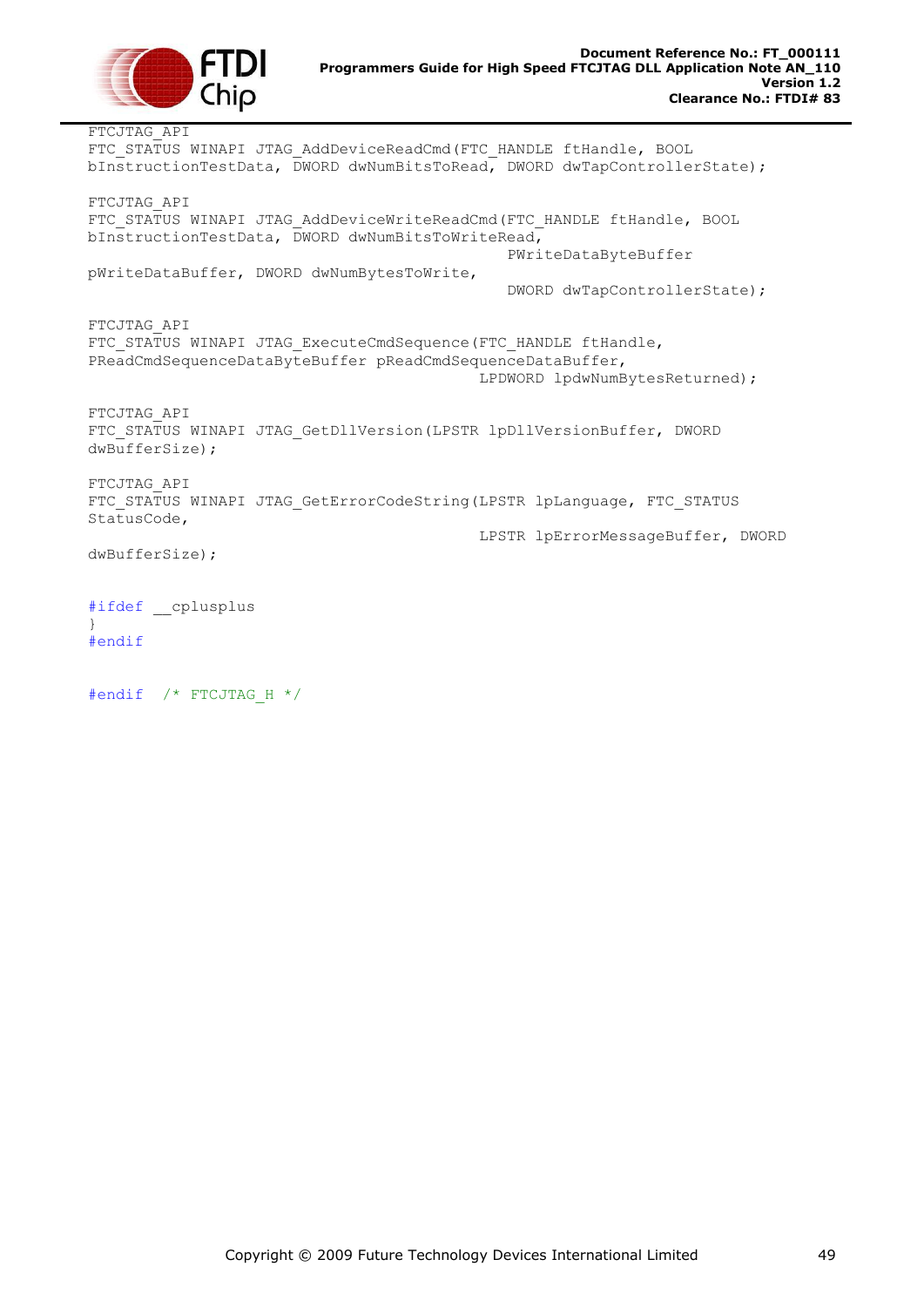```
FTCJTAG_API
FTC_STATUS WINAPI JTAG_AddDeviceReadCmd(FTC_HANDLE ftHandle, BOOL
bInstructionTestData, DWORD dwNumBitsToRead, DWORD dwTapControllerState);

FTCJTAG_API
FTC_STATUS WINAPI JTAG_AddDeviceWriteReadCmd(FTC_HANDLE ftHandle, BOOL
bInstructionTestData, DWORD dwNumBitsToWriteRead,
                                             PWriteDataByteBuffer
pWriteDataBuffer, DWORD dwNumBytesToWrite,
                                             DWORD dwTapControllerState);

FTCJTAG_API
FTC_STATUS WINAPI JTAG_ExecuteCmdSequence(FTC_HANDLE ftHandle,
PReadCmdSequenceDataByteBuffer pReadCmdSequenceDataBuffer,
                                          LPDWORD lpdwNumBytesReturned);

FTCJTAG_API
FTC_STATUS WINAPI JTAG_GetDllVersion(LPSTR lpDllVersionBuffer, DWORD
dwBufferSize);

FTCJTAG_API
FTC_STATUS WINAPI JTAG_GetErrorCodeString(LPSTR lpLanguage, FTC_STATUS
StatusCode,
                                          LPSTR lpErrorMessageBuffer, DWORD
dwBufferSize);


#ifdef __cplusplus
}
#endif


#endif  /* FTCJTAG_H */
```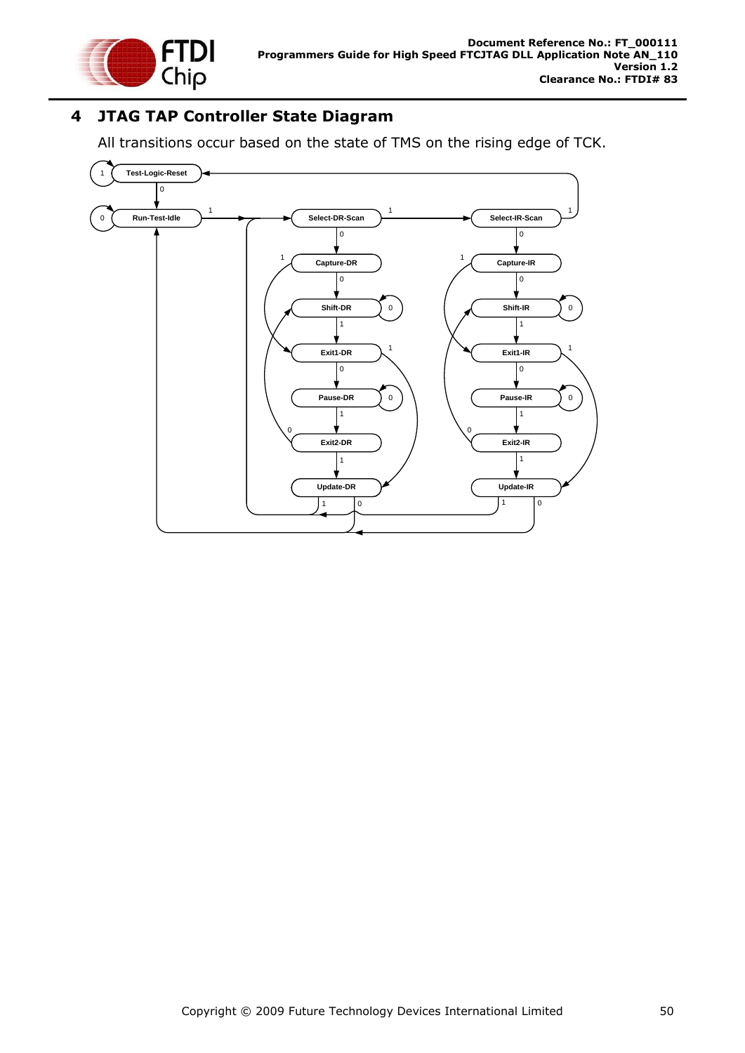# 4 JTAG TAP Controller State Diagram

All transitions occur based on the state of TMS on the rising edge of TCK.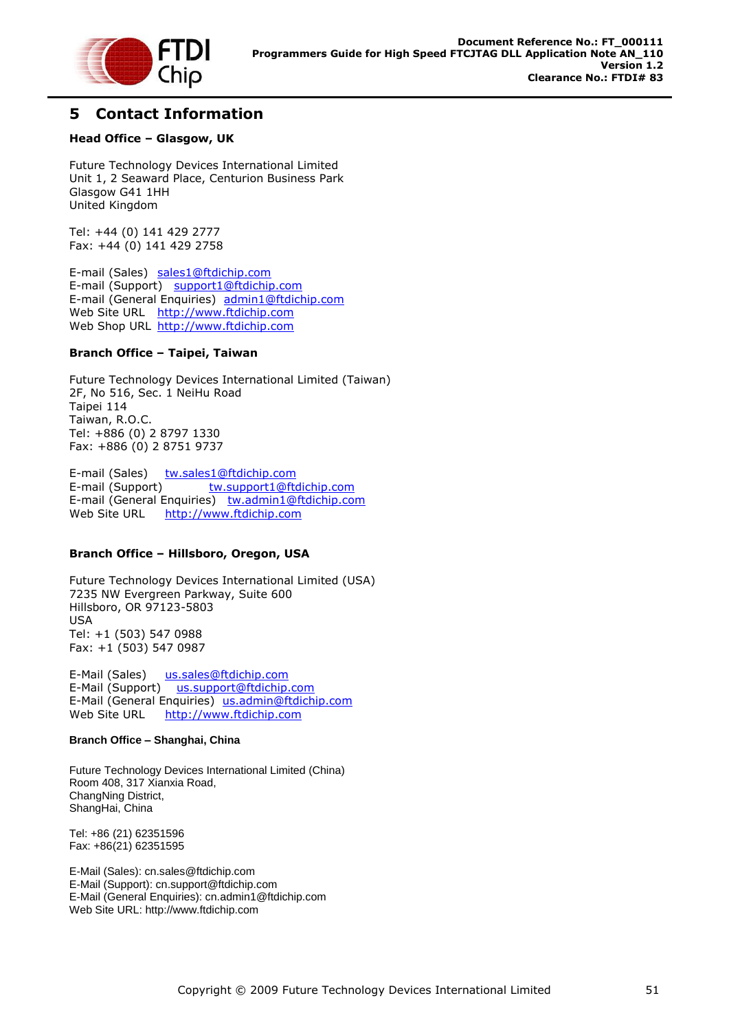# 5 Contact Information

**Head Office – Glasgow, UK**

Future Technology Devices International Limited
Unit 1, 2 Seaward Place, Centurion Business Park
Glasgow G41 1HH
United Kingdom

Tel: +44 (0) 141 429 2777
Fax: +44 (0) 141 429 2758

E-mail (Sales) sales1@ftdichip.com
E-mail (Support) support1@ftdichip.com
E-mail (General Enquiries) admin1@ftdichip.com
Web Site URL http://www.ftdichip.com
Web Shop URL http://www.ftdichip.com

**Branch Office – Taipei, Taiwan**

Future Technology Devices International Limited (Taiwan)
2F, No 516, Sec. 1 NeiHu Road
Taipei 114
Taiwan, R.O.C.
Tel: +886 (0) 2 8797 1330
Fax: +886 (0) 2 8751 9737

E-mail (Sales) tw.sales1@ftdichip.com
E-mail (Support) tw.support1@ftdichip.com
E-mail (General Enquiries) tw.admin1@ftdichip.com
Web Site URL http://www.ftdichip.com

**Branch Office – Hillsboro, Oregon, USA**

Future Technology Devices International Limited (USA)
7235 NW Evergreen Parkway, Suite 600
Hillsboro, OR 97123-5803
USA
Tel: +1 (503) 547 0988
Fax: +1 (503) 547 0987

E-Mail (Sales) us.sales@ftdichip.com
E-Mail (Support) us.support@ftdichip.com
E-Mail (General Enquiries) us.admin@ftdichip.com
Web Site URL http://www.ftdichip.com

**Branch Office – Shanghai, China**

Future Technology Devices International Limited (China)
Room 408, 317 Xianxia Road,
ChangNing District,
ShangHai, China

Tel: +86 (21) 62351596
Fax: +86(21) 62351595

E-Mail (Sales): cn.sales@ftdichip.com
E-Mail (Support): cn.support@ftdichip.com
E-Mail (General Enquiries): cn.admin1@ftdichip.com
Web Site URL: http://www.ftdichip.com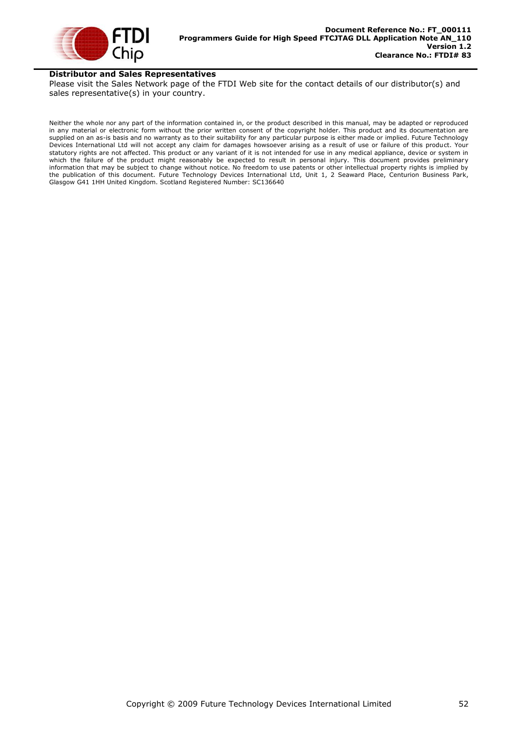**Distributor and Sales Representatives**

Please visit the Sales Network page of the FTDI Web site for the contact details of our distributor(s) and sales representative(s) in your country.

Neither the whole nor any part of the information contained in, or the product described in this manual, may be adapted or reproduced in any material or electronic form without the prior written consent of the copyright holder. This product and its documentation are supplied on an as-is basis and no warranty as to their suitability for any particular purpose is either made or implied. Future Technology Devices International Ltd will not accept any claim for damages howsoever arising as a result of use or failure of this product. Your statutory rights are not affected. This product or any variant of it is not intended for use in any medical appliance, device or system in which the failure of the product might reasonably be expected to result in personal injury. This document provides preliminary information that may be subject to change without notice. No freedom to use patents or other intellectual property rights is implied by the publication of this document. Future Technology Devices International Ltd, Unit 1, 2 Seaward Place, Centurion Business Park, Glasgow G41 1HH United Kingdom. Scotland Registered Number: SC136640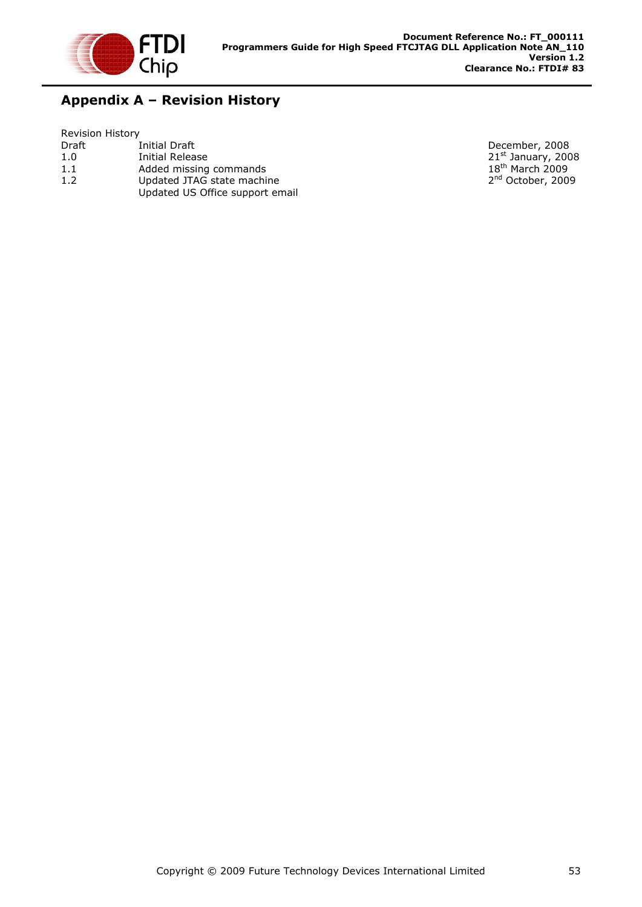# Appendix A – Revision History

Revision History

| | | |
|---|---|---|
| Draft | Initial Draft | December, 2008 |
| 1.0 | Initial Release | 21st January, 2008 |
| 1.1 | Added missing commands | 18th March 2009 |
| 1.2 | Updated JTAG state machine<br>Updated US Office support email | 2nd October, 2009 |